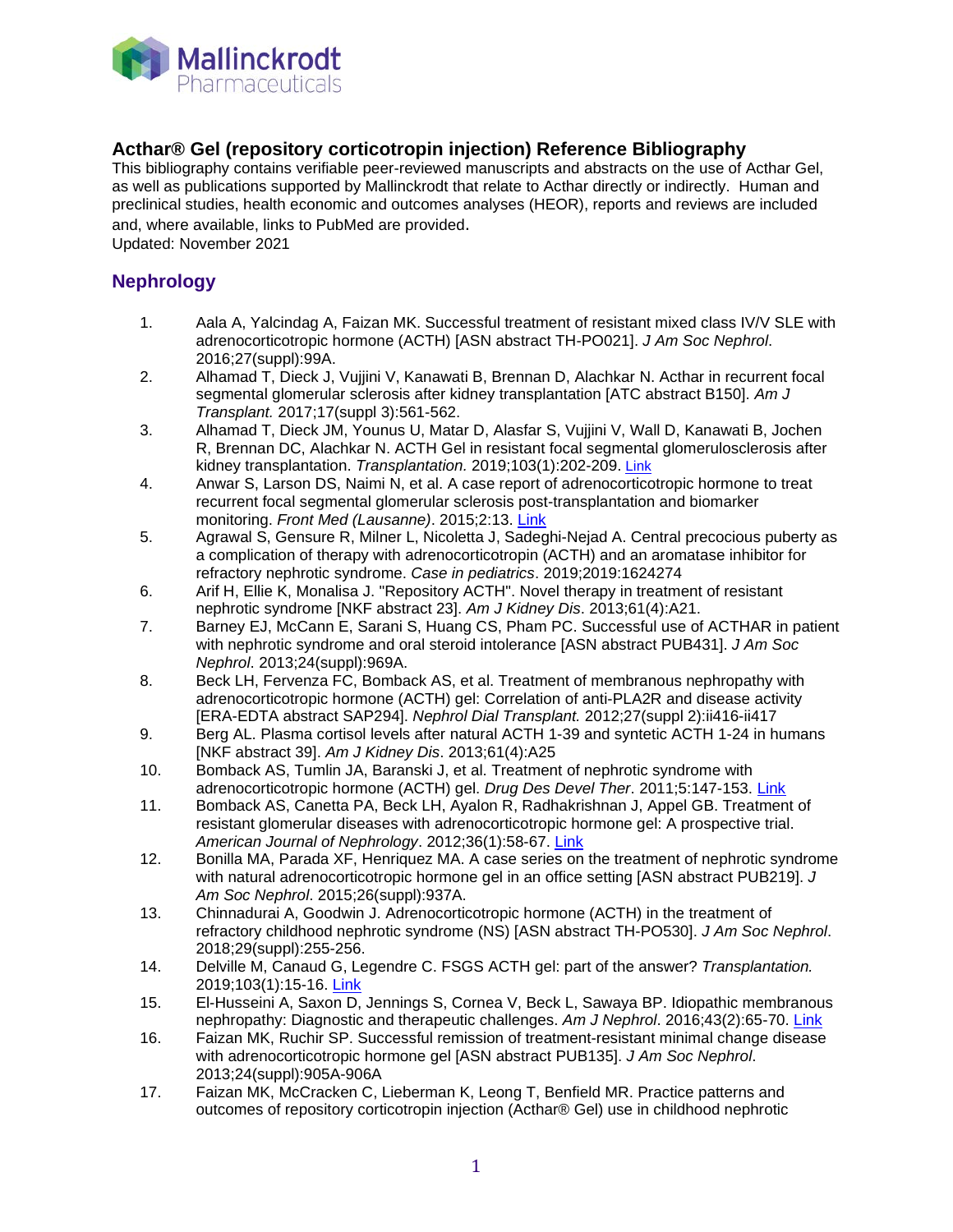# Acthar® Gel (repository corticotropin injection) Reference Bibliography

This bibliography contains verifiable peer-reviewed manuscripts and abstracts on the use of Acthar Gel, as well as publications supported by Mallinckrodt that relate to Acthar directly or indirectly. Human and preclinical studies, health economic and outcomes analyses (HEOR), reports and reviews are included and, where available, links to PubMed are provided.

Updated: November 2021

## Nephrology

1. Aala A, Yalcindag A, Faizan MK. Successful treatment of resistant mixed class IV/V SLE with adrenocorticotropic hormone (ACTH) [ASN abstract TH-PO021]. *J Am Soc Nephrol*. 2016;27(suppl):99A.
2. Alhamad T, Dieck J, Vujjini V, Kanawati B, Brennan D, Alachkar N. Acthar in recurrent focal segmental glomerular sclerosis after kidney transplantation [ATC abstract B150]. *Am J Transplant.* 2017;17(suppl 3):561-562.
3. Alhamad T, Dieck JM, Younus U, Matar D, Alasfar S, Vujjini V, Wall D, Kanawati B, Jochen R, Brennan DC, Alachkar N. ACTH Gel in resistant focal segmental glomerulosclerosis after kidney transplantation. *Transplantation.* 2019;103(1):202-209. Link
4. Anwar S, Larson DS, Naimi N, et al. A case report of adrenocorticotropic hormone to treat recurrent focal segmental glomerular sclerosis post-transplantation and biomarker monitoring. *Front Med (Lausanne)*. 2015;2:13. Link
5. Agrawal S, Gensure R, Milner L, Nicoletta J, Sadeghi-Nejad A. Central precocious puberty as a complication of therapy with adrenocorticotropin (ACTH) and an aromatase inhibitor for refractory nephrotic syndrome. *Case in pediatrics*. 2019;2019:1624274
6. Arif H, Ellie K, Monalisa J. "Repository ACTH". Novel therapy in treatment of resistant nephrotic syndrome [NKF abstract 23]. *Am J Kidney Dis*. 2013;61(4):A21.
7. Barney EJ, McCann E, Sarani S, Huang CS, Pham PC. Successful use of ACTHAR in patient with nephrotic syndrome and oral steroid intolerance [ASN abstract PUB431]. *J Am Soc Nephrol*. 2013;24(suppl):969A.
8. Beck LH, Fervenza FC, Bomback AS, et al. Treatment of membranous nephropathy with adrenocorticotropic hormone (ACTH) gel: Correlation of anti-PLA2R and disease activity [ERA-EDTA abstract SAP294]. *Nephrol Dial Transplant.* 2012;27(suppl 2):ii416-ii417
9. Berg AL. Plasma cortisol levels after natural ACTH 1-39 and syntetic ACTH 1-24 in humans [NKF abstract 39]. *Am J Kidney Dis*. 2013;61(4):A25
10. Bomback AS, Tumlin JA, Baranski J, et al. Treatment of nephrotic syndrome with adrenocorticotropic hormone (ACTH) gel. *Drug Des Devel Ther*. 2011;5:147-153. Link
11. Bomback AS, Canetta PA, Beck LH, Ayalon R, Radhakrishnan J, Appel GB. Treatment of resistant glomerular diseases with adrenocorticotropic hormone gel: A prospective trial. *American Journal of Nephrology*. 2012;36(1):58-67. Link
12. Bonilla MA, Parada XF, Henriquez MA. A case series on the treatment of nephrotic syndrome with natural adrenocorticotropic hormone gel in an office setting [ASN abstract PUB219]. *J Am Soc Nephrol*. 2015;26(suppl):937A.
13. Chinnadurai A, Goodwin J. Adrenocorticotropic hormone (ACTH) in the treatment of refractory childhood nephrotic syndrome (NS) [ASN abstract TH-PO530]. *J Am Soc Nephrol*. 2018;29(suppl):255-256.
14. Delville M, Canaud G, Legendre C. FSGS ACTH gel: part of the answer? *Transplantation.* 2019;103(1):15-16. Link
15. El-Husseini A, Saxon D, Jennings S, Cornea V, Beck L, Sawaya BP. Idiopathic membranous nephropathy: Diagnostic and therapeutic challenges. *Am J Nephrol*. 2016;43(2):65-70. Link
16. Faizan MK, Ruchir SP. Successful remission of treatment-resistant minimal change disease with adrenocorticotropic hormone gel [ASN abstract PUB135]. *J Am Soc Nephrol*. 2013;24(suppl):905A-906A
17. Faizan MK, McCracken C, Lieberman K, Leong T, Benfield MR. Practice patterns and outcomes of repository corticotropin injection (Acthar® Gel) use in childhood nephrotic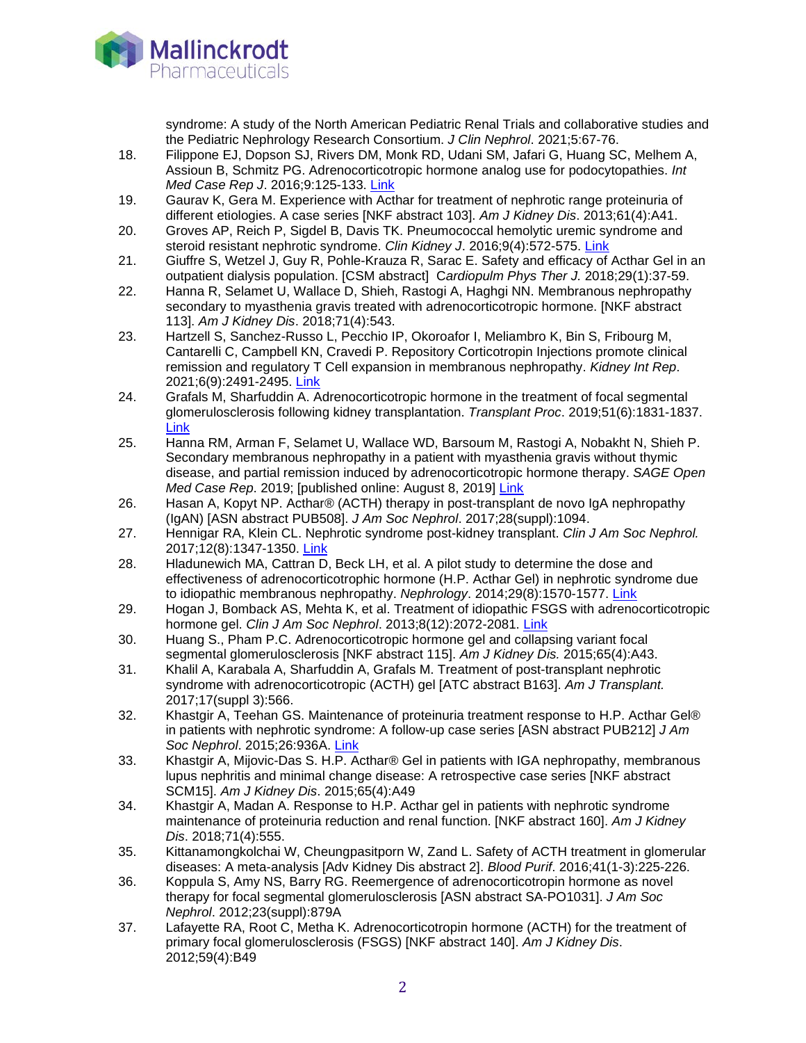syndrome: A study of the North American Pediatric Renal Trials and collaborative studies and the Pediatric Nephrology Research Consortium. *J Clin Nephrol*. 2021;5:67-76.

18. Filippone EJ, Dopson SJ, Rivers DM, Monk RD, Udani SM, Jafari G, Huang SC, Melhem A, Assioun B, Schmitz PG. Adrenocorticotropic hormone analog use for podocytopathies. *Int Med Case Rep J*. 2016;9:125-133. Link
19. Gaurav K, Gera M. Experience with Acthar for treatment of nephrotic range proteinuria of different etiologies. A case series [NKF abstract 103]. *Am J Kidney Dis*. 2013;61(4):A41.
20. Groves AP, Reich P, Sigdel B, Davis TK. Pneumococcal hemolytic uremic syndrome and steroid resistant nephrotic syndrome. *Clin Kidney J*. 2016;9(4):572-575. Link
21. Giuffre S, Wetzel J, Guy R, Pohle-Krauza R, Sarac E. Safety and efficacy of Acthar Gel in an outpatient dialysis population. [CSM abstract] *Cardiopulm Phys Ther J.* 2018;29(1):37-59.
22. Hanna R, Selamet U, Wallace D, Shieh, Rastogi A, Haghgi NN. Membranous nephropathy secondary to myasthenia gravis treated with adrenocorticotropic hormone. [NKF abstract 113]. *Am J Kidney Dis*. 2018;71(4):543.
23. Hartzell S, Sanchez-Russo L, Pecchio IP, Okoroafor I, Meliambro K, Bin S, Fribourg M, Cantarelli C, Campbell KN, Cravedi P. Repository Corticotropin Injections promote clinical remission and regulatory T Cell expansion in membranous nephropathy. *Kidney Int Rep*. 2021;6(9):2491-2495. Link
24. Grafals M, Sharfuddin A. Adrenocorticotropic hormone in the treatment of focal segmental glomerulosclerosis following kidney transplantation. *Transplant Proc*. 2019;51(6):1831-1837. Link
25. Hanna RM, Arman F, Selamet U, Wallace WD, Barsoum M, Rastogi A, Nobakht N, Shieh P. Secondary membranous nephropathy in a patient with myasthenia gravis without thymic disease, and partial remission induced by adrenocorticotropic hormone therapy. *SAGE Open Med Case Rep*. 2019; [published online: August 8, 2019] Link
26. Hasan A, Kopyt NP. Acthar® (ACTH) therapy in post-transplant de novo IgA nephropathy (IgAN) [ASN abstract PUB508]. *J Am Soc Nephrol*. 2017;28(suppl):1094.
27. Hennigar RA, Klein CL. Nephrotic syndrome post-kidney transplant. *Clin J Am Soc Nephrol.* 2017;12(8):1347-1350. Link
28. Hladunewich MA, Cattran D, Beck LH, et al. A pilot study to determine the dose and effectiveness of adrenocorticotrophic hormone (H.P. Acthar Gel) in nephrotic syndrome due to idiopathic membranous nephropathy. *Nephrology*. 2014;29(8):1570-1577. Link
29. Hogan J, Bomback AS, Mehta K, et al. Treatment of idiopathic FSGS with adrenocorticotropic hormone gel. *Clin J Am Soc Nephrol*. 2013;8(12):2072-2081. Link
30. Huang S., Pham P.C. Adrenocorticotropic hormone gel and collapsing variant focal segmental glomerulosclerosis [NKF abstract 115]. *Am J Kidney Dis.* 2015;65(4):A43.
31. Khalil A, Karabala A, Sharfuddin A, Grafals M. Treatment of post-transplant nephrotic syndrome with adrenocorticotropic (ACTH) gel [ATC abstract B163]. *Am J Transplant.* 2017;17(suppl 3):566.
32. Khastgir A, Teehan GS. Maintenance of proteinuria treatment response to H.P. Acthar Gel® in patients with nephrotic syndrome: A follow-up case series [ASN abstract PUB212] *J Am Soc Nephrol*. 2015;26:936A. Link
33. Khastgir A, Mijovic-Das S. H.P. Acthar® Gel in patients with IGA nephropathy, membranous lupus nephritis and minimal change disease: A retrospective case series [NKF abstract SCM15]. *Am J Kidney Dis*. 2015;65(4):A49
34. Khastgir A, Madan A. Response to H.P. Acthar gel in patients with nephrotic syndrome maintenance of proteinuria reduction and renal function. [NKF abstract 160]. *Am J Kidney Dis*. 2018;71(4):555.
35. Kittanamongkolchai W, Cheungpasitporn W, Zand L. Safety of ACTH treatment in glomerular diseases: A meta-analysis [Adv Kidney Dis abstract 2]. *Blood Purif*. 2016;41(1-3):225-226.
36. Koppula S, Amy NS, Barry RG. Reemergence of adrenocorticotropin hormone as novel therapy for focal segmental glomerulosclerosis [ASN abstract SA-PO1031]. *J Am Soc Nephrol*. 2012;23(suppl):879A
37. Lafayette RA, Root C, Metha K. Adrenocorticotropin hormone (ACTH) for the treatment of primary focal glomerulosclerosis (FSGS) [NKF abstract 140]. *Am J Kidney Dis*. 2012;59(4):B49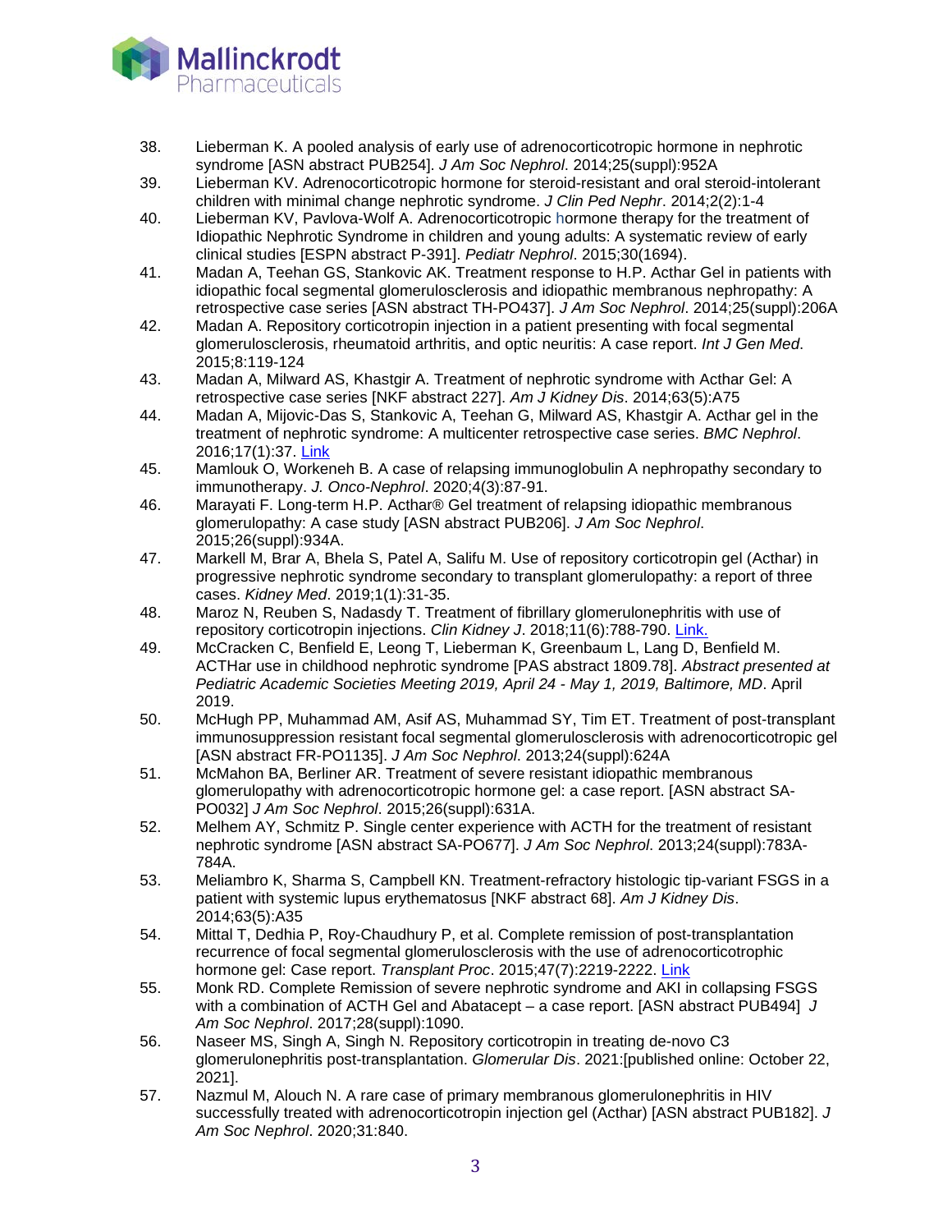38. Lieberman K. A pooled analysis of early use of adrenocorticotropic hormone in nephrotic syndrome [ASN abstract PUB254]. *J Am Soc Nephrol*. 2014;25(suppl):952A
39. Lieberman KV. Adrenocorticotropic hormone for steroid-resistant and oral steroid-intolerant children with minimal change nephrotic syndrome. *J Clin Ped Nephr*. 2014;2(2):1-4
40. Lieberman KV, Pavlova-Wolf A. Adrenocorticotropic hormone therapy for the treatment of Idiopathic Nephrotic Syndrome in children and young adults: A systematic review of early clinical studies [ESPN abstract P-391]. *Pediatr Nephrol*. 2015;30(1694).
41. Madan A, Teehan GS, Stankovic AK. Treatment response to H.P. Acthar Gel in patients with idiopathic focal segmental glomerulosclerosis and idiopathic membranous nephropathy: A retrospective case series [ASN abstract TH-PO437]. *J Am Soc Nephrol*. 2014;25(suppl):206A
42. Madan A. Repository corticotropin injection in a patient presenting with focal segmental glomerulosclerosis, rheumatoid arthritis, and optic neuritis: A case report. *Int J Gen Med*. 2015;8:119-124
43. Madan A, Milward AS, Khastgir A. Treatment of nephrotic syndrome with Acthar Gel: A retrospective case series [NKF abstract 227]. *Am J Kidney Dis*. 2014;63(5):A75
44. Madan A, Mijovic-Das S, Stankovic A, Teehan G, Milward AS, Khastgir A. Acthar gel in the treatment of nephrotic syndrome: A multicenter retrospective case series. *BMC Nephrol*. 2016;17(1):37. Link
45. Mamlouk O, Workeneh B. A case of relapsing immunoglobulin A nephropathy secondary to immunotherapy. *J. Onco-Nephrol*. 2020;4(3):87-91.
46. Marayati F. Long-term H.P. Acthar® Gel treatment of relapsing idiopathic membranous glomerulopathy: A case study [ASN abstract PUB206]. *J Am Soc Nephrol*. 2015;26(suppl):934A.
47. Markell M, Brar A, Bhela S, Patel A, Salifu M. Use of repository corticotropin gel (Acthar) in progressive nephrotic syndrome secondary to transplant glomerulopathy: a report of three cases. *Kidney Med*. 2019;1(1):31-35.
48. Maroz N, Reuben S, Nadasdy T. Treatment of fibrillary glomerulonephritis with use of repository corticotropin injections. *Clin Kidney J*. 2018;11(6):788-790. Link.
49. McCracken C, Benfield E, Leong T, Lieberman K, Greenbaum L, Lang D, Benfield M. ACTHar use in childhood nephrotic syndrome [PAS abstract 1809.78]. *Abstract presented at Pediatric Academic Societies Meeting 2019, April 24 - May 1, 2019, Baltimore, MD*. April 2019.
50. McHugh PP, Muhammad AM, Asif AS, Muhammad SY, Tim ET. Treatment of post-transplant immunosuppression resistant focal segmental glomerulosclerosis with adrenocorticotropic gel [ASN abstract FR-PO1135]. *J Am Soc Nephrol*. 2013;24(suppl):624A
51. McMahon BA, Berliner AR. Treatment of severe resistant idiopathic membranous glomerulopathy with adrenocorticotropic hormone gel: a case report. [ASN abstract SA-PO032] *J Am Soc Nephrol*. 2015;26(suppl):631A.
52. Melhem AY, Schmitz P. Single center experience with ACTH for the treatment of resistant nephrotic syndrome [ASN abstract SA-PO677]. *J Am Soc Nephrol*. 2013;24(suppl):783A-784A.
53. Meliambro K, Sharma S, Campbell KN. Treatment-refractory histologic tip-variant FSGS in a patient with systemic lupus erythematosus [NKF abstract 68]. *Am J Kidney Dis*. 2014;63(5):A35
54. Mittal T, Dedhia P, Roy-Chaudhury P, et al. Complete remission of post-transplantation recurrence of focal segmental glomerulosclerosis with the use of adrenocorticotrophic hormone gel: Case report. *Transplant Proc*. 2015;47(7):2219-2222. Link
55. Monk RD. Complete Remission of severe nephrotic syndrome and AKI in collapsing FSGS with a combination of ACTH Gel and Abatacept – a case report. [ASN abstract PUB494] *J Am Soc Nephrol*. 2017;28(suppl):1090.
56. Naseer MS, Singh A, Singh N. Repository corticotropin in treating de-novo C3 glomerulonephritis post-transplantation. *Glomerular Dis*. 2021:[published online: October 22, 2021].
57. Nazmul M, Alouch N. A rare case of primary membranous glomerulonephritis in HIV successfully treated with adrenocorticotropin injection gel (Acthar) [ASN abstract PUB182]. *J Am Soc Nephrol*. 2020;31:840.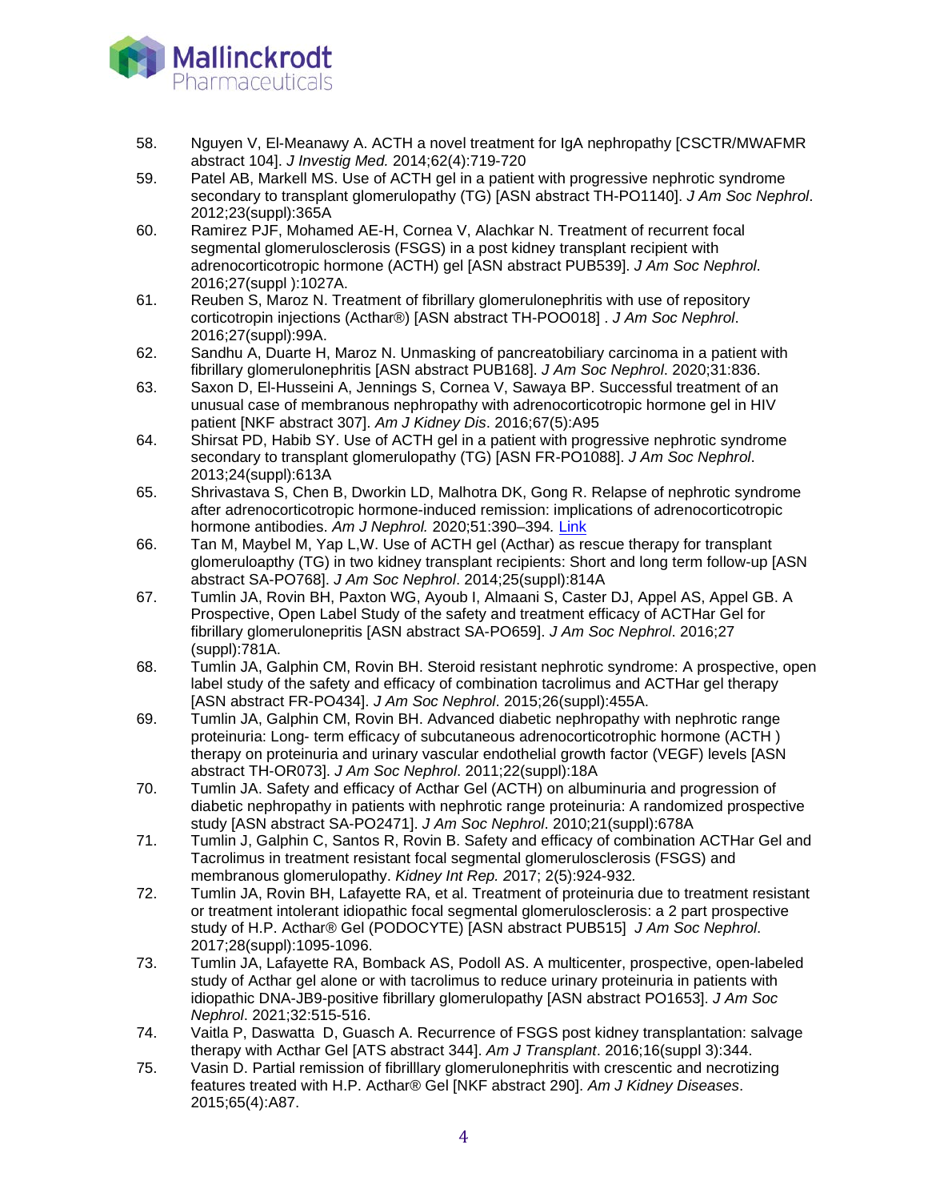58. Nguyen V, El-Meanawy A. ACTH a novel treatment for IgA nephropathy [CSCTR/MWAFMR abstract 104]. *J Investig Med.* 2014;62(4):719-720
59. Patel AB, Markell MS. Use of ACTH gel in a patient with progressive nephrotic syndrome secondary to transplant glomerulopathy (TG) [ASN abstract TH-PO1140]. *J Am Soc Nephrol*. 2012;23(suppl):365A
60. Ramirez PJF, Mohamed AE-H, Cornea V, Alachkar N. Treatment of recurrent focal segmental glomerulosclerosis (FSGS) in a post kidney transplant recipient with adrenocorticotropic hormone (ACTH) gel [ASN abstract PUB539]. *J Am Soc Nephrol*. 2016;27(suppl ):1027A.
61. Reuben S, Maroz N. Treatment of fibrillary glomerulonephritis with use of repository corticotropin injections (Acthar®) [ASN abstract TH-POO018] . *J Am Soc Nephrol*. 2016;27(suppl):99A.
62. Sandhu A, Duarte H, Maroz N. Unmasking of pancreatobiliary carcinoma in a patient with fibrillary glomerulonephritis [ASN abstract PUB168]. *J Am Soc Nephrol*. 2020;31:836.
63. Saxon D, El-Husseini A, Jennings S, Cornea V, Sawaya BP. Successful treatment of an unusual case of membranous nephropathy with adrenocorticotropic hormone gel in HIV patient [NKF abstract 307]. *Am J Kidney Dis*. 2016;67(5):A95
64. Shirsat PD, Habib SY. Use of ACTH gel in a patient with progressive nephrotic syndrome secondary to transplant glomerulopathy (TG) [ASN FR-PO1088]. *J Am Soc Nephrol*. 2013;24(suppl):613A
65. Shrivastava S, Chen B, Dworkin LD, Malhotra DK, Gong R. Relapse of nephrotic syndrome after adrenocorticotropic hormone-induced remission: implications of adrenocorticotropic hormone antibodies. *Am J Nephrol.* 2020;51:390–394. Link
66. Tan M, Maybel M, Yap L,W. Use of ACTH gel (Acthar) as rescue therapy for transplant glomeruloapthy (TG) in two kidney transplant recipients: Short and long term follow-up [ASN abstract SA-PO768]. *J Am Soc Nephrol*. 2014;25(suppl):814A
67. Tumlin JA, Rovin BH, Paxton WG, Ayoub I, Almaani S, Caster DJ, Appel AS, Appel GB. A Prospective, Open Label Study of the safety and treatment efficacy of ACTHar Gel for fibrillary glomerulonepritis [ASN abstract SA-PO659]. *J Am Soc Nephrol*. 2016;27 (suppl):781A.
68. Tumlin JA, Galphin CM, Rovin BH. Steroid resistant nephrotic syndrome: A prospective, open label study of the safety and efficacy of combination tacrolimus and ACTHar gel therapy [ASN abstract FR-PO434]. *J Am Soc Nephrol*. 2015;26(suppl):455A.
69. Tumlin JA, Galphin CM, Rovin BH. Advanced diabetic nephropathy with nephrotic range proteinuria: Long- term efficacy of subcutaneous adrenocorticotrophic hormone (ACTH ) therapy on proteinuria and urinary vascular endothelial growth factor (VEGF) levels [ASN abstract TH-OR073]. *J Am Soc Nephrol*. 2011;22(suppl):18A
70. Tumlin JA. Safety and efficacy of Acthar Gel (ACTH) on albuminuria and progression of diabetic nephropathy in patients with nephrotic range proteinuria: A randomized prospective study [ASN abstract SA-PO2471]. *J Am Soc Nephrol*. 2010;21(suppl):678A
71. Tumlin J, Galphin C, Santos R, Rovin B. Safety and efficacy of combination ACTHar Gel and Tacrolimus in treatment resistant focal segmental glomerulosclerosis (FSGS) and membranous glomerulopathy. *Kidney Int Rep. 2*017; 2(5):924-932*.*
72. Tumlin JA, Rovin BH, Lafayette RA, et al. Treatment of proteinuria due to treatment resistant or treatment intolerant idiopathic focal segmental glomerulosclerosis: a 2 part prospective study of H.P. Acthar® Gel (PODOCYTE) [ASN abstract PUB515] *J Am Soc Nephrol*. 2017;28(suppl):1095-1096.
73. Tumlin JA, Lafayette RA, Bomback AS, Podoll AS. A multicenter, prospective, open-labeled study of Acthar gel alone or with tacrolimus to reduce urinary proteinuria in patients with idiopathic DNA-JB9-positive fibrillary glomerulopathy [ASN abstract PO1653]. *J Am Soc Nephrol*. 2021;32:515-516.
74. Vaitla P, Daswatta D, Guasch A. Recurrence of FSGS post kidney transplantation: salvage therapy with Acthar Gel [ATS abstract 344]. *Am J Transplant*. 2016;16(suppl 3):344.
75. Vasin D. Partial remission of fibrilllary glomerulonephritis with crescentic and necrotizing features treated with H.P. Acthar® Gel [NKF abstract 290]. *Am J Kidney Diseases*. 2015;65(4):A87.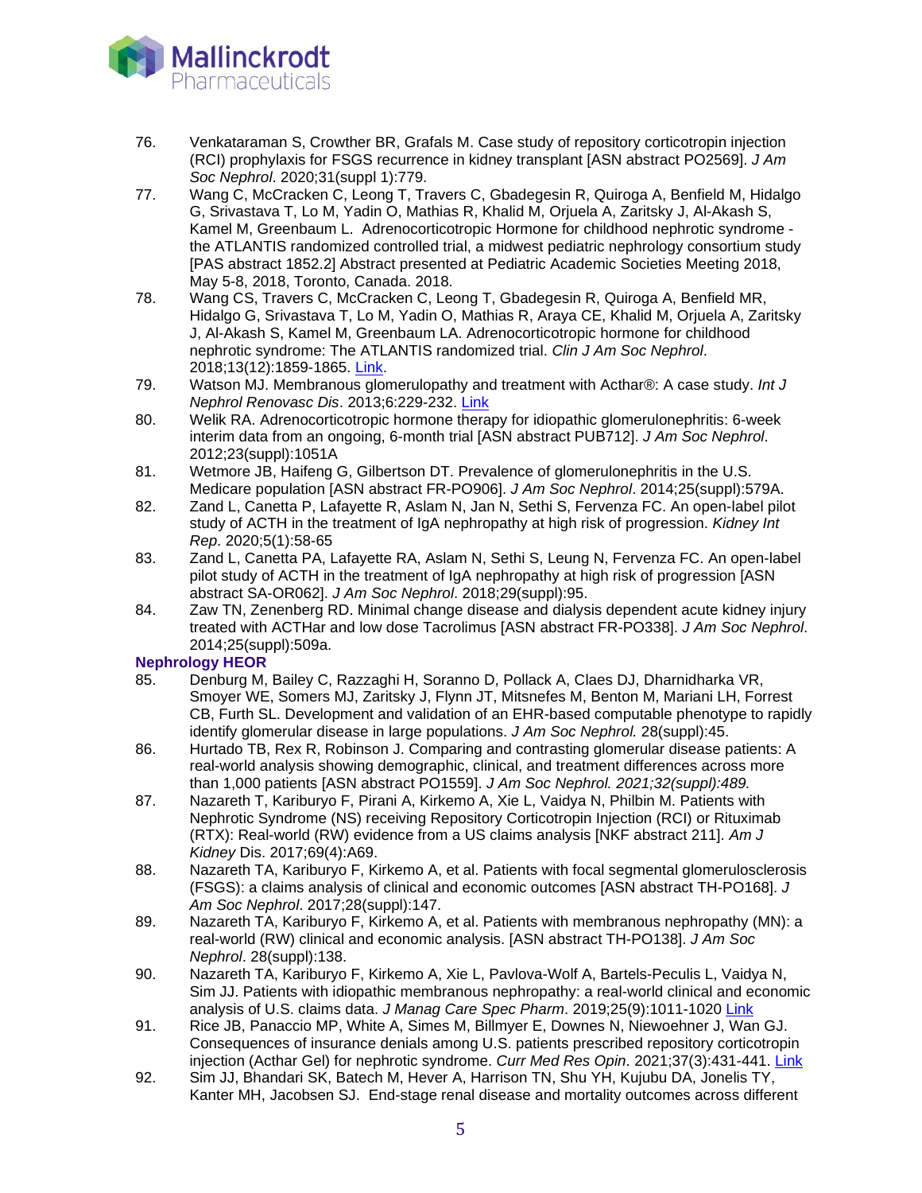76. Venkataraman S, Crowther BR, Grafals M. Case study of repository corticotropin injection (RCI) prophylaxis for FSGS recurrence in kidney transplant [ASN abstract PO2569]. *J Am Soc Nephrol*. 2020;31(suppl 1):779.
77. Wang C, McCracken C, Leong T, Travers C, Gbadegesin R, Quiroga A, Benfield M, Hidalgo G, Srivastava T, Lo M, Yadin O, Mathias R, Khalid M, Orjuela A, Zaritsky J, Al-Akash S, Kamel M, Greenbaum L. Adrenocorticotropic Hormone for childhood nephrotic syndrome - the ATLANTIS randomized controlled trial, a midwest pediatric nephrology consortium study [PAS abstract 1852.2] Abstract presented at Pediatric Academic Societies Meeting 2018, May 5-8, 2018, Toronto, Canada. 2018.
78. Wang CS, Travers C, McCracken C, Leong T, Gbadegesin R, Quiroga A, Benfield MR, Hidalgo G, Srivastava T, Lo M, Yadin O, Mathias R, Araya CE, Khalid M, Orjuela A, Zaritsky J, Al-Akash S, Kamel M, Greenbaum LA. Adrenocorticotropic hormone for childhood nephrotic syndrome: The ATLANTIS randomized trial. *Clin J Am Soc Nephrol*. 2018;13(12):1859-1865. Link.
79. Watson MJ. Membranous glomerulopathy and treatment with Acthar®: A case study. *Int J Nephrol Renovasc Dis*. 2013;6:229-232. Link
80. Welik RA. Adrenocorticotropic hormone therapy for idiopathic glomerulonephritis: 6-week interim data from an ongoing, 6-month trial [ASN abstract PUB712]. *J Am Soc Nephrol*. 2012;23(suppl):1051A
81. Wetmore JB, Haifeng G, Gilbertson DT. Prevalence of glomerulonephritis in the U.S. Medicare population [ASN abstract FR-PO906]. *J Am Soc Nephrol*. 2014;25(suppl):579A.
82. Zand L, Canetta P, Lafayette R, Aslam N, Jan N, Sethi S, Fervenza FC. An open-label pilot study of ACTH in the treatment of IgA nephropathy at high risk of progression. *Kidney Int Rep*. 2020;5(1):58-65
83. Zand L, Canetta PA, Lafayette RA, Aslam N, Sethi S, Leung N, Fervenza FC. An open-label pilot study of ACTH in the treatment of IgA nephropathy at high risk of progression [ASN abstract SA-OR062]. *J Am Soc Nephrol*. 2018;29(suppl):95.
84. Zaw TN, Zenenberg RD. Minimal change disease and dialysis dependent acute kidney injury treated with ACTHar and low dose Tacrolimus [ASN abstract FR-PO338]. *J Am Soc Nephrol*. 2014;25(suppl):509a.

**Nephrology HEOR**

85. Denburg M, Bailey C, Razzaghi H, Soranno D, Pollack A, Claes DJ, Dharnidharka VR, Smoyer WE, Somers MJ, Zaritsky J, Flynn JT, Mitsnefes M, Benton M, Mariani LH, Forrest CB, Furth SL. Development and validation of an EHR-based computable phenotype to rapidly identify glomerular disease in large populations. *J Am Soc Nephrol.* 28(suppl):45.
86. Hurtado TB, Rex R, Robinson J. Comparing and contrasting glomerular disease patients: A real-world analysis showing demographic, clinical, and treatment differences across more than 1,000 patients [ASN abstract PO1559]. *J Am Soc Nephrol. 2021;32(suppl):489.*
87. Nazareth T, Kariburyo F, Pirani A, Kirkemo A, Xie L, Vaidya N, Philbin M. Patients with Nephrotic Syndrome (NS) receiving Repository Corticotropin Injection (RCI) or Rituximab (RTX): Real-world (RW) evidence from a US claims analysis [NKF abstract 211]. *Am J Kidney* Dis. 2017;69(4):A69.
88. Nazareth TA, Kariburyo F, Kirkemo A, et al. Patients with focal segmental glomerulosclerosis (FSGS): a claims analysis of clinical and economic outcomes [ASN abstract TH-PO168]. *J Am Soc Nephrol*. 2017;28(suppl):147.
89. Nazareth TA, Kariburyo F, Kirkemo A, et al. Patients with membranous nephropathy (MN): a real-world (RW) clinical and economic analysis. [ASN abstract TH-PO138]. *J Am Soc Nephrol*. 28(suppl):138.
90. Nazareth TA, Kariburyo F, Kirkemo A, Xie L, Pavlova-Wolf A, Bartels-Peculis L, Vaidya N, Sim JJ. Patients with idiopathic membranous nephropathy: a real-world clinical and economic analysis of U.S. claims data. *J Manag Care Spec Pharm*. 2019;25(9):1011-1020 Link
91. Rice JB, Panaccio MP, White A, Simes M, Billmyer E, Downes N, Niewoehner J, Wan GJ. Consequences of insurance denials among U.S. patients prescribed repository corticotropin injection (Acthar Gel) for nephrotic syndrome. *Curr Med Res Opin*. 2021;37(3):431-441. Link
92. Sim JJ, Bhandari SK, Batech M, Hever A, Harrison TN, Shu YH, Kujubu DA, Jonelis TY, Kanter MH, Jacobsen SJ. End-stage renal disease and mortality outcomes across different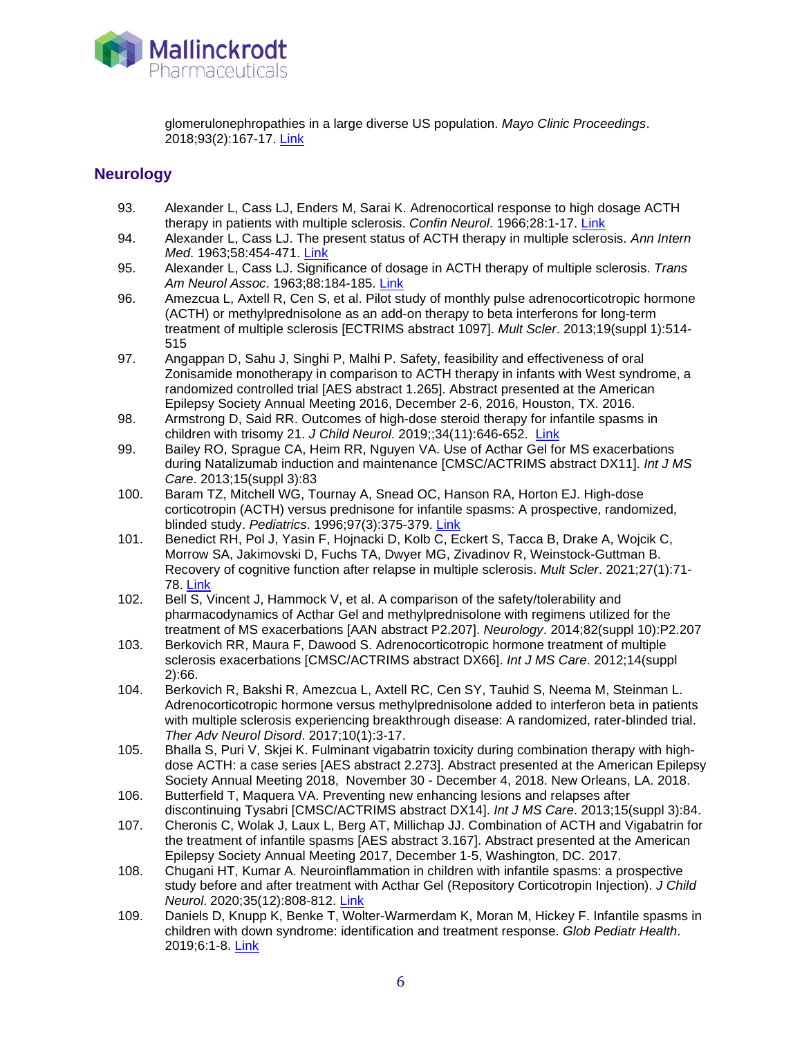glomerulonephropathies in a large diverse US population. *Mayo Clinic Proceedings*. 2018;93(2):167-17. Link

## Neurology

93. Alexander L, Cass LJ, Enders M, Sarai K. Adrenocortical response to high dosage ACTH therapy in patients with multiple sclerosis. *Confin Neurol*. 1966;28:1-17. Link
94. Alexander L, Cass LJ. The present status of ACTH therapy in multiple sclerosis. *Ann Intern Med*. 1963;58:454-471. Link
95. Alexander L, Cass LJ. Significance of dosage in ACTH therapy of multiple sclerosis. *Trans Am Neurol Assoc*. 1963;88:184-185. Link
96. Amezcua L, Axtell R, Cen S, et al. Pilot study of monthly pulse adrenocorticotropic hormone (ACTH) or methylprednisolone as an add-on therapy to beta interferons for long-term treatment of multiple sclerosis [ECTRIMS abstract 1097]. *Mult Scler*. 2013;19(suppl 1):514-515
97. Angappan D, Sahu J, Singhi P, Malhi P. Safety, feasibility and effectiveness of oral Zonisamide monotherapy in comparison to ACTH therapy in infants with West syndrome, a randomized controlled trial [AES abstract 1.265]. Abstract presented at the American Epilepsy Society Annual Meeting 2016, December 2-6, 2016, Houston, TX. 2016.
98. Armstrong D, Said RR. Outcomes of high-dose steroid therapy for infantile spasms in children with trisomy 21. *J Child Neurol*. 2019;;34(11):646-652. Link
99. Bailey RO, Sprague CA, Heim RR, Nguyen VA. Use of Acthar Gel for MS exacerbations during Natalizumab induction and maintenance [CMSC/ACTRIMS abstract DX11]. *Int J MS Care*. 2013;15(suppl 3):83
100. Baram TZ, Mitchell WG, Tournay A, Snead OC, Hanson RA, Horton EJ. High-dose corticotropin (ACTH) versus prednisone for infantile spasms: A prospective, randomized, blinded study. *Pediatrics*. 1996;97(3):375-379. Link
101. Benedict RH, Pol J, Yasin F, Hojnacki D, Kolb C, Eckert S, Tacca B, Drake A, Wojcik C, Morrow SA, Jakimovski D, Fuchs TA, Dwyer MG, Zivadinov R, Weinstock-Guttman B. Recovery of cognitive function after relapse in multiple sclerosis. *Mult Scler*. 2021;27(1):71-78. Link
102. Bell S, Vincent J, Hammock V, et al. A comparison of the safety/tolerability and pharmacodynamics of Acthar Gel and methylprednisolone with regimens utilized for the treatment of MS exacerbations [AAN abstract P2.207]. *Neurology*. 2014;82(suppl 10):P2.207
103. Berkovich RR, Maura F, Dawood S. Adrenocorticotropic hormone treatment of multiple sclerosis exacerbations [CMSC/ACTRIMS abstract DX66]. *Int J MS Care*. 2012;14(suppl 2):66.
104. Berkovich R, Bakshi R, Amezcua L, Axtell RC, Cen SY, Tauhid S, Neema M, Steinman L. Adrenocorticotropic hormone versus methylprednisolone added to interferon beta in patients with multiple sclerosis experiencing breakthrough disease: A randomized, rater-blinded trial. *Ther Adv Neurol Disord*. 2017;10(1):3-17.
105. Bhalla S, Puri V, Skjei K. Fulminant vigabatrin toxicity during combination therapy with high-dose ACTH: a case series [AES abstract 2.273]. Abstract presented at the American Epilepsy Society Annual Meeting 2018, November 30 - December 4, 2018. New Orleans, LA. 2018.
106. Butterfield T, Maquera VA. Preventing new enhancing lesions and relapses after discontinuing Tysabri [CMSC/ACTRIMS abstract DX14]. *Int J MS Care*. 2013;15(suppl 3):84.
107. Cheronis C, Wolak J, Laux L, Berg AT, Millichap JJ. Combination of ACTH and Vigabatrin for the treatment of infantile spasms [AES abstract 3.167]. Abstract presented at the American Epilepsy Society Annual Meeting 2017, December 1-5, Washington, DC. 2017.
108. Chugani HT, Kumar A. Neuroinflammation in children with infantile spasms: a prospective study before and after treatment with Acthar Gel (Repository Corticotropin Injection). *J Child Neurol*. 2020;35(12):808-812. Link
109. Daniels D, Knupp K, Benke T, Wolter-Warmerdam K, Moran M, Hickey F. Infantile spasms in children with down syndrome: identification and treatment response. *Glob Pediatr Health*. 2019;6:1-8. Link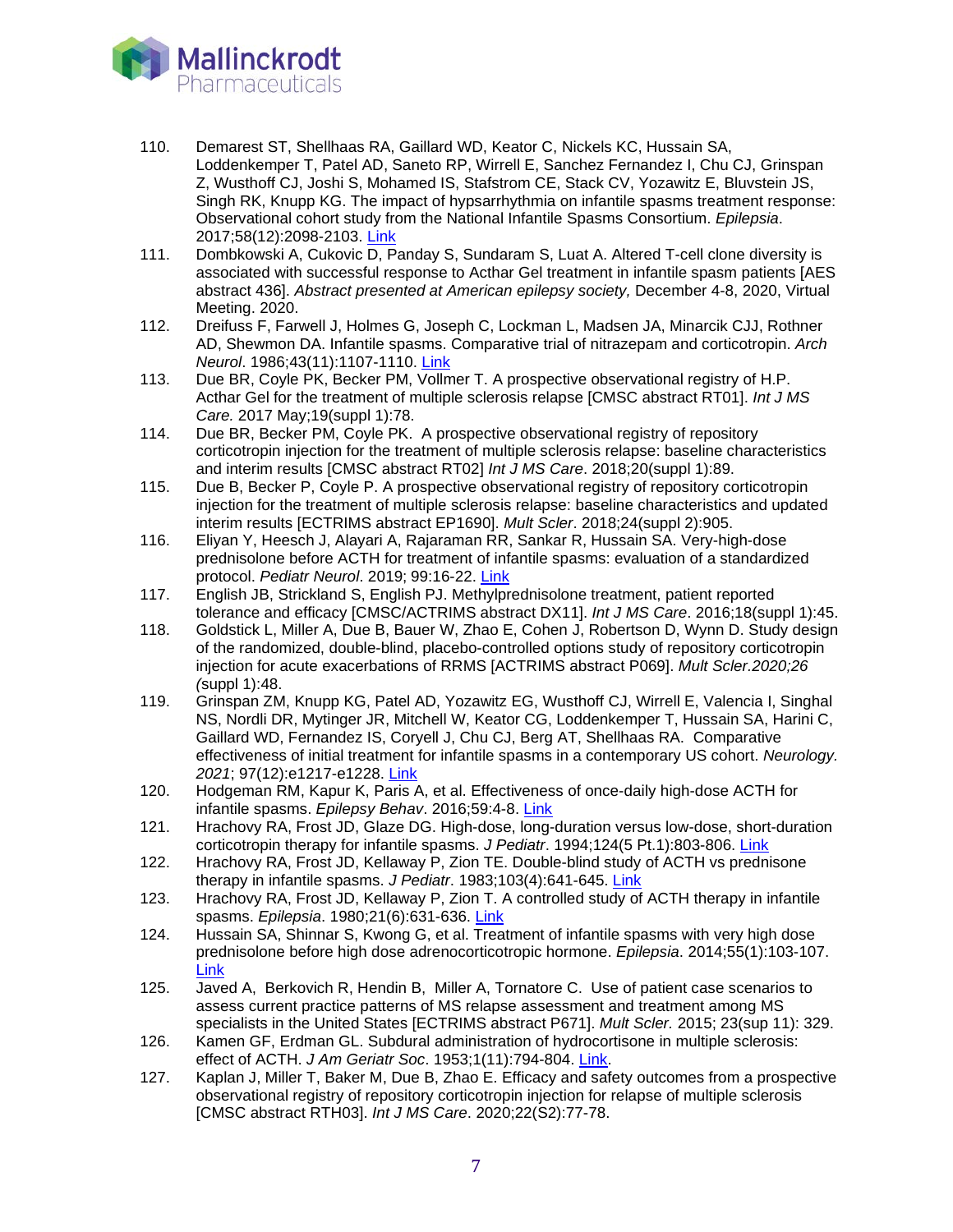110. Demarest ST, Shellhaas RA, Gaillard WD, Keator C, Nickels KC, Hussain SA, Loddenkemper T, Patel AD, Saneto RP, Wirrell E, Sanchez Fernandez I, Chu CJ, Grinspan Z, Wusthoff CJ, Joshi S, Mohamed IS, Stafstrom CE, Stack CV, Yozawitz E, Bluvstein JS, Singh RK, Knupp KG. The impact of hypsarrhythmia on infantile spasms treatment response: Observational cohort study from the National Infantile Spasms Consortium. *Epilepsia*. 2017;58(12):2098-2103. Link
111. Dombkowski A, Cukovic D, Panday S, Sundaram S, Luat A. Altered T-cell clone diversity is associated with successful response to Acthar Gel treatment in infantile spasm patients [AES abstract 436]. *Abstract presented at American epilepsy society,* December 4-8, 2020, Virtual Meeting. 2020.
112. Dreifuss F, Farwell J, Holmes G, Joseph C, Lockman L, Madsen JA, Minarcik CJJ, Rothner AD, Shewmon DA. Infantile spasms. Comparative trial of nitrazepam and corticotropin. *Arch Neurol*. 1986;43(11):1107-1110. Link
113. Due BR, Coyle PK, Becker PM, Vollmer T. A prospective observational registry of H.P. Acthar Gel for the treatment of multiple sclerosis relapse [CMSC abstract RT01]. *Int J MS Care.* 2017 May;19(suppl 1):78.
114. Due BR, Becker PM, Coyle PK. A prospective observational registry of repository corticotropin injection for the treatment of multiple sclerosis relapse: baseline characteristics and interim results [CMSC abstract RT02] *Int J MS Care*. 2018;20(suppl 1):89.
115. Due B, Becker P, Coyle P. A prospective observational registry of repository corticotropin injection for the treatment of multiple sclerosis relapse: baseline characteristics and updated interim results [ECTRIMS abstract EP1690]. *Mult Scler*. 2018;24(suppl 2):905.
116. Eliyan Y, Heesch J, Alayari A, Rajaraman RR, Sankar R, Hussain SA. Very-high-dose prednisolone before ACTH for treatment of infantile spasms: evaluation of a standardized protocol. *Pediatr Neurol*. 2019; 99:16-22. Link
117. English JB, Strickland S, English PJ. Methylprednisolone treatment, patient reported tolerance and efficacy [CMSC/ACTRIMS abstract DX11]. *Int J MS Care*. 2016;18(suppl 1):45.
118. Goldstick L, Miller A, Due B, Bauer W, Zhao E, Cohen J, Robertson D, Wynn D. Study design of the randomized, double-blind, placebo-controlled options study of repository corticotropin injection for acute exacerbations of RRMS [ACTRIMS abstract P069]. *Mult Scler.2020;26 (*suppl 1):48.
119. Grinspan ZM, Knupp KG, Patel AD, Yozawitz EG, Wusthoff CJ, Wirrell E, Valencia I, Singhal NS, Nordli DR, Mytinger JR, Mitchell W, Keator CG, Loddenkemper T, Hussain SA, Harini C, Gaillard WD, Fernandez IS, Coryell J, Chu CJ, Berg AT, Shellhaas RA. Comparative effectiveness of initial treatment for infantile spasms in a contemporary US cohort. *Neurology. 2021*; 97(12):e1217-e1228. Link
120. Hodgeman RM, Kapur K, Paris A, et al. Effectiveness of once-daily high-dose ACTH for infantile spasms. *Epilepsy Behav*. 2016;59:4-8. Link
121. Hrachovy RA, Frost JD, Glaze DG. High-dose, long-duration versus low-dose, short-duration corticotropin therapy for infantile spasms. *J Pediatr*. 1994;124(5 Pt.1):803-806. Link
122. Hrachovy RA, Frost JD, Kellaway P, Zion TE. Double-blind study of ACTH vs prednisone therapy in infantile spasms. *J Pediatr*. 1983;103(4):641-645. Link
123. Hrachovy RA, Frost JD, Kellaway P, Zion T. A controlled study of ACTH therapy in infantile spasms. *Epilepsia*. 1980;21(6):631-636. Link
124. Hussain SA, Shinnar S, Kwong G, et al. Treatment of infantile spasms with very high dose prednisolone before high dose adrenocorticotropic hormone. *Epilepsia*. 2014;55(1):103-107. Link
125. Javed A, Berkovich R, Hendin B, Miller A, Tornatore C. Use of patient case scenarios to assess current practice patterns of MS relapse assessment and treatment among MS specialists in the United States [ECTRIMS abstract P671]. *Mult Scler.* 2015; 23(sup 11): 329.
126. Kamen GF, Erdman GL. Subdural administration of hydrocortisone in multiple sclerosis: effect of ACTH. *J Am Geriatr Soc*. 1953;1(11):794-804. Link.
127. Kaplan J, Miller T, Baker M, Due B, Zhao E. Efficacy and safety outcomes from a prospective observational registry of repository corticotropin injection for relapse of multiple sclerosis [CMSC abstract RTH03]. *Int J MS Care*. 2020;22(S2):77-78.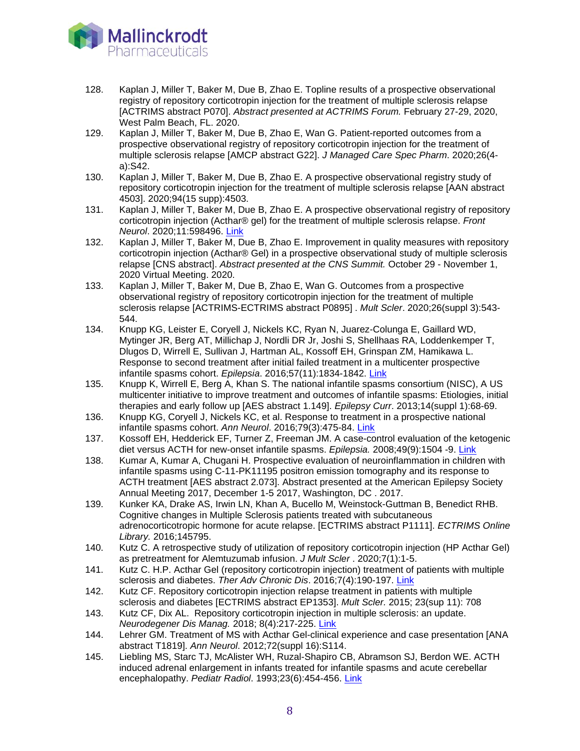128. Kaplan J, Miller T, Baker M, Due B, Zhao E. Topline results of a prospective observational registry of repository corticotropin injection for the treatment of multiple sclerosis relapse [ACTRIMS abstract P070]. *Abstract presented at ACTRIMS Forum.* February 27-29, 2020, West Palm Beach, FL. 2020.
129. Kaplan J, Miller T, Baker M, Due B, Zhao E, Wan G. Patient-reported outcomes from a prospective observational registry of repository corticotropin injection for the treatment of multiple sclerosis relapse [AMCP abstract G22]. *J Managed Care Spec Pharm*. 2020;26(4-a):S42.
130. Kaplan J, Miller T, Baker M, Due B, Zhao E. A prospective observational registry study of repository corticotropin injection for the treatment of multiple sclerosis relapse [AAN abstract 4503]. 2020;94(15 supp):4503.
131. Kaplan J, Miller T, Baker M, Due B, Zhao E. A prospective observational registry of repository corticotropin injection (Acthar® gel) for the treatment of multiple sclerosis relapse. *Front Neurol*. 2020;11:598496. Link
132. Kaplan J, Miller T, Baker M, Due B, Zhao E. Improvement in quality measures with repository corticotropin injection (Acthar® Gel) in a prospective observational study of multiple sclerosis relapse [CNS abstract]. *Abstract presented at the CNS Summit.* October 29 - November 1, 2020 Virtual Meeting. 2020.
133. Kaplan J, Miller T, Baker M, Due B, Zhao E, Wan G. Outcomes from a prospective observational registry of repository corticotropin injection for the treatment of multiple sclerosis relapse [ACTRIMS-ECTRIMS abstract P0895] . *Mult Scler*. 2020;26(suppl 3):543-544.
134. Knupp KG, Leister E, Coryell J, Nickels KC, Ryan N, Juarez-Colunga E, Gaillard WD, Mytinger JR, Berg AT, Millichap J, Nordli DR Jr, Joshi S, Shellhaas RA, Loddenkemper T, Dlugos D, Wirrell E, Sullivan J, Hartman AL, Kossoff EH, Grinspan ZM, Hamikawa L. Response to second treatment after initial failed treatment in a multicenter prospective infantile spasms cohort. *Epilepsia*. 2016;57(11):1834-1842. Link
135. Knupp K, Wirrell E, Berg A, Khan S. The national infantile spasms consortium (NISC), A US multicenter initiative to improve treatment and outcomes of infantile spasms: Etiologies, initial therapies and early follow up [AES abstract 1.149]. *Epilepsy Curr*. 2013;14(suppl 1):68-69.
136. Knupp KG, Coryell J, Nickels KC, et al. Response to treatment in a prospective national infantile spasms cohort. *Ann Neurol*. 2016;79(3):475-84. Link
137. Kossoff EH, Hedderick EF, Turner Z, Freeman JM. A case-control evaluation of the ketogenic diet versus ACTH for new-onset infantile spasms. *Epilepsia.* 2008;49(9):1504 -9. Link
138. Kumar A, Kumar A, Chugani H. Prospective evaluation of neuroinflammation in children with infantile spasms using C-11-PK11195 positron emission tomography and its response to ACTH treatment [AES abstract 2.073]. Abstract presented at the American Epilepsy Society Annual Meeting 2017, December 1-5 2017, Washington, DC . 2017.
139. Kunker KA, Drake AS, Irwin LN, Khan A, Bucello M, Weinstock-Guttman B, Benedict RHB. Cognitive changes in Multiple Sclerosis patients treated with subcutaneous adrenocorticotropic hormone for acute relapse. [ECTRIMS abstract P1111]. *ECTRIMS Online Library.* 2016;145795.
140. Kutz C. A retrospective study of utilization of repository corticotropin injection (HP Acthar Gel) as pretreatment for Alemtuzumab infusion. *J Mult Scler* . 2020;7(1):1-5.
141. Kutz C. H.P. Acthar Gel (repository corticotropin injection) treatment of patients with multiple sclerosis and diabetes. *Ther Adv Chronic Dis*. 2016;7(4):190-197. Link
142. Kutz CF. Repository corticotropin injection relapse treatment in patients with multiple sclerosis and diabetes [ECTRIMS abstract EP1353]. *Mult Scler.* 2015; 23(sup 11): 708
143. Kutz CF, Dix AL. Repository corticotropin injection in multiple sclerosis: an update. *Neurodegener Dis Manag.* 2018; 8(4):217-225. Link
144. Lehrer GM. Treatment of MS with Acthar Gel-clinical experience and case presentation [ANA abstract T1819]. *Ann Neurol*. 2012;72(suppl 16):S114.
145. Liebling MS, Starc TJ, McAlister WH, Ruzal-Shapiro CB, Abramson SJ, Berdon WE. ACTH induced adrenal enlargement in infants treated for infantile spasms and acute cerebellar encephalopathy. *Pediatr Radiol*. 1993;23(6):454-456. Link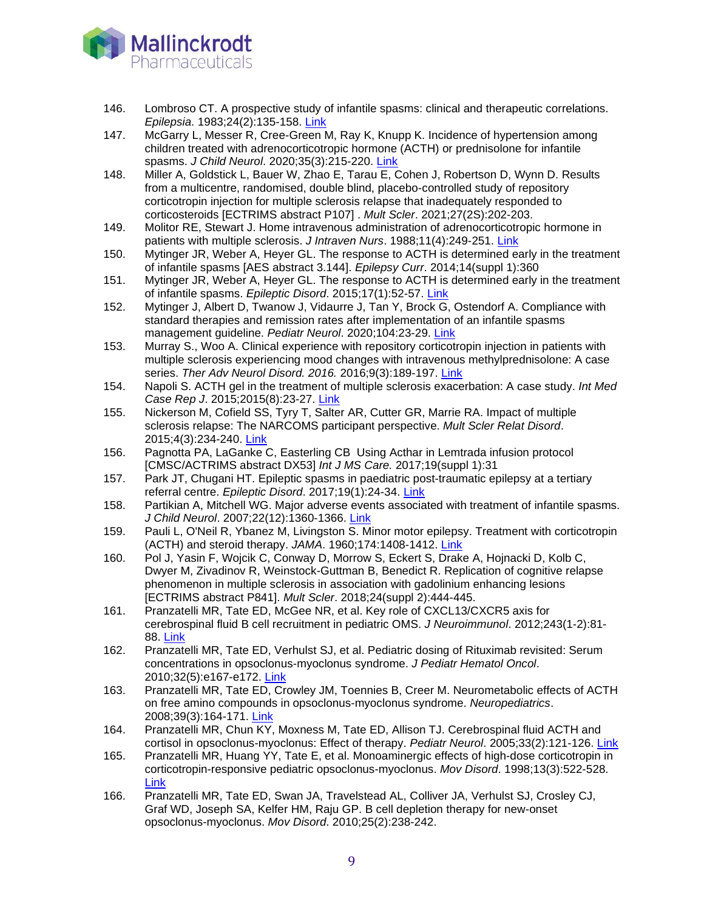146. Lombroso CT. A prospective study of infantile spasms: clinical and therapeutic correlations. *Epilepsia*. 1983;24(2):135-158. Link
147. McGarry L, Messer R, Cree-Green M, Ray K, Knupp K. Incidence of hypertension among children treated with adrenocorticotropic hormone (ACTH) or prednisolone for infantile spasms. *J Child Neurol*. 2020;35(3):215-220. Link
148. Miller A, Goldstick L, Bauer W, Zhao E, Tarau E, Cohen J, Robertson D, Wynn D. Results from a multicentre, randomised, double blind, placebo-controlled study of repository corticotropin injection for multiple sclerosis relapse that inadequately responded to corticosteroids [ECTRIMS abstract P107] . *Mult Scler*. 2021;27(2S):202-203.
149. Molitor RE, Stewart J. Home intravenous administration of adrenocorticotropic hormone in patients with multiple sclerosis. *J Intraven Nurs*. 1988;11(4):249-251. Link
150. Mytinger JR, Weber A, Heyer GL. The response to ACTH is determined early in the treatment of infantile spasms [AES abstract 3.144]. *Epilepsy Curr*. 2014;14(suppl 1):360
151. Mytinger JR, Weber A, Heyer GL. The response to ACTH is determined early in the treatment of infantile spasms. *Epileptic Disord*. 2015;17(1):52-57. Link
152. Mytinger J, Albert D, Twanow J, Vidaurre J, Tan Y, Brock G, Ostendorf A. Compliance with standard therapies and remission rates after implementation of an infantile spasms management guideline. *Pediatr Neurol*. 2020;104:23-29. Link
153. Murray S., Woo A. Clinical experience with repository corticotropin injection in patients with multiple sclerosis experiencing mood changes with intravenous methylprednisolone: A case series. *Ther Adv Neurol Disord. 2016.* 2016;9(3):189-197. Link
154. Napoli S. ACTH gel in the treatment of multiple sclerosis exacerbation: A case study. *Int Med Case Rep J*. 2015;2015(8):23-27. Link
155. Nickerson M, Cofield SS, Tyry T, Salter AR, Cutter GR, Marrie RA. Impact of multiple sclerosis relapse: The NARCOMS participant perspective. *Mult Scler Relat Disord*. 2015;4(3):234-240. Link
156. Pagnotta PA, LaGanke C, Easterling CB Using Acthar in Lemtrada infusion protocol [CMSC/ACTRIMS abstract DX53] *Int J MS Care.* 2017;19(suppl 1):31
157. Park JT, Chugani HT. Epileptic spasms in paediatric post-traumatic epilepsy at a tertiary referral centre. *Epileptic Disord*. 2017;19(1):24-34. Link
158. Partikian A, Mitchell WG. Major adverse events associated with treatment of infantile spasms. *J Child Neurol*. 2007;22(12):1360-1366. Link
159. Pauli L, O'Neil R, Ybanez M, Livingston S. Minor motor epilepsy. Treatment with corticotropin (ACTH) and steroid therapy. *JAMA*. 1960;174:1408-1412. Link
160. Pol J, Yasin F, Wojcik C, Conway D, Morrow S, Eckert S, Drake A, Hojnacki D, Kolb C, Dwyer M, Zivadinov R, Weinstock-Guttman B, Benedict R. Replication of cognitive relapse phenomenon in multiple sclerosis in association with gadolinium enhancing lesions [ECTRIMS abstract P841]. *Mult Scler*. 2018;24(suppl 2):444-445.
161. Pranzatelli MR, Tate ED, McGee NR, et al. Key role of CXCL13/CXCR5 axis for cerebrospinal fluid B cell recruitment in pediatric OMS. *J Neuroimmunol*. 2012;243(1-2):81-88. Link
162. Pranzatelli MR, Tate ED, Verhulst SJ, et al. Pediatric dosing of Rituximab revisited: Serum concentrations in opsoclonus-myoclonus syndrome. *J Pediatr Hematol Oncol*. 2010;32(5):e167-e172. Link
163. Pranzatelli MR, Tate ED, Crowley JM, Toennies B, Creer M. Neurometabolic effects of ACTH on free amino compounds in opsoclonus-myoclonus syndrome. *Neuropediatrics*. 2008;39(3):164-171. Link
164. Pranzatelli MR, Chun KY, Moxness M, Tate ED, Allison TJ. Cerebrospinal fluid ACTH and cortisol in opsoclonus-myoclonus: Effect of therapy. *Pediatr Neurol*. 2005;33(2):121-126. Link
165. Pranzatelli MR, Huang YY, Tate E, et al. Monoaminergic effects of high-dose corticotropin in corticotropin-responsive pediatric opsoclonus-myoclonus. *Mov Disord*. 1998;13(3):522-528. Link
166. Pranzatelli MR, Tate ED, Swan JA, Travelstead AL, Colliver JA, Verhulst SJ, Crosley CJ, Graf WD, Joseph SA, Kelfer HM, Raju GP. B cell depletion therapy for new-onset opsoclonus-myoclonus. *Mov Disord*. 2010;25(2):238-242.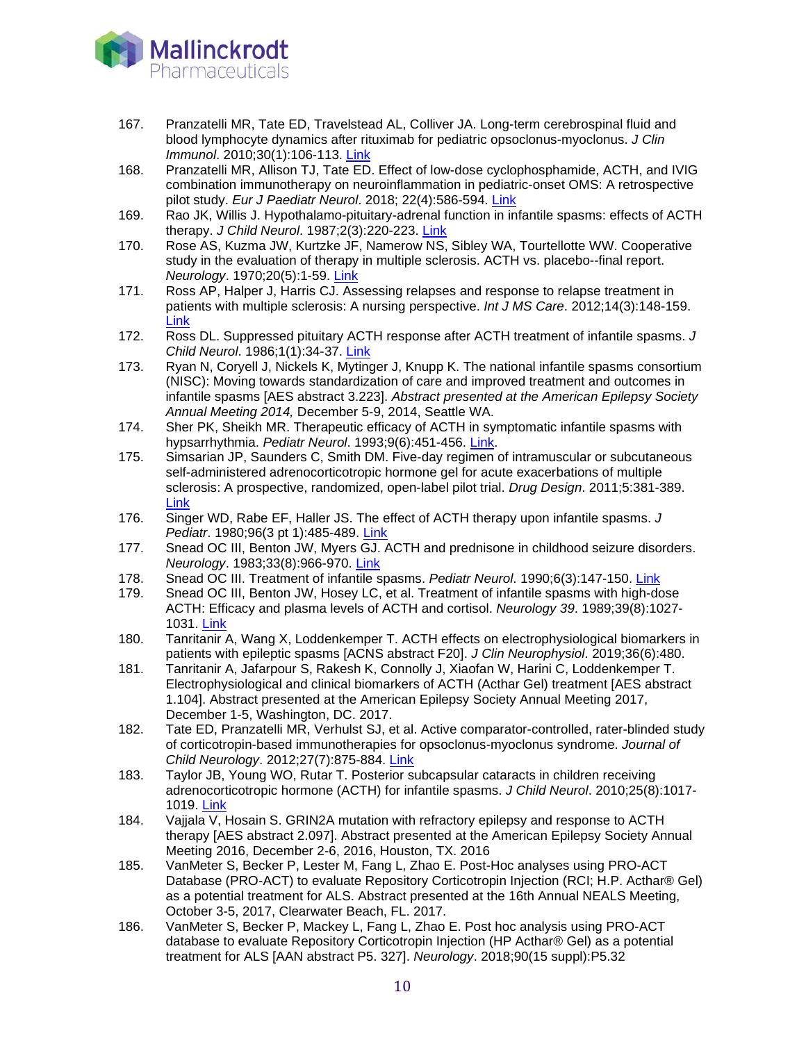167. Pranzatelli MR, Tate ED, Travelstead AL, Colliver JA. Long-term cerebrospinal fluid and blood lymphocyte dynamics after rituximab for pediatric opsoclonus-myoclonus. *J Clin Immunol*. 2010;30(1):106-113. Link
168. Pranzatelli MR, Allison TJ, Tate ED. Effect of low-dose cyclophosphamide, ACTH, and IVIG combination immunotherapy on neuroinflammation in pediatric-onset OMS: A retrospective pilot study. *Eur J Paediatr Neurol*. 2018; 22(4):586-594. Link
169. Rao JK, Willis J. Hypothalamo-pituitary-adrenal function in infantile spasms: effects of ACTH therapy. *J Child Neurol*. 1987;2(3):220-223. Link
170. Rose AS, Kuzma JW, Kurtzke JF, Namerow NS, Sibley WA, Tourtellotte WW. Cooperative study in the evaluation of therapy in multiple sclerosis. ACTH vs. placebo--final report. *Neurology*. 1970;20(5):1-59. Link
171. Ross AP, Halper J, Harris CJ. Assessing relapses and response to relapse treatment in patients with multiple sclerosis: A nursing perspective. *Int J MS Care*. 2012;14(3):148-159. Link
172. Ross DL. Suppressed pituitary ACTH response after ACTH treatment of infantile spasms. *J Child Neurol*. 1986;1(1):34-37. Link
173. Ryan N, Coryell J, Nickels K, Mytinger J, Knupp K. The national infantile spasms consortium (NISC): Moving towards standardization of care and improved treatment and outcomes in infantile spasms [AES abstract 3.223]. *Abstract presented at the American Epilepsy Society Annual Meeting 2014,* December 5-9, 2014, Seattle WA.
174. Sher PK, Sheikh MR. Therapeutic efficacy of ACTH in symptomatic infantile spasms with hypsarrhythmia. *Pediatr Neurol*. 1993;9(6):451-456. Link.
175. Simsarian JP, Saunders C, Smith DM. Five-day regimen of intramuscular or subcutaneous self-administered adrenocorticotropic hormone gel for acute exacerbations of multiple sclerosis: A prospective, randomized, open-label pilot trial. *Drug Design*. 2011;5:381-389. Link
176. Singer WD, Rabe EF, Haller JS. The effect of ACTH therapy upon infantile spasms. *J Pediatr*. 1980;96(3 pt 1):485-489. Link
177. Snead OC III, Benton JW, Myers GJ. ACTH and prednisone in childhood seizure disorders. *Neurology*. 1983;33(8):966-970. Link
178. Snead OC III. Treatment of infantile spasms. *Pediatr Neurol*. 1990;6(3):147-150. Link
179. Snead OC III, Benton JW, Hosey LC, et al. Treatment of infantile spasms with high-dose ACTH: Efficacy and plasma levels of ACTH and cortisol. *Neurology 39*. 1989;39(8):1027-1031. Link
180. Tanritanir A, Wang X, Loddenkemper T. ACTH effects on electrophysiological biomarkers in patients with epileptic spasms [ACNS abstract F20]. *J Clin Neurophysiol*. 2019;36(6):480.
181. Tanritanir A, Jafarpour S, Rakesh K, Connolly J, Xiaofan W, Harini C, Loddenkemper T. Electrophysiological and clinical biomarkers of ACTH (Acthar Gel) treatment [AES abstract 1.104]. Abstract presented at the American Epilepsy Society Annual Meeting 2017, December 1-5, Washington, DC. 2017.
182. Tate ED, Pranzatelli MR, Verhulst SJ, et al. Active comparator-controlled, rater-blinded study of corticotropin-based immunotherapies for opsoclonus-myoclonus syndrome. *Journal of Child Neurology*. 2012;27(7):875-884. Link
183. Taylor JB, Young WO, Rutar T. Posterior subcapsular cataracts in children receiving adrenocorticotropic hormone (ACTH) for infantile spasms. *J Child Neurol*. 2010;25(8):1017-1019. Link
184. Vajjala V, Hosain S. GRIN2A mutation with refractory epilepsy and response to ACTH therapy [AES abstract 2.097]. Abstract presented at the American Epilepsy Society Annual Meeting 2016, December 2-6, 2016, Houston, TX. 2016
185. VanMeter S, Becker P, Lester M, Fang L, Zhao E. Post-Hoc analyses using PRO-ACT Database (PRO-ACT) to evaluate Repository Corticotropin Injection (RCI; H.P. Acthar® Gel) as a potential treatment for ALS. Abstract presented at the 16th Annual NEALS Meeting, October 3-5, 2017, Clearwater Beach, FL. 2017.
186. VanMeter S, Becker P, Mackey L, Fang L, Zhao E. Post hoc analysis using PRO-ACT database to evaluate Repository Corticotropin Injection (HP Acthar® Gel) as a potential treatment for ALS [AAN abstract P5. 327]. *Neurology*. 2018;90(15 suppl):P5.32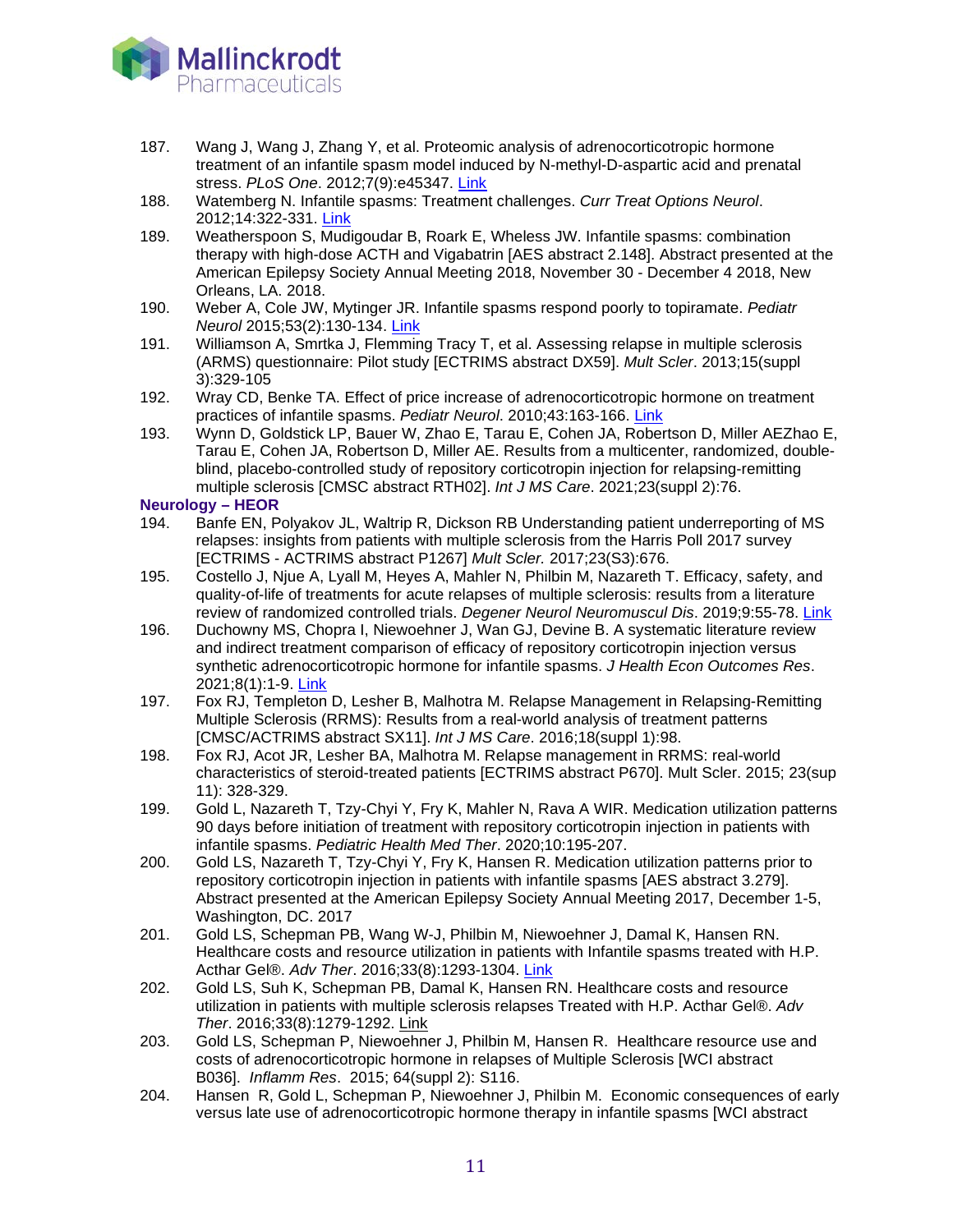187. Wang J, Wang J, Zhang Y, et al. Proteomic analysis of adrenocorticotropic hormone treatment of an infantile spasm model induced by N-methyl-D-aspartic acid and prenatal stress. *PLoS One*. 2012;7(9):e45347. Link
188. Watemberg N. Infantile spasms: Treatment challenges. *Curr Treat Options Neurol*. 2012;14:322-331. Link
189. Weatherspoon S, Mudigoudar B, Roark E, Wheless JW. Infantile spasms: combination therapy with high-dose ACTH and Vigabatrin [AES abstract 2.148]. Abstract presented at the American Epilepsy Society Annual Meeting 2018, November 30 - December 4 2018, New Orleans, LA. 2018.
190. Weber A, Cole JW, Mytinger JR. Infantile spasms respond poorly to topiramate. *Pediatr Neurol* 2015;53(2):130-134. Link
191. Williamson A, Smrtka J, Flemming Tracy T, et al. Assessing relapse in multiple sclerosis (ARMS) questionnaire: Pilot study [ECTRIMS abstract DX59]. *Mult Scler*. 2013;15(suppl 3):329-105
192. Wray CD, Benke TA. Effect of price increase of adrenocorticotropic hormone on treatment practices of infantile spasms. *Pediatr Neurol*. 2010;43:163-166. Link
193. Wynn D, Goldstick LP, Bauer W, Zhao E, Tarau E, Cohen JA, Robertson D, Miller AEZhao E, Tarau E, Cohen JA, Robertson D, Miller AE. Results from a multicenter, randomized, double-blind, placebo-controlled study of repository corticotropin injection for relapsing-remitting multiple sclerosis [CMSC abstract RTH02]. *Int J MS Care*. 2021;23(suppl 2):76.

**Neurology – HEOR**

194. Banfe EN, Polyakov JL, Waltrip R, Dickson RB Understanding patient underreporting of MS relapses: insights from patients with multiple sclerosis from the Harris Poll 2017 survey [ECTRIMS - ACTRIMS abstract P1267] *Mult Scler.* 2017;23(S3):676.
195. Costello J, Njue A, Lyall M, Heyes A, Mahler N, Philbin M, Nazareth T. Efficacy, safety, and quality-of-life of treatments for acute relapses of multiple sclerosis: results from a literature review of randomized controlled trials. *Degener Neurol Neuromuscul Dis*. 2019;9:55-78. Link
196. Duchowny MS, Chopra I, Niewoehner J, Wan GJ, Devine B. A systematic literature review and indirect treatment comparison of efficacy of repository corticotropin injection versus synthetic adrenocorticotropic hormone for infantile spasms. *J Health Econ Outcomes Res*. 2021;8(1):1-9. Link
197. Fox RJ, Templeton D, Lesher B, Malhotra M. Relapse Management in Relapsing-Remitting Multiple Sclerosis (RRMS): Results from a real-world analysis of treatment patterns [CMSC/ACTRIMS abstract SX11]. *Int J MS Care*. 2016;18(suppl 1):98.
198. Fox RJ, Acot JR, Lesher BA, Malhotra M. Relapse management in RRMS: real-world characteristics of steroid-treated patients [ECTRIMS abstract P670]. Mult Scler. 2015; 23(sup 11): 328-329.
199. Gold L, Nazareth T, Tzy-Chyi Y, Fry K, Mahler N, Rava A WIR. Medication utilization patterns 90 days before initiation of treatment with repository corticotropin injection in patients with infantile spasms. *Pediatric Health Med Ther*. 2020;10:195-207.
200. Gold LS, Nazareth T, Tzy-Chyi Y, Fry K, Hansen R. Medication utilization patterns prior to repository corticotropin injection in patients with infantile spasms [AES abstract 3.279]. Abstract presented at the American Epilepsy Society Annual Meeting 2017, December 1-5, Washington, DC. 2017
201. Gold LS, Schepman PB, Wang W-J, Philbin M, Niewoehner J, Damal K, Hansen RN. Healthcare costs and resource utilization in patients with Infantile spasms treated with H.P. Acthar Gel®. *Adv Ther*. 2016;33(8):1293-1304. Link
202. Gold LS, Suh K, Schepman PB, Damal K, Hansen RN. Healthcare costs and resource utilization in patients with multiple sclerosis relapses Treated with H.P. Acthar Gel®. *Adv Ther*. 2016;33(8):1279-1292. Link
203. Gold LS, Schepman P, Niewoehner J, Philbin M, Hansen R. Healthcare resource use and costs of adrenocorticotropic hormone in relapses of Multiple Sclerosis [WCI abstract B036]. *Inflamm Res*. 2015; 64(suppl 2): S116.
204. Hansen R, Gold L, Schepman P, Niewoehner J, Philbin M. Economic consequences of early versus late use of adrenocorticotropic hormone therapy in infantile spasms [WCI abstract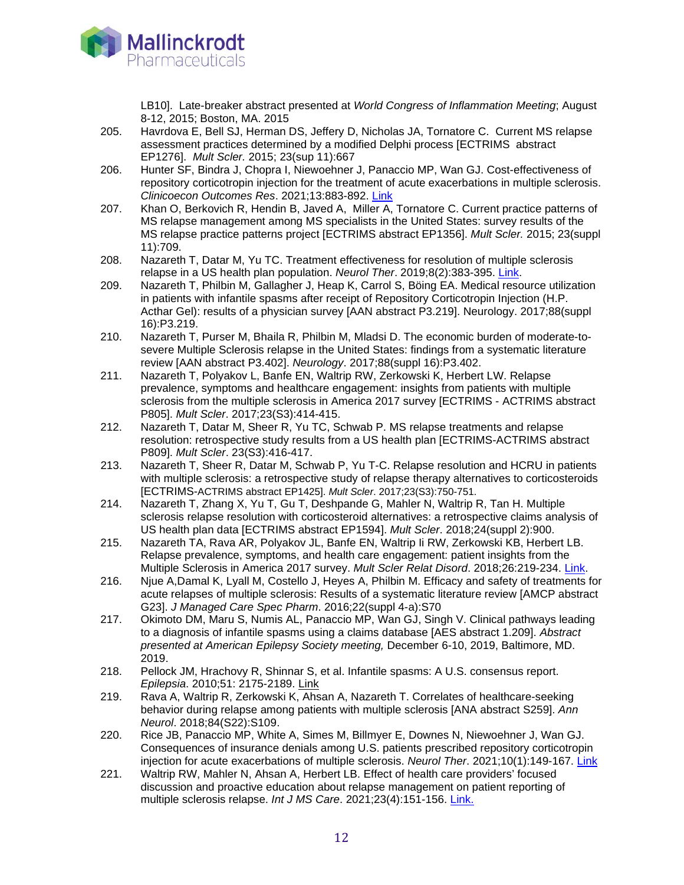LB10]. Late-breaker abstract presented at *World Congress of Inflammation Meeting*; August 8-12, 2015; Boston, MA. 2015

205. Havrdova E, Bell SJ, Herman DS, Jeffery D, Nicholas JA, Tornatore C. Current MS relapse assessment practices determined by a modified Delphi process [ECTRIMS abstract EP1276]. *Mult Scler.* 2015; 23(sup 11):667
206. Hunter SF, Bindra J, Chopra I, Niewoehner J, Panaccio MP, Wan GJ. Cost-effectiveness of repository corticotropin injection for the treatment of acute exacerbations in multiple sclerosis. *Clinicoecon Outcomes Res*. 2021;13:883-892. Link
207. Khan O, Berkovich R, Hendin B, Javed A, Miller A, Tornatore C. Current practice patterns of MS relapse management among MS specialists in the United States: survey results of the MS relapse practice patterns project [ECTRIMS abstract EP1356]. *Mult Scler.* 2015; 23(suppl 11):709.
208. Nazareth T, Datar M, Yu TC. Treatment effectiveness for resolution of multiple sclerosis relapse in a US health plan population. *Neurol Ther*. 2019;8(2):383-395. Link.
209. Nazareth T, Philbin M, Gallagher J, Heap K, Carrol S, Böing EA. Medical resource utilization in patients with infantile spasms after receipt of Repository Corticotropin Injection (H.P. Acthar Gel): results of a physician survey [AAN abstract P3.219]. Neurology. 2017;88(suppl 16):P3.219.
210. Nazareth T, Purser M, Bhaila R, Philbin M, Mladsi D. The economic burden of moderate-to-severe Multiple Sclerosis relapse in the United States: findings from a systematic literature review [AAN abstract P3.402]. *Neurology*. 2017;88(suppl 16):P3.402.
211. Nazareth T, Polyakov L, Banfe EN, Waltrip RW, Zerkowski K, Herbert LW. Relapse prevalence, symptoms and healthcare engagement: insights from patients with multiple sclerosis from the multiple sclerosis in America 2017 survey [ECTRIMS - ACTRIMS abstract P805]. *Mult Scler*. 2017;23(S3):414-415.
212. Nazareth T, Datar M, Sheer R, Yu TC, Schwab P. MS relapse treatments and relapse resolution: retrospective study results from a US health plan [ECTRIMS-ACTRIMS abstract P809]. *Mult Scler*. 23(S3):416-417.
213. Nazareth T, Sheer R, Datar M, Schwab P, Yu T-C. Relapse resolution and HCRU in patients with multiple sclerosis: a retrospective study of relapse therapy alternatives to corticosteroids [ECTRIMS-ACTRIMS abstract EP1425]. *Mult Scler*. 2017;23(S3):750-751.
214. Nazareth T, Zhang X, Yu T, Gu T, Deshpande G, Mahler N, Waltrip R, Tan H. Multiple sclerosis relapse resolution with corticosteroid alternatives: a retrospective claims analysis of US health plan data [ECTRIMS abstract EP1594]. *Mult Scler*. 2018;24(suppl 2):900.
215. Nazareth TA, Rava AR, Polyakov JL, Banfe EN, Waltrip Ii RW, Zerkowski KB, Herbert LB. Relapse prevalence, symptoms, and health care engagement: patient insights from the Multiple Sclerosis in America 2017 survey. *Mult Scler Relat Disord*. 2018;26:219-234. Link.
216. Njue A,Damal K, Lyall M, Costello J, Heyes A, Philbin M. Efficacy and safety of treatments for acute relapses of multiple sclerosis: Results of a systematic literature review [AMCP abstract G23]. *J Managed Care Spec Pharm*. 2016;22(suppl 4-a):S70
217. Okimoto DM, Maru S, Numis AL, Panaccio MP, Wan GJ, Singh V. Clinical pathways leading to a diagnosis of infantile spasms using a claims database [AES abstract 1.209]. *Abstract presented at American Epilepsy Society meeting,* December 6-10, 2019, Baltimore, MD. 2019.
218. Pellock JM, Hrachovy R, Shinnar S, et al. Infantile spasms: A U.S. consensus report. *Epilepsia*. 2010;51: 2175-2189. Link
219. Rava A, Waltrip R, Zerkowski K, Ahsan A, Nazareth T. Correlates of healthcare-seeking behavior during relapse among patients with multiple sclerosis [ANA abstract S259]. *Ann Neurol*. 2018;84(S22):S109.
220. Rice JB, Panaccio MP, White A, Simes M, Billmyer E, Downes N, Niewoehner J, Wan GJ. Consequences of insurance denials among U.S. patients prescribed repository corticotropin injection for acute exacerbations of multiple sclerosis. *Neurol Ther*. 2021;10(1):149-167. Link
221. Waltrip RW, Mahler N, Ahsan A, Herbert LB. Effect of health care providers' focused discussion and proactive education about relapse management on patient reporting of multiple sclerosis relapse. *Int J MS Care*. 2021;23(4):151-156. Link.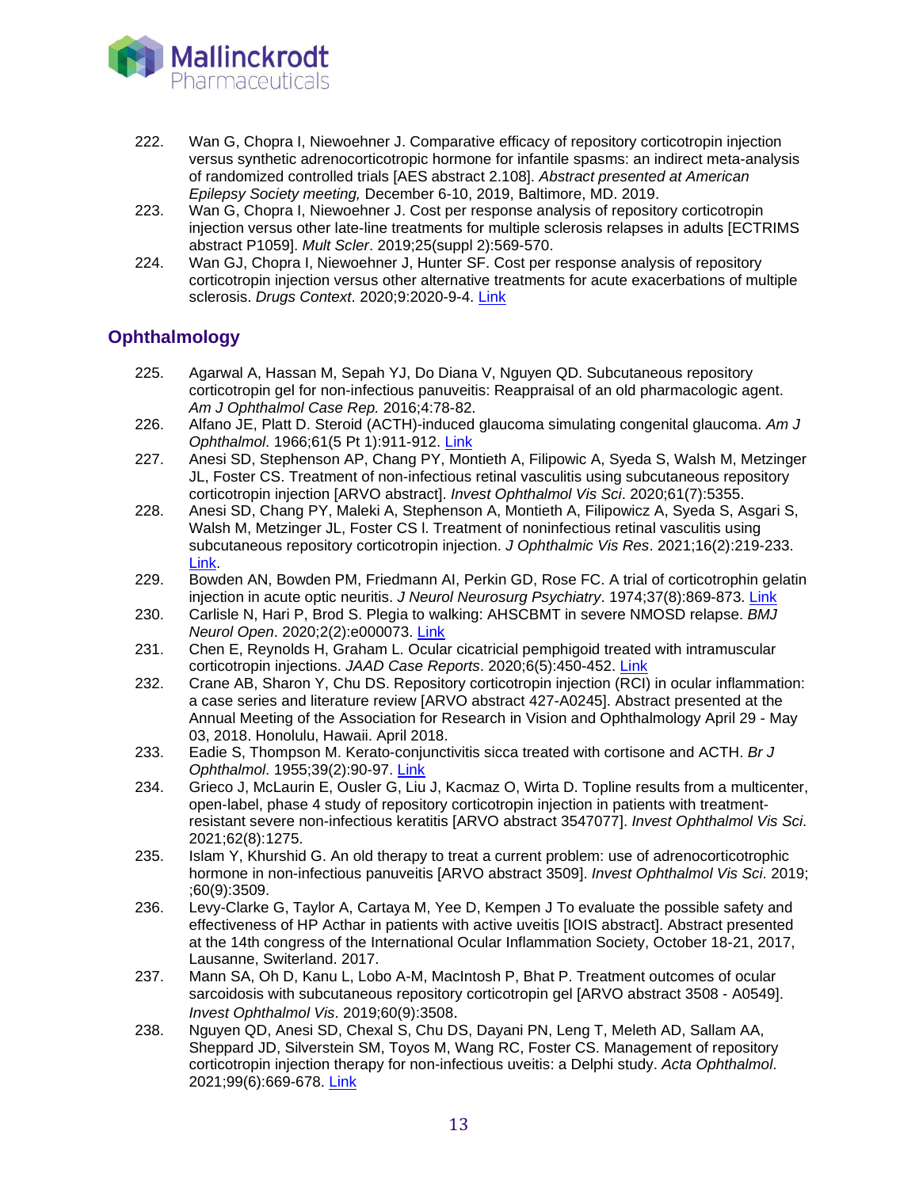222. Wan G, Chopra I, Niewoehner J. Comparative efficacy of repository corticotropin injection versus synthetic adrenocorticotropic hormone for infantile spasms: an indirect meta-analysis of randomized controlled trials [AES abstract 2.108]. *Abstract presented at American Epilepsy Society meeting,* December 6-10, 2019, Baltimore, MD. 2019.
223. Wan G, Chopra I, Niewoehner J. Cost per response analysis of repository corticotropin injection versus other late-line treatments for multiple sclerosis relapses in adults [ECTRIMS abstract P1059]. *Mult Scler*. 2019;25(suppl 2):569-570.
224. Wan GJ, Chopra I, Niewoehner J, Hunter SF. Cost per response analysis of repository corticotropin injection versus other alternative treatments for acute exacerbations of multiple sclerosis. *Drugs Context*. 2020;9:2020-9-4. Link

## Ophthalmology

225. Agarwal A, Hassan M, Sepah YJ, Do Diana V, Nguyen QD. Subcutaneous repository corticotropin gel for non-infectious panuveitis: Reappraisal of an old pharmacologic agent. *Am J Ophthalmol Case Rep.* 2016;4:78-82.
226. Alfano JE, Platt D. Steroid (ACTH)-induced glaucoma simulating congenital glaucoma. *Am J Ophthalmol*. 1966;61(5 Pt 1):911-912. Link
227. Anesi SD, Stephenson AP, Chang PY, Montieth A, Filipowic A, Syeda S, Walsh M, Metzinger JL, Foster CS. Treatment of non-infectious retinal vasculitis using subcutaneous repository corticotropin injection [ARVO abstract]. *Invest Ophthalmol Vis Sci*. 2020;61(7):5355.
228. Anesi SD, Chang PY, Maleki A, Stephenson A, Montieth A, Filipowicz A, Syeda S, Asgari S, Walsh M, Metzinger JL, Foster CS l. Treatment of noninfectious retinal vasculitis using subcutaneous repository corticotropin injection. *J Ophthalmic Vis Res*. 2021;16(2):219-233. Link.
229. Bowden AN, Bowden PM, Friedmann AI, Perkin GD, Rose FC. A trial of corticotrophin gelatin injection in acute optic neuritis. *J Neurol Neurosurg Psychiatry*. 1974;37(8):869-873. Link
230. Carlisle N, Hari P, Brod S. Plegia to walking: AHSCBMT in severe NMOSD relapse. *BMJ Neurol Open*. 2020;2(2):e000073. Link
231. Chen E, Reynolds H, Graham L. Ocular cicatricial pemphigoid treated with intramuscular corticotropin injections. *JAAD Case Reports*. 2020;6(5):450-452. Link
232. Crane AB, Sharon Y, Chu DS. Repository corticotropin injection (RCI) in ocular inflammation: a case series and literature review [ARVO abstract 427-A0245]. Abstract presented at the Annual Meeting of the Association for Research in Vision and Ophthalmology April 29 - May 03, 2018. Honolulu, Hawaii. April 2018.
233. Eadie S, Thompson M. Kerato-conjunctivitis sicca treated with cortisone and ACTH. *Br J Ophthalmol*. 1955;39(2):90-97. Link
234. Grieco J, McLaurin E, Ousler G, Liu J, Kacmaz O, Wirta D. Topline results from a multicenter, open-label, phase 4 study of repository corticotropin injection in patients with treatment-resistant severe non-infectious keratitis [ARVO abstract 3547077]. *Invest Ophthalmol Vis Sci*. 2021;62(8):1275.
235. Islam Y, Khurshid G. An old therapy to treat a current problem: use of adrenocorticotrophic hormone in non-infectious panuveitis [ARVO abstract 3509]. *Invest Ophthalmol Vis Sci*. 2019; ;60(9):3509.
236. Levy-Clarke G, Taylor A, Cartaya M, Yee D, Kempen J To evaluate the possible safety and effectiveness of HP Acthar in patients with active uveitis [IOIS abstract]. Abstract presented at the 14th congress of the International Ocular Inflammation Society, October 18-21, 2017, Lausanne, Switerland. 2017.
237. Mann SA, Oh D, Kanu L, Lobo A-M, MacIntosh P, Bhat P. Treatment outcomes of ocular sarcoidosis with subcutaneous repository corticotropin gel [ARVO abstract 3508 - A0549]. *Invest Ophthalmol Vis*. 2019;60(9):3508.
238. Nguyen QD, Anesi SD, Chexal S, Chu DS, Dayani PN, Leng T, Meleth AD, Sallam AA, Sheppard JD, Silverstein SM, Toyos M, Wang RC, Foster CS. Management of repository corticotropin injection therapy for non-infectious uveitis: a Delphi study. *Acta Ophthalmol*. 2021;99(6):669-678. Link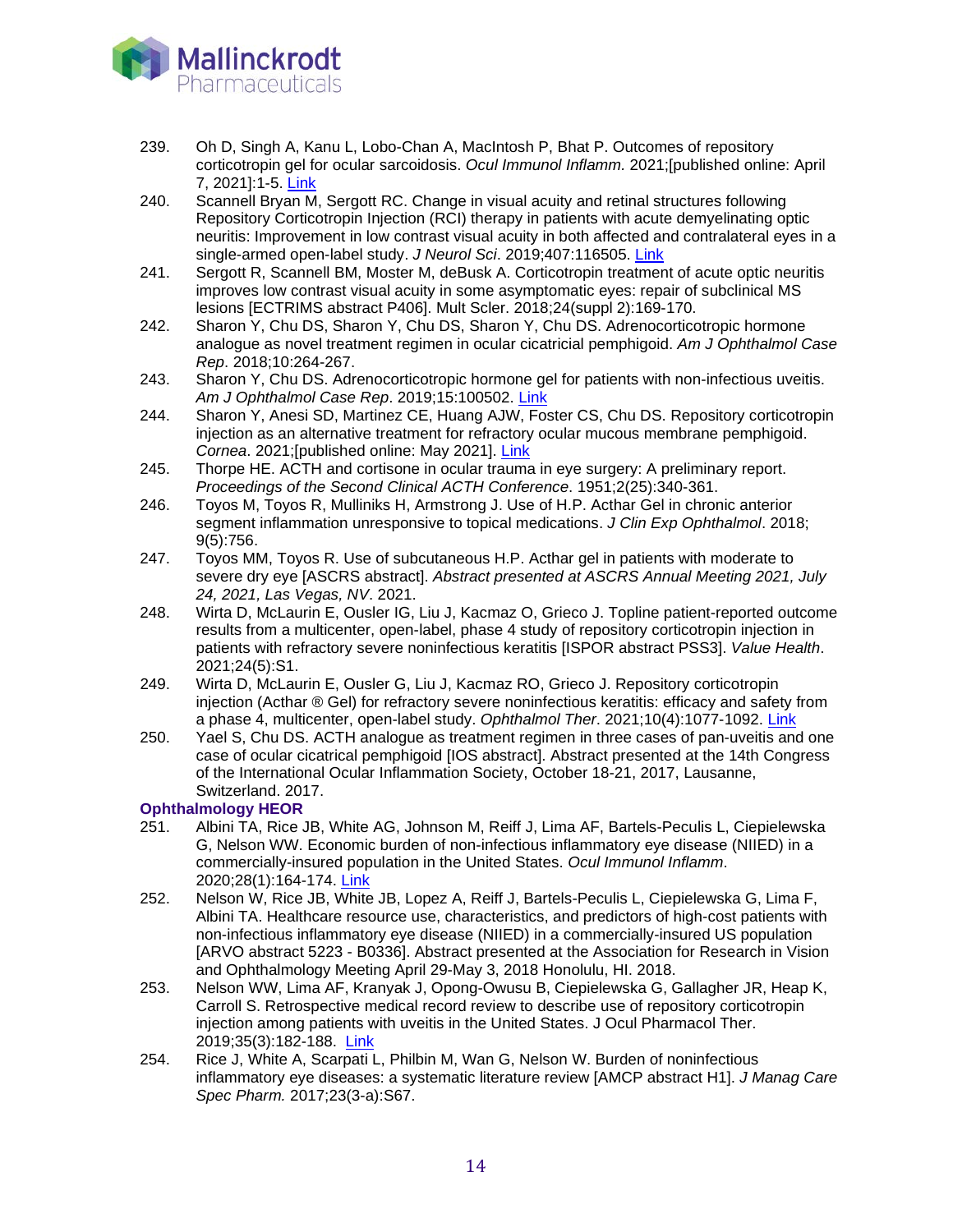239. Oh D, Singh A, Kanu L, Lobo-Chan A, MacIntosh P, Bhat P. Outcomes of repository corticotropin gel for ocular sarcoidosis. *Ocul Immunol Inflamm.* 2021;[published online: April 7, 2021]:1-5. Link
240. Scannell Bryan M, Sergott RC. Change in visual acuity and retinal structures following Repository Corticotropin Injection (RCI) therapy in patients with acute demyelinating optic neuritis: Improvement in low contrast visual acuity in both affected and contralateral eyes in a single-armed open-label study. *J Neurol Sci*. 2019;407:116505. Link
241. Sergott R, Scannell BM, Moster M, deBusk A. Corticotropin treatment of acute optic neuritis improves low contrast visual acuity in some asymptomatic eyes: repair of subclinical MS lesions [ECTRIMS abstract P406]. Mult Scler. 2018;24(suppl 2):169-170.
242. Sharon Y, Chu DS, Sharon Y, Chu DS, Sharon Y, Chu DS. Adrenocorticotropic hormone analogue as novel treatment regimen in ocular cicatricial pemphigoid. *Am J Ophthalmol Case Rep*. 2018;10:264-267.
243. Sharon Y, Chu DS. Adrenocorticotropic hormone gel for patients with non-infectious uveitis. *Am J Ophthalmol Case Rep*. 2019;15:100502. Link
244. Sharon Y, Anesi SD, Martinez CE, Huang AJW, Foster CS, Chu DS. Repository corticotropin injection as an alternative treatment for refractory ocular mucous membrane pemphigoid. *Cornea*. 2021;[published online: May 2021]. Link
245. Thorpe HE. ACTH and cortisone in ocular trauma in eye surgery: A preliminary report. *Proceedings of the Second Clinical ACTH Conference*. 1951;2(25):340-361.
246. Toyos M, Toyos R, Mulliniks H, Armstrong J. Use of H.P. Acthar Gel in chronic anterior segment inflammation unresponsive to topical medications. *J Clin Exp Ophthalmol*. 2018; 9(5):756.
247. Toyos MM, Toyos R. Use of subcutaneous H.P. Acthar gel in patients with moderate to severe dry eye [ASCRS abstract]. *Abstract presented at ASCRS Annual Meeting 2021, July 24, 2021, Las Vegas, NV*. 2021.
248. Wirta D, McLaurin E, Ousler IG, Liu J, Kacmaz O, Grieco J. Topline patient-reported outcome results from a multicenter, open-label, phase 4 study of repository corticotropin injection in patients with refractory severe noninfectious keratitis [ISPOR abstract PSS3]. *Value Health*. 2021;24(5):S1.
249. Wirta D, McLaurin E, Ousler G, Liu J, Kacmaz RO, Grieco J. Repository corticotropin injection (Acthar ® Gel) for refractory severe noninfectious keratitis: efficacy and safety from a phase 4, multicenter, open-label study. *Ophthalmol Ther*. 2021;10(4):1077-1092. Link
250. Yael S, Chu DS. ACTH analogue as treatment regimen in three cases of pan-uveitis and one case of ocular cicatrical pemphigoid [IOS abstract]. Abstract presented at the 14th Congress of the International Ocular Inflammation Society, October 18-21, 2017, Lausanne, Switzerland. 2017.

**Ophthalmology HEOR**

251. Albini TA, Rice JB, White AG, Johnson M, Reiff J, Lima AF, Bartels-Peculis L, Ciepielewska G, Nelson WW. Economic burden of non-infectious inflammatory eye disease (NIIED) in a commercially-insured population in the United States. *Ocul Immunol Inflamm*. 2020;28(1):164-174. Link
252. Nelson W, Rice JB, White JB, Lopez A, Reiff J, Bartels-Peculis L, Ciepielewska G, Lima F, Albini TA. Healthcare resource use, characteristics, and predictors of high-cost patients with non-infectious inflammatory eye disease (NIIED) in a commercially-insured US population [ARVO abstract 5223 - B0336]. Abstract presented at the Association for Research in Vision and Ophthalmology Meeting April 29-May 3, 2018 Honolulu, HI. 2018.
253. Nelson WW, Lima AF, Kranyak J, Opong-Owusu B, Ciepielewska G, Gallagher JR, Heap K, Carroll S. Retrospective medical record review to describe use of repository corticotropin injection among patients with uveitis in the United States. J Ocul Pharmacol Ther. 2019;35(3):182-188. Link
254. Rice J, White A, Scarpati L, Philbin M, Wan G, Nelson W. Burden of noninfectious inflammatory eye diseases: a systematic literature review [AMCP abstract H1]. *J Manag Care Spec Pharm.* 2017;23(3-a):S67.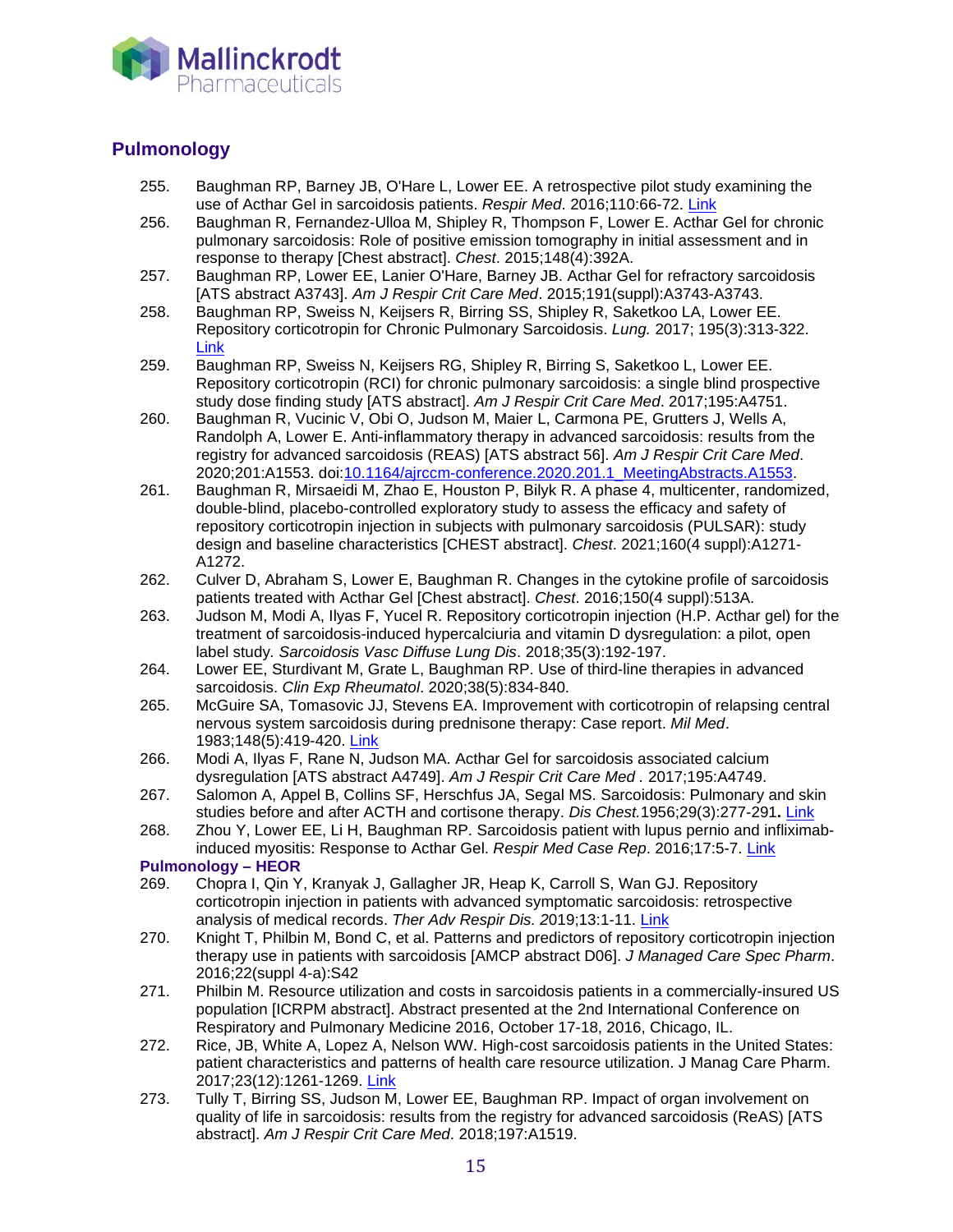## Pulmonology

255. Baughman RP, Barney JB, O'Hare L, Lower EE. A retrospective pilot study examining the use of Acthar Gel in sarcoidosis patients. *Respir Med*. 2016;110:66-72. Link
256. Baughman R, Fernandez-Ulloa M, Shipley R, Thompson F, Lower E. Acthar Gel for chronic pulmonary sarcoidosis: Role of positive emission tomography in initial assessment and in response to therapy [Chest abstract]. *Chest*. 2015;148(4):392A.
257. Baughman RP, Lower EE, Lanier O'Hare, Barney JB. Acthar Gel for refractory sarcoidosis [ATS abstract A3743]. *Am J Respir Crit Care Med*. 2015;191(suppl):A3743-A3743.
258. Baughman RP, Sweiss N, Keijsers R, Birring SS, Shipley R, Saketkoo LA, Lower EE. Repository corticotropin for Chronic Pulmonary Sarcoidosis. *Lung.* 2017; 195(3):313-322. Link
259. Baughman RP, Sweiss N, Keijsers RG, Shipley R, Birring S, Saketkoo L, Lower EE. Repository corticotropin (RCI) for chronic pulmonary sarcoidosis: a single blind prospective study dose finding study [ATS abstract]. *Am J Respir Crit Care Med*. 2017;195:A4751.
260. Baughman R, Vucinic V, Obi O, Judson M, Maier L, Carmona PE, Grutters J, Wells A, Randolph A, Lower E. Anti-inflammatory therapy in advanced sarcoidosis: results from the registry for advanced sarcoidosis (REAS) [ATS abstract 56]. *Am J Respir Crit Care Med*. 2020;201:A1553. doi:10.1164/ajrccm-conference.2020.201.1_MeetingAbstracts.A1553.
261. Baughman R, Mirsaeidi M, Zhao E, Houston P, Bilyk R. A phase 4, multicenter, randomized, double-blind, placebo-controlled exploratory study to assess the efficacy and safety of repository corticotropin injection in subjects with pulmonary sarcoidosis (PULSAR): study design and baseline characteristics [CHEST abstract]. *Chest*. 2021;160(4 suppl):A1271-A1272.
262. Culver D, Abraham S, Lower E, Baughman R. Changes in the cytokine profile of sarcoidosis patients treated with Acthar Gel [Chest abstract]. *Chest*. 2016;150(4 suppl):513A.
263. Judson M, Modi A, Ilyas F, Yucel R. Repository corticotropin injection (H.P. Acthar gel) for the treatment of sarcoidosis-induced hypercalciuria and vitamin D dysregulation: a pilot, open label study. *Sarcoidosis Vasc Diffuse Lung Dis*. 2018;35(3):192-197.
264. Lower EE, Sturdivant M, Grate L, Baughman RP. Use of third-line therapies in advanced sarcoidosis. *Clin Exp Rheumatol*. 2020;38(5):834-840.
265. McGuire SA, Tomasovic JJ, Stevens EA. Improvement with corticotropin of relapsing central nervous system sarcoidosis during prednisone therapy: Case report. *Mil Med*. 1983;148(5):419-420. Link
266. Modi A, Ilyas F, Rane N, Judson MA. Acthar Gel for sarcoidosis associated calcium dysregulation [ATS abstract A4749]. *Am J Respir Crit Care Med* . 2017;195:A4749.
267. Salomon A, Appel B, Collins SF, Herschfus JA, Segal MS. Sarcoidosis: Pulmonary and skin studies before and after ACTH and cortisone therapy. *Dis Chest.*1956;29(3):277-291**.** Link
268. Zhou Y, Lower EE, Li H, Baughman RP. Sarcoidosis patient with lupus pernio and infliximab-induced myositis: Response to Acthar Gel. *Respir Med Case Rep*. 2016;17:5-7. Link

### Pulmonology – HEOR

269. Chopra I, Qin Y, Kranyak J, Gallagher JR, Heap K, Carroll S, Wan GJ. Repository corticotropin injection in patients with advanced symptomatic sarcoidosis: retrospective analysis of medical records. *Ther Adv Respir Dis. 2*019;13:1-11. Link
270. Knight T, Philbin M, Bond C, et al. Patterns and predictors of repository corticotropin injection therapy use in patients with sarcoidosis [AMCP abstract D06]. *J Managed Care Spec Pharm*. 2016;22(suppl 4-a):S42
271. Philbin M. Resource utilization and costs in sarcoidosis patients in a commercially-insured US population [ICRPM abstract]. Abstract presented at the 2nd International Conference on Respiratory and Pulmonary Medicine 2016, October 17-18, 2016, Chicago, IL.
272. Rice, JB, White A, Lopez A, Nelson WW. High-cost sarcoidosis patients in the United States: patient characteristics and patterns of health care resource utilization. J Manag Care Pharm. 2017;23(12):1261-1269. Link
273. Tully T, Birring SS, Judson M, Lower EE, Baughman RP. Impact of organ involvement on quality of life in sarcoidosis: results from the registry for advanced sarcoidosis (ReAS) [ATS abstract]. *Am J Respir Crit Care Med*. 2018;197:A1519.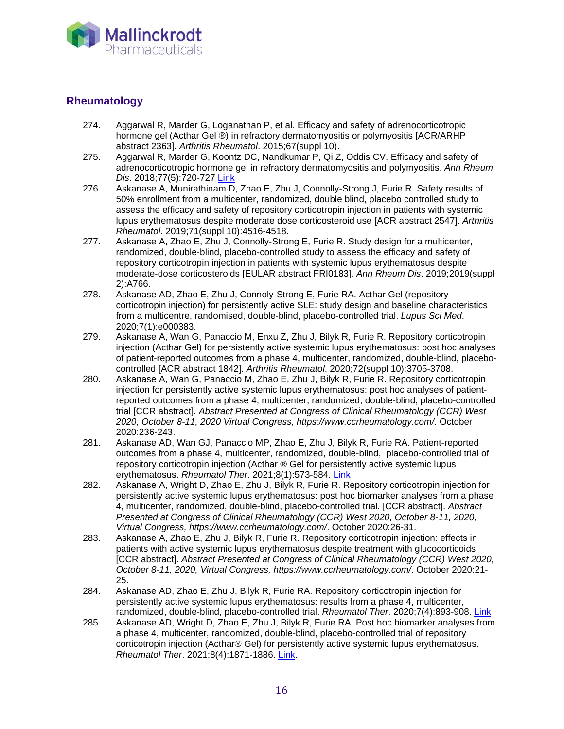## Rheumatology

274. Aggarwal R, Marder G, Loganathan P, et al. Efficacy and safety of adrenocorticotropic hormone gel (Acthar Gel ®) in refractory dermatomyositis or polymyositis [ACR/ARHP abstract 2363]. *Arthritis Rheumatol*. 2015;67(suppl 10).
275. Aggarwal R, Marder G, Koontz DC, Nandkumar P, Qi Z, Oddis CV. Efficacy and safety of adrenocorticotropic hormone gel in refractory dermatomyositis and polymyositis. *Ann Rheum Dis*. 2018;77(5):720-727 Link
276. Askanase A, Munirathinam D, Zhao E, Zhu J, Connolly-Strong J, Furie R. Safety results of 50% enrollment from a multicenter, randomized, double blind, placebo controlled study to assess the efficacy and safety of repository corticotropin injection in patients with systemic lupus erythematosus despite moderate dose corticosteroid use [ACR abstract 2547]. *Arthritis Rheumatol*. 2019;71(suppl 10):4516-4518.
277. Askanase A, Zhao E, Zhu J, Connolly-Strong E, Furie R. Study design for a multicenter, randomized, double-blind, placebo-controlled study to assess the efficacy and safety of repository corticotropin injection in patients with systemic lupus erythematosus despite moderate-dose corticosteroids [EULAR abstract FRI0183]. *Ann Rheum Dis*. 2019;2019(suppl 2):A766.
278. Askanase AD, Zhao E, Zhu J, Connoly-Strong E, Furie RA. Acthar Gel (repository corticotropin injection) for persistently active SLE: study design and baseline characteristics from a multicentre, randomised, double-blind, placebo-controlled trial. *Lupus Sci Med*. 2020;7(1):e000383.
279. Askanase A, Wan G, Panaccio M, Enxu Z, Zhu J, Bilyk R, Furie R. Repository corticotropin injection (Acthar Gel) for persistently active systemic lupus erythematosus: post hoc analyses of patient-reported outcomes from a phase 4, multicenter, randomized, double-blind, placebo-controlled [ACR abstract 1842]. *Arthritis Rheumatol*. 2020;72(suppl 10):3705-3708.
280. Askanase A, Wan G, Panaccio M, Zhao E, Zhu J, Bilyk R, Furie R. Repository corticotropin injection for persistently active systemic lupus erythematosus: post hoc analyses of patient-reported outcomes from a phase 4, multicenter, randomized, double-blind, placebo-controlled trial [CCR abstract]. *Abstract Presented at Congress of Clinical Rheumatology (CCR) West 2020, October 8-11, 2020 Virtual Congress, https://www.ccrheumatology.com/*. October 2020:236-243.
281. Askanase AD, Wan GJ, Panaccio MP, Zhao E, Zhu J, Bilyk R, Furie RA. Patient-reported outcomes from a phase 4, multicenter, randomized, double-blind, placebo-controlled trial of repository corticotropin injection (Acthar ® Gel for persistently active systemic lupus erythematosus. *Rheumatol Ther*. 2021;8(1):573-584. Link
282. Askanase A, Wright D, Zhao E, Zhu J, Bilyk R, Furie R. Repository corticotropin injection for persistently active systemic lupus erythematosus: post hoc biomarker analyses from a phase 4, multicenter, randomized, double-blind, placebo-controlled trial. [CCR abstract]. *Abstract Presented at Congress of Clinical Rheumatology (CCR) West 2020, October 8-11, 2020, Virtual Congress, https://www.ccrheumatology.com/*. October 2020:26-31.
283. Askanase A, Zhao E, Zhu J, Bilyk R, Furie R. Repository corticotropin injection: effects in patients with active systemic lupus erythematosus despite treatment with glucocorticoids [CCR abstract]. *Abstract Presented at Congress of Clinical Rheumatology (CCR) West 2020, October 8-11, 2020, Virtual Congress, https://www.ccrheumatology.com/*. October 2020:21-25.
284. Askanase AD, Zhao E, Zhu J, Bilyk R, Furie RA. Repository corticotropin injection for persistently active systemic lupus erythematosus: results from a phase 4, multicenter, randomized, double-blind, placebo-controlled trial. *Rheumatol Ther*. 2020;7(4):893-908. Link
285. Askanase AD, Wright D, Zhao E, Zhu J, Bilyk R, Furie RA. Post hoc biomarker analyses from a phase 4, multicenter, randomized, double-blind, placebo-controlled trial of repository corticotropin injection (Acthar® Gel) for persistently active systemic lupus erythematosus. *Rheumatol Ther*. 2021;8(4):1871-1886. Link.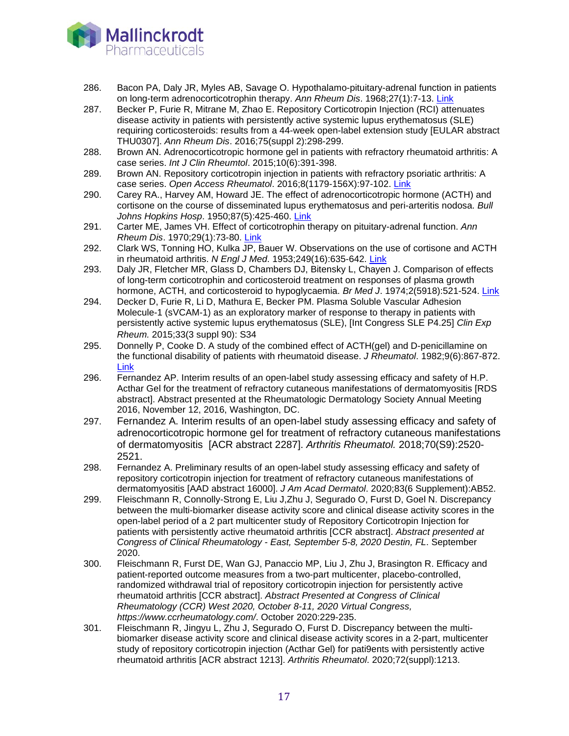286. Bacon PA, Daly JR, Myles AB, Savage O. Hypothalamo-pituitary-adrenal function in patients on long-term adrenocorticotrophin therapy. *Ann Rheum Dis*. 1968;27(1):7-13. Link
287. Becker P, Furie R, Mitrane M, Zhao E. Repository Corticotropin Injection (RCI) attenuates disease activity in patients with persistently active systemic lupus erythematosus (SLE) requiring corticosteroids: results from a 44-week open-label extension study [EULAR abstract THU0307]. *Ann Rheum Dis*. 2016;75(suppl 2):298-299.
288. Brown AN. Adrenocorticotropic hormone gel in patients with refractory rheumatoid arthritis: A case series. *Int J Clin Rheumtol*. 2015;10(6):391-398.
289. Brown AN. Repository corticotropin injection in patients with refractory psoriatic arthritis: A case series. *Open Access Rheumatol*. 2016;8(1179-156X):97-102. Link
290. Carey RA., Harvey AM, Howard JE. The effect of adrenocorticotropic hormone (ACTH) and cortisone on the course of disseminated lupus erythematosus and peri-arteritis nodosa. *Bull Johns Hopkins Hosp*. 1950;87(5):425-460. Link
291. Carter ME, James VH. Effect of corticotrophin therapy on pituitary-adrenal function. *Ann Rheum Dis*. 1970;29(1):73-80. Link
292. Clark WS, Tonning HO, Kulka JP, Bauer W. Observations on the use of cortisone and ACTH in rheumatoid arthritis. *N Engl J Med.* 1953;249(16):635-642. Link
293. Daly JR, Fletcher MR, Glass D, Chambers DJ, Bitensky L, Chayen J. Comparison of effects of long-term corticotrophin and corticosteroid treatment on responses of plasma growth hormone, ACTH, and corticosteroid to hypoglycaemia. *Br Med J*. 1974;2(5918):521-524. Link
294. Decker D, Furie R, Li D, Mathura E, Becker PM. Plasma Soluble Vascular Adhesion Molecule-1 (sVCAM-1) as an exploratory marker of response to therapy in patients with persistently active systemic lupus erythematosus (SLE), [Int Congress SLE P4.25] *Clin Exp Rheum.* 2015;33(3 suppl 90): S34
295. Donnelly P, Cooke D. A study of the combined effect of ACTH(gel) and D-penicillamine on the functional disability of patients with rheumatoid disease. *J Rheumatol*. 1982;9(6):867-872. Link
296. Fernandez AP. Interim results of an open-label study assessing efficacy and safety of H.P. Acthar Gel for the treatment of refractory cutaneous manifestations of dermatomyositis [RDS abstract]. Abstract presented at the Rheumatologic Dermatology Society Annual Meeting 2016, November 12, 2016, Washington, DC.
297. Fernandez A. Interim results of an open-label study assessing efficacy and safety of adrenocorticotropic hormone gel for treatment of refractory cutaneous manifestations of dermatomyositis [ACR abstract 2287]. *Arthritis Rheumatol.* 2018;70(S9):2520-2521.
298. Fernandez A. Preliminary results of an open-label study assessing efficacy and safety of repository corticotropin injection for treatment of refractory cutaneous manifestations of dermatomyositis [AAD abstract 16000]. *J Am Acad Dermatol*. 2020;83(6 Supplement):AB52.
299. Fleischmann R, Connolly-Strong E, Liu J,Zhu J, Segurado O, Furst D, Goel N. Discrepancy between the multi-biomarker disease activity score and clinical disease activity scores in the open-label period of a 2 part multicenter study of Repository Corticotropin Injection for patients with persistently active rheumatoid arthritis [CCR abstract]. *Abstract presented at Congress of Clinical Rheumatology - East, September 5-8, 2020 Destin, FL*. September 2020.
300. Fleischmann R, Furst DE, Wan GJ, Panaccio MP, Liu J, Zhu J, Brasington R. Efficacy and patient-reported outcome measures from a two-part multicenter, placebo-controlled, randomized withdrawal trial of repository corticotropin injection for persistently active rheumatoid arthritis [CCR abstract]. *Abstract Presented at Congress of Clinical Rheumatology (CCR) West 2020, October 8-11, 2020 Virtual Congress, https://www.ccrheumatology.com/*. October 2020:229-235.
301. Fleischmann R, Jingyu L, Zhu J, Segurado O, Furst D. Discrepancy between the multi-biomarker disease activity score and clinical disease activity scores in a 2-part, multicenter study of repository corticotropin injection (Acthar Gel) for pati9ents with persistently active rheumatoid arthritis [ACR abstract 1213]. *Arthritis Rheumatol*. 2020;72(suppl):1213.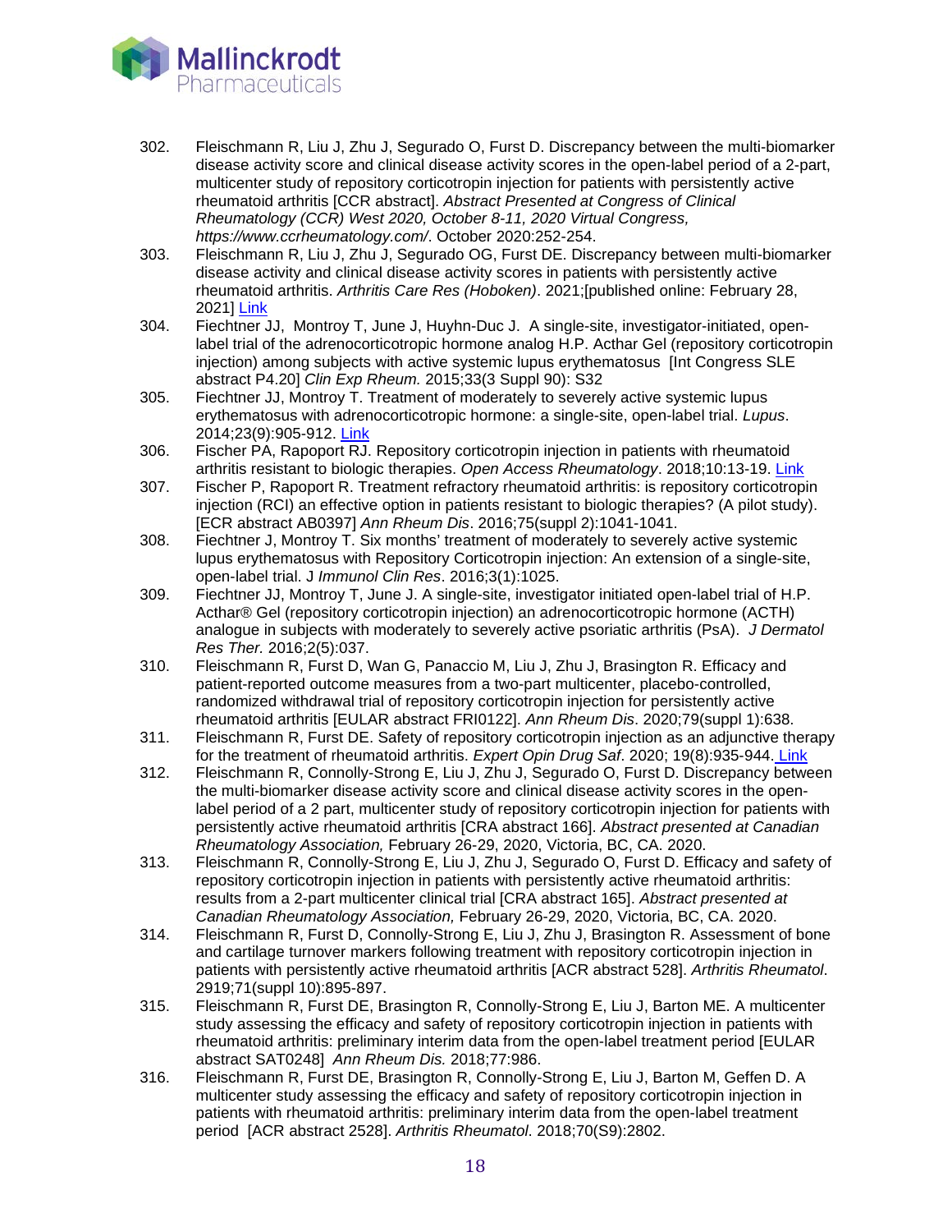302. Fleischmann R, Liu J, Zhu J, Segurado O, Furst D. Discrepancy between the multi-biomarker disease activity score and clinical disease activity scores in the open-label period of a 2-part, multicenter study of repository corticotropin injection for patients with persistently active rheumatoid arthritis [CCR abstract]. *Abstract Presented at Congress of Clinical Rheumatology (CCR) West 2020, October 8-11, 2020 Virtual Congress, https://www.ccrheumatology.com/*. October 2020:252-254.
303. Fleischmann R, Liu J, Zhu J, Segurado OG, Furst DE. Discrepancy between multi-biomarker disease activity and clinical disease activity scores in patients with persistently active rheumatoid arthritis. *Arthritis Care Res (Hoboken)*. 2021;[published online: February 28, 2021] Link
304. Fiechtner JJ, Montroy T, June J, Huyhn-Duc J. A single-site, investigator-initiated, open-label trial of the adrenocorticotropic hormone analog H.P. Acthar Gel (repository corticotropin injection) among subjects with active systemic lupus erythematosus [Int Congress SLE abstract P4.20] *Clin Exp Rheum.* 2015;33(3 Suppl 90): S32
305. Fiechtner JJ, Montroy T. Treatment of moderately to severely active systemic lupus erythematosus with adrenocorticotropic hormone: a single-site, open-label trial. *Lupus*. 2014;23(9):905-912. Link
306. Fischer PA, Rapoport RJ. Repository corticotropin injection in patients with rheumatoid arthritis resistant to biologic therapies. *Open Access Rheumatology*. 2018;10:13-19. Link
307. Fischer P, Rapoport R. Treatment refractory rheumatoid arthritis: is repository corticotropin injection (RCI) an effective option in patients resistant to biologic therapies? (A pilot study). [ECR abstract AB0397] *Ann Rheum Dis*. 2016;75(suppl 2):1041-1041.
308. Fiechtner J, Montroy T. Six months' treatment of moderately to severely active systemic lupus erythematosus with Repository Corticotropin injection: An extension of a single-site, open-label trial. J *Immunol Clin Res*. 2016;3(1):1025.
309. Fiechtner JJ, Montroy T, June J. A single-site, investigator initiated open-label trial of H.P. Acthar® Gel (repository corticotropin injection) an adrenocorticotropic hormone (ACTH) analogue in subjects with moderately to severely active psoriatic arthritis (PsA). *J Dermatol Res Ther.* 2016;2(5):037.
310. Fleischmann R, Furst D, Wan G, Panaccio M, Liu J, Zhu J, Brasington R. Efficacy and patient-reported outcome measures from a two-part multicenter, placebo-controlled, randomized withdrawal trial of repository corticotropin injection for persistently active rheumatoid arthritis [EULAR abstract FRI0122]. *Ann Rheum Dis*. 2020;79(suppl 1):638.
311. Fleischmann R, Furst DE. Safety of repository corticotropin injection as an adjunctive therapy for the treatment of rheumatoid arthritis. *Expert Opin Drug Saf*. 2020; 19(8):935-944. Link
312. Fleischmann R, Connolly-Strong E, Liu J, Zhu J, Segurado O, Furst D. Discrepancy between the multi-biomarker disease activity score and clinical disease activity scores in the open-label period of a 2 part, multicenter study of repository corticotropin injection for patients with persistently active rheumatoid arthritis [CRA abstract 166]. *Abstract presented at Canadian Rheumatology Association,* February 26-29, 2020, Victoria, BC, CA. 2020.
313. Fleischmann R, Connolly-Strong E, Liu J, Zhu J, Segurado O, Furst D. Efficacy and safety of repository corticotropin injection in patients with persistently active rheumatoid arthritis: results from a 2-part multicenter clinical trial [CRA abstract 165]. *Abstract presented at Canadian Rheumatology Association,* February 26-29, 2020, Victoria, BC, CA. 2020.
314. Fleischmann R, Furst D, Connolly-Strong E, Liu J, Zhu J, Brasington R. Assessment of bone and cartilage turnover markers following treatment with repository corticotropin injection in patients with persistently active rheumatoid arthritis [ACR abstract 528]. *Arthritis Rheumatol*. 2919;71(suppl 10):895-897.
315. Fleischmann R, Furst DE, Brasington R, Connolly-Strong E, Liu J, Barton ME. A multicenter study assessing the efficacy and safety of repository corticotropin injection in patients with rheumatoid arthritis: preliminary interim data from the open-label treatment period [EULAR abstract SAT0248] *Ann Rheum Dis.* 2018;77:986.
316. Fleischmann R, Furst DE, Brasington R, Connolly-Strong E, Liu J, Barton M, Geffen D. A multicenter study assessing the efficacy and safety of repository corticotropin injection in patients with rheumatoid arthritis: preliminary interim data from the open-label treatment period [ACR abstract 2528]. *Arthritis Rheumatol.* 2018;70(S9):2802.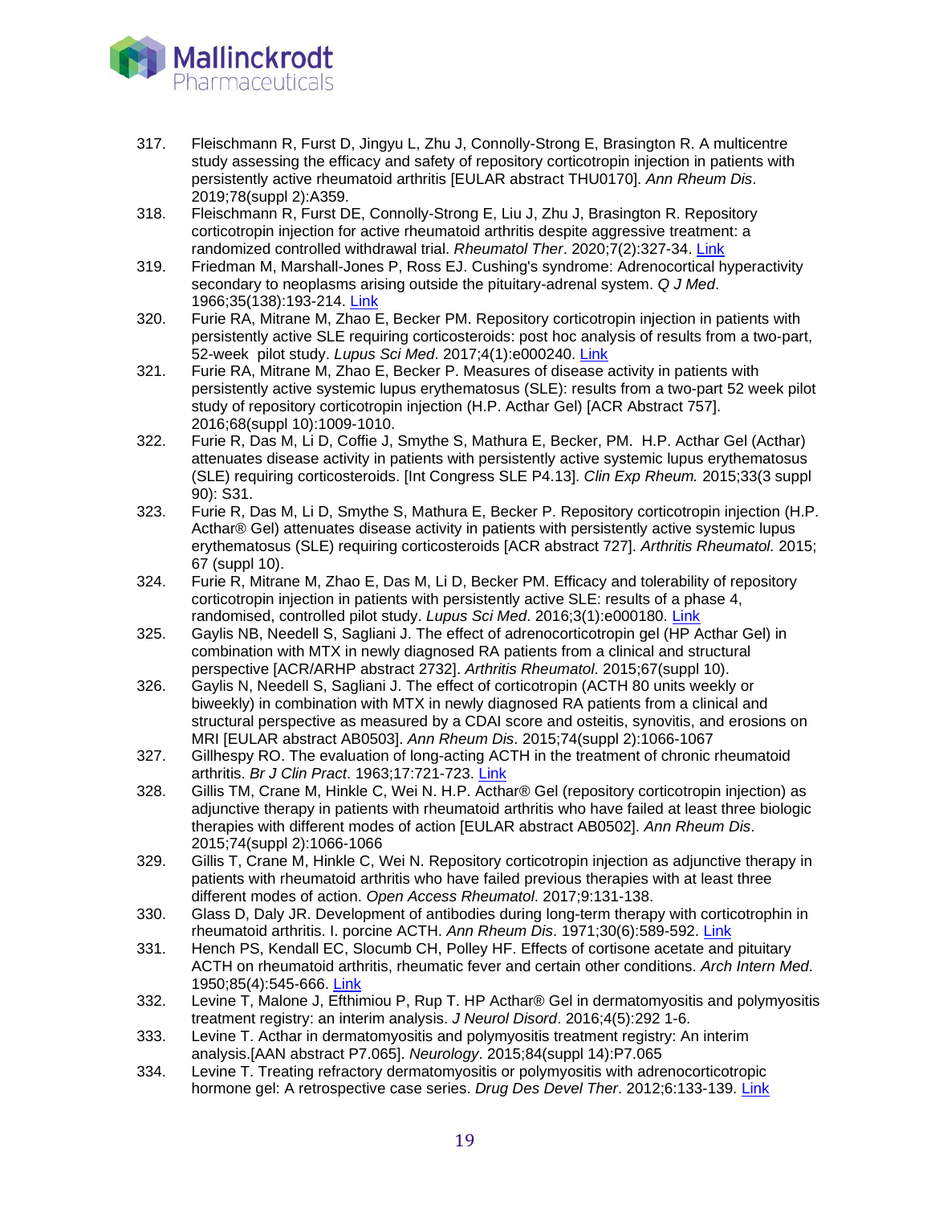317. Fleischmann R, Furst D, Jingyu L, Zhu J, Connolly-Strong E, Brasington R. A multicentre study assessing the efficacy and safety of repository corticotropin injection in patients with persistently active rheumatoid arthritis [EULAR abstract THU0170]. *Ann Rheum Dis*. 2019;78(suppl 2):A359.
318. Fleischmann R, Furst DE, Connolly-Strong E, Liu J, Zhu J, Brasington R. Repository corticotropin injection for active rheumatoid arthritis despite aggressive treatment: a randomized controlled withdrawal trial. *Rheumatol Ther*. 2020;7(2):327-34. Link
319. Friedman M, Marshall-Jones P, Ross EJ. Cushing's syndrome: Adrenocortical hyperactivity secondary to neoplasms arising outside the pituitary-adrenal system. *Q J Med*. 1966;35(138):193-214. Link
320. Furie RA, Mitrane M, Zhao E, Becker PM. Repository corticotropin injection in patients with persistently active SLE requiring corticosteroids: post hoc analysis of results from a two-part, 52-week pilot study. *Lupus Sci Med*. 2017;4(1):e000240. Link
321. Furie RA, Mitrane M, Zhao E, Becker P. Measures of disease activity in patients with persistently active systemic lupus erythematosus (SLE): results from a two-part 52 week pilot study of repository corticotropin injection (H.P. Acthar Gel) [ACR Abstract 757]. 2016;68(suppl 10):1009-1010.
322. Furie R, Das M, Li D, Coffie J, Smythe S, Mathura E, Becker, PM. H.P. Acthar Gel (Acthar) attenuates disease activity in patients with persistently active systemic lupus erythematosus (SLE) requiring corticosteroids. [Int Congress SLE P4.13]. *Clin Exp Rheum.* 2015;33(3 suppl 90): S31.
323. Furie R, Das M, Li D, Smythe S, Mathura E, Becker P. Repository corticotropin injection (H.P. Acthar® Gel) attenuates disease activity in patients with persistently active systemic lupus erythematosus (SLE) requiring corticosteroids [ACR abstract 727]. *Arthritis Rheumatol.* 2015; 67 (suppl 10).
324. Furie R, Mitrane M, Zhao E, Das M, Li D, Becker PM. Efficacy and tolerability of repository corticotropin injection in patients with persistently active SLE: results of a phase 4, randomised, controlled pilot study. *Lupus Sci Med*. 2016;3(1):e000180. Link
325. Gaylis NB, Needell S, Sagliani J. The effect of adrenocorticotropin gel (HP Acthar Gel) in combination with MTX in newly diagnosed RA patients from a clinical and structural perspective [ACR/ARHP abstract 2732]. *Arthritis Rheumatol*. 2015;67(suppl 10).
326. Gaylis N, Needell S, Sagliani J. The effect of corticotropin (ACTH 80 units weekly or biweekly) in combination with MTX in newly diagnosed RA patients from a clinical and structural perspective as measured by a CDAI score and osteitis, synovitis, and erosions on MRI [EULAR abstract AB0503]. *Ann Rheum Dis*. 2015;74(suppl 2):1066-1067
327. Gillhespy RO. The evaluation of long-acting ACTH in the treatment of chronic rheumatoid arthritis. *Br J Clin Pract*. 1963;17:721-723. Link
328. Gillis TM, Crane M, Hinkle C, Wei N. H.P. Acthar® Gel (repository corticotropin injection) as adjunctive therapy in patients with rheumatoid arthritis who have failed at least three biologic therapies with different modes of action [EULAR abstract AB0502]. *Ann Rheum Dis*. 2015;74(suppl 2):1066-1066
329. Gillis T, Crane M, Hinkle C, Wei N. Repository corticotropin injection as adjunctive therapy in patients with rheumatoid arthritis who have failed previous therapies with at least three different modes of action. *Open Access Rheumatol*. 2017;9:131-138.
330. Glass D, Daly JR. Development of antibodies during long-term therapy with corticotrophin in rheumatoid arthritis. I. porcine ACTH. *Ann Rheum Dis*. 1971;30(6):589-592. Link
331. Hench PS, Kendall EC, Slocumb CH, Polley HF. Effects of cortisone acetate and pituitary ACTH on rheumatoid arthritis, rheumatic fever and certain other conditions. *Arch Intern Med*. 1950;85(4):545-666. Link
332. Levine T, Malone J, Efthimiou P, Rup T. HP Acthar® Gel in dermatomyositis and polymyositis treatment registry: an interim analysis. *J Neurol Disord*. 2016;4(5):292 1-6.
333. Levine T. Acthar in dermatomyositis and polymyositis treatment registry: An interim analysis.[AAN abstract P7.065]. *Neurology*. 2015;84(suppl 14):P7.065
334. Levine T. Treating refractory dermatomyositis or polymyositis with adrenocorticotropic hormone gel: A retrospective case series. *Drug Des Devel Ther*. 2012;6:133-139. Link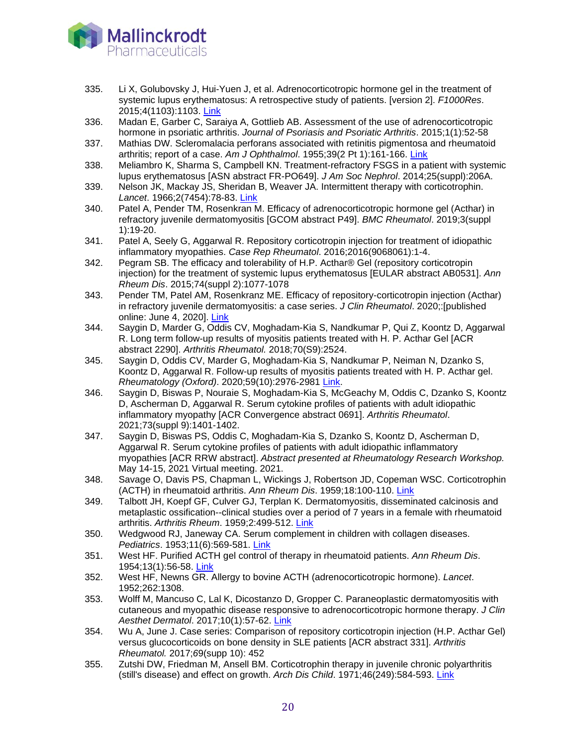335. Li X, Golubovsky J, Hui-Yuen J, et al. Adrenocorticotropic hormone gel in the treatment of systemic lupus erythematosus: A retrospective study of patients. [version 2]. *F1000Res*. 2015;4(1103):1103. Link
336. Madan E, Garber C, Saraiya A, Gottlieb AB. Assessment of the use of adrenocorticotropic hormone in psoriatic arthritis. *Journal of Psoriasis and Psoriatic Arthritis*. 2015;1(1):52-58
337. Mathias DW. Scleromalacia perforans associated with retinitis pigmentosa and rheumatoid arthritis; report of a case. *Am J Ophthalmol*. 1955;39(2 Pt 1):161-166. Link
338. Meliambro K, Sharma S, Campbell KN. Treatment-refractory FSGS in a patient with systemic lupus erythematosus [ASN abstract FR-PO649]. *J Am Soc Nephrol*. 2014;25(suppl):206A.
339. Nelson JK, Mackay JS, Sheridan B, Weaver JA. Intermittent therapy with corticotrophin. *Lancet*. 1966;2(7454):78-83. Link
340. Patel A, Pender TM, Rosenkran M. Efficacy of adrenocorticotropic hormone gel (Acthar) in refractory juvenile dermatomyositis [GCOM abstract P49]. *BMC Rheumatol*. 2019;3(suppl 1):19-20.
341. Patel A, Seely G, Aggarwal R. Repository corticotropin injection for treatment of idiopathic inflammatory myopathies. *Case Rep Rheumatol*. 2016;2016(9068061):1-4.
342. Pegram SB. The efficacy and tolerability of H.P. Acthar® Gel (repository corticotropin injection) for the treatment of systemic lupus erythematosus [EULAR abstract AB0531]. *Ann Rheum Dis*. 2015;74(suppl 2):1077-1078
343. Pender TM, Patel AM, Rosenkranz ME. Efficacy of repository-corticotropin injection (Acthar) in refractory juvenile dermatomyositis: a case series. *J Clin Rheumatol*. 2020;:[published online: June 4, 2020]. Link
344. Saygin D, Marder G, Oddis CV, Moghadam-Kia S, Nandkumar P, Qui Z, Koontz D, Aggarwal R. Long term follow-up results of myositis patients treated with H. P. Acthar Gel [ACR abstract 2290]. *Arthritis Rheumatol.* 2018;70(S9):2524.
345. Saygin D, Oddis CV, Marder G, Moghadam-Kia S, Nandkumar P, Neiman N, Dzanko S, Koontz D, Aggarwal R. Follow-up results of myositis patients treated with H. P. Acthar gel. *Rheumatology (Oxford)*. 2020;59(10):2976-2981 Link.
346. Saygin D, Biswas P, Nouraie S, Moghadam-Kia S, McGeachy M, Oddis C, Dzanko S, Koontz D, Ascherman D, Aggarwal R. Serum cytokine profiles of patients with adult idiopathic inflammatory myopathy [ACR Convergence abstract 0691]. *Arthritis Rheumatol*. 2021;73(suppl 9):1401-1402.
347. Saygin D, Biswas PS, Oddis C, Moghadam-Kia S, Dzanko S, Koontz D, Ascherman D, Aggarwal R. Serum cytokine profiles of patients with adult idiopathic inflammatory myopathies [ACR RRW abstract]. *Abstract presented at Rheumatology Research Workshop.* May 14-15, 2021 Virtual meeting. 2021.
348. Savage O, Davis PS, Chapman L, Wickings J, Robertson JD, Copeman WSC. Corticotrophin (ACTH) in rheumatoid arthritis. *Ann Rheum Dis*. 1959;18:100-110. Link
349. Talbott JH, Koepf GF, Culver GJ, Terplan K. Dermatomyositis, disseminated calcinosis and metaplastic ossification--clinical studies over a period of 7 years in a female with rheumatoid arthritis. *Arthritis Rheum*. 1959;2:499-512. Link
350. Wedgwood RJ, Janeway CA. Serum complement in children with collagen diseases. *Pediatrics*. 1953;11(6):569-581. Link
351. West HF. Purified ACTH gel control of therapy in rheumatoid patients. *Ann Rheum Dis*. 1954;13(1):56-58. Link
352. West HF, Newns GR. Allergy to bovine ACTH (adrenocorticotropic hormone). *Lancet*. 1952;262:1308.
353. Wolff M, Mancuso C, Lal K, Dicostanzo D, Gropper C. Paraneoplastic dermatomyositis with cutaneous and myopathic disease responsive to adrenocorticotropic hormone therapy. *J Clin Aesthet Dermatol*. 2017;10(1):57-62. Link
354. Wu A, June J. Case series: Comparison of repository corticotropin injection (H.P. Acthar Gel) versus glucocorticoids on bone density in SLE patients [ACR abstract 331]. *Arthritis Rheumatol.* 2017;69(supp 10): 452
355. Zutshi DW, Friedman M, Ansell BM. Corticotrophin therapy in juvenile chronic polyarthritis (still's disease) and effect on growth. *Arch Dis Child*. 1971;46(249):584-593. Link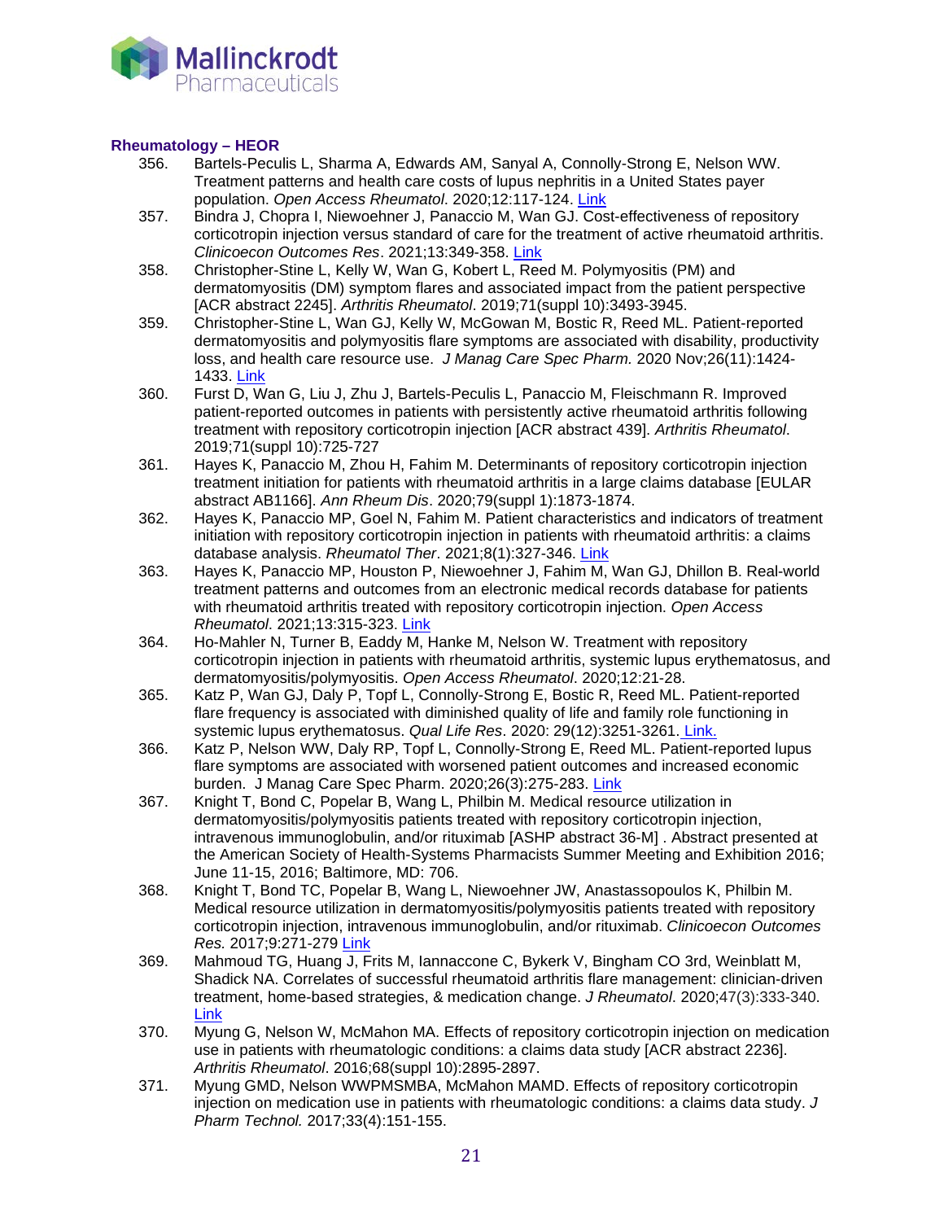**Rheumatology – HEOR**

356. Bartels-Peculis L, Sharma A, Edwards AM, Sanyal A, Connolly-Strong E, Nelson WW. Treatment patterns and health care costs of lupus nephritis in a United States payer population. *Open Access Rheumatol.* 2020;12:117-124. Link
357. Bindra J, Chopra I, Niewoehner J, Panaccio M, Wan GJ. Cost-effectiveness of repository corticotropin injection versus standard of care for the treatment of active rheumatoid arthritis. *Clinicoecon Outcomes Res*. 2021;13:349-358. Link
358. Christopher-Stine L, Kelly W, Wan G, Kobert L, Reed M. Polymyositis (PM) and dermatomyositis (DM) symptom flares and associated impact from the patient perspective [ACR abstract 2245]. *Arthritis Rheumatol*. 2019;71(suppl 10):3493-3945.
359. Christopher-Stine L, Wan GJ, Kelly W, McGowan M, Bostic R, Reed ML. Patient-reported dermatomyositis and polymyositis flare symptoms are associated with disability, productivity loss, and health care resource use. *J Manag Care Spec Pharm.* 2020 Nov;26(11):1424-1433. Link
360. Furst D, Wan G, Liu J, Zhu J, Bartels-Peculis L, Panaccio M, Fleischmann R. Improved patient-reported outcomes in patients with persistently active rheumatoid arthritis following treatment with repository corticotropin injection [ACR abstract 439]. *Arthritis Rheumatol*. 2019;71(suppl 10):725-727
361. Hayes K, Panaccio M, Zhou H, Fahim M. Determinants of repository corticotropin injection treatment initiation for patients with rheumatoid arthritis in a large claims database [EULAR abstract AB1166]. *Ann Rheum Dis*. 2020;79(suppl 1):1873-1874.
362. Hayes K, Panaccio MP, Goel N, Fahim M. Patient characteristics and indicators of treatment initiation with repository corticotropin injection in patients with rheumatoid arthritis: a claims database analysis. *Rheumatol Ther*. 2021;8(1):327-346. Link
363. Hayes K, Panaccio MP, Houston P, Niewoehner J, Fahim M, Wan GJ, Dhillon B. Real-world treatment patterns and outcomes from an electronic medical records database for patients with rheumatoid arthritis treated with repository corticotropin injection. *Open Access Rheumatol*. 2021;13:315-323. Link
364. Ho-Mahler N, Turner B, Eaddy M, Hanke M, Nelson W. Treatment with repository corticotropin injection in patients with rheumatoid arthritis, systemic lupus erythematosus, and dermatomyositis/polymyositis. *Open Access Rheumatol*. 2020;12:21-28.
365. Katz P, Wan GJ, Daly P, Topf L, Connolly-Strong E, Bostic R, Reed ML. Patient-reported flare frequency is associated with diminished quality of life and family role functioning in systemic lupus erythematosus. *Qual Life Res*. 2020: 29(12):3251-3261. Link.
366. Katz P, Nelson WW, Daly RP, Topf L, Connolly-Strong E, Reed ML. Patient-reported lupus flare symptoms are associated with worsened patient outcomes and increased economic burden. J Manag Care Spec Pharm. 2020;26(3):275-283. Link
367. Knight T, Bond C, Popelar B, Wang L, Philbin M. Medical resource utilization in dermatomyositis/polymyositis patients treated with repository corticotropin injection, intravenous immunoglobulin, and/or rituximab [ASHP abstract 36-M] . Abstract presented at the American Society of Health-Systems Pharmacists Summer Meeting and Exhibition 2016; June 11-15, 2016; Baltimore, MD: 706.
368. Knight T, Bond TC, Popelar B, Wang L, Niewoehner JW, Anastassopoulos K, Philbin M. Medical resource utilization in dermatomyositis/polymyositis patients treated with repository corticotropin injection, intravenous immunoglobulin, and/or rituximab. *Clinicoecon Outcomes Res.* 2017;9:271-279 Link
369. Mahmoud TG, Huang J, Frits M, Iannaccone C, Bykerk V, Bingham CO 3rd, Weinblatt M, Shadick NA. Correlates of successful rheumatoid arthritis flare management: clinician-driven treatment, home-based strategies, & medication change. *J Rheumatol.* 2020;47(3):333-340. Link
370. Myung G, Nelson W, McMahon MA. Effects of repository corticotropin injection on medication use in patients with rheumatologic conditions: a claims data study [ACR abstract 2236]. *Arthritis Rheumatol*. 2016;68(suppl 10):2895-2897.
371. Myung GMD, Nelson WWPMSMBA, McMahon MAMD. Effects of repository corticotropin injection on medication use in patients with rheumatologic conditions: a claims data study. *J Pharm Technol.* 2017;33(4):151-155.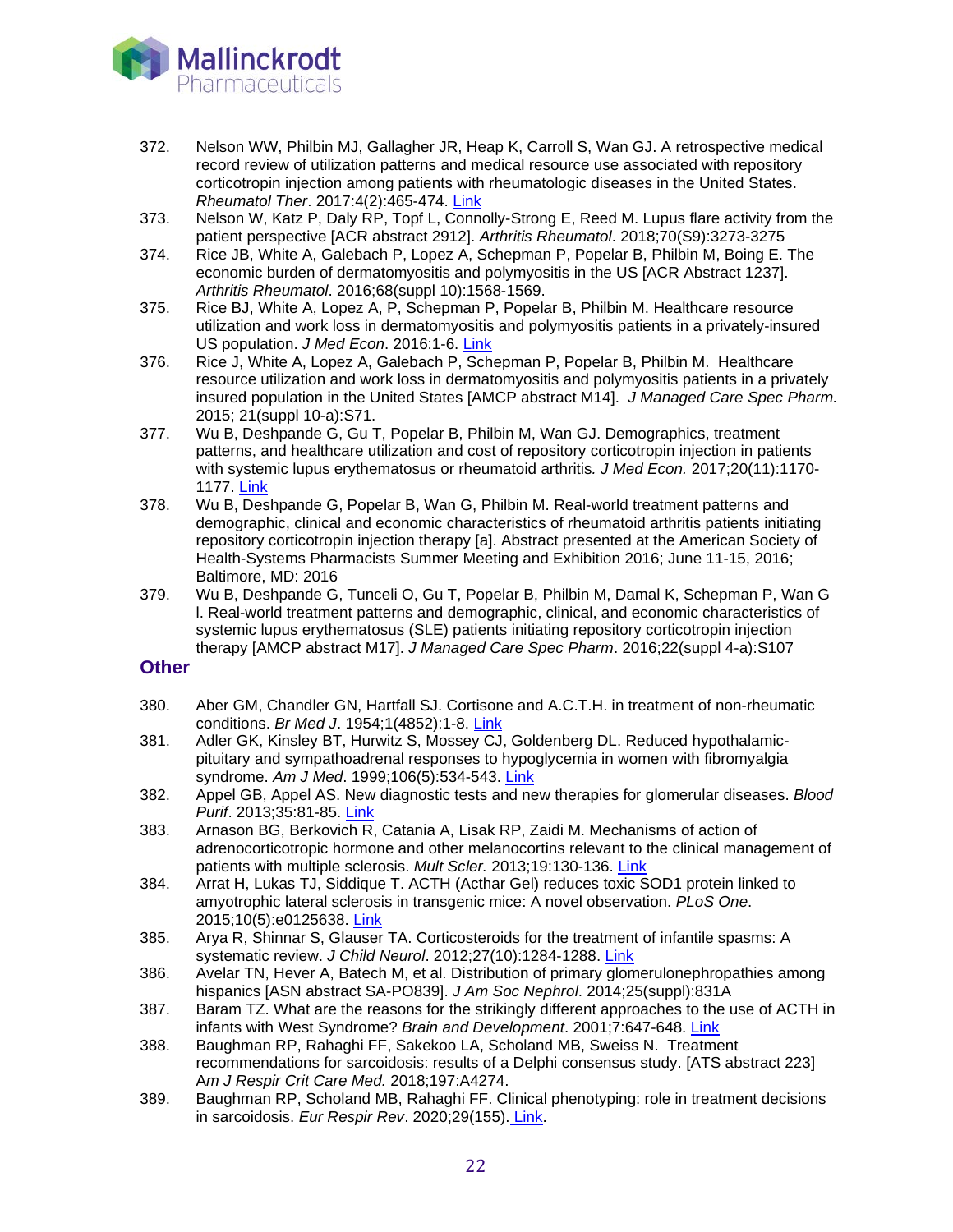372. Nelson WW, Philbin MJ, Gallagher JR, Heap K, Carroll S, Wan GJ. A retrospective medical record review of utilization patterns and medical resource use associated with repository corticotropin injection among patients with rheumatologic diseases in the United States. *Rheumatol Ther*. 2017:4(2):465-474. Link
373. Nelson W, Katz P, Daly RP, Topf L, Connolly-Strong E, Reed M. Lupus flare activity from the patient perspective [ACR abstract 2912]. *Arthritis Rheumatol*. 2018;70(S9):3273-3275
374. Rice JB, White A, Galebach P, Lopez A, Schepman P, Popelar B, Philbin M, Boing E. The economic burden of dermatomyositis and polymyositis in the US [ACR Abstract 1237]. *Arthritis Rheumatol*. 2016;68(suppl 10):1568-1569.
375. Rice BJ, White A, Lopez A, P, Schepman P, Popelar B, Philbin M. Healthcare resource utilization and work loss in dermatomyositis and polymyositis patients in a privately-insured US population. *J Med Econ*. 2016:1-6. Link
376. Rice J, White A, Lopez A, Galebach P, Schepman P, Popelar B, Philbin M. Healthcare resource utilization and work loss in dermatomyositis and polymyositis patients in a privately insured population in the United States [AMCP abstract M14]. *J Managed Care Spec Pharm.* 2015; 21(suppl 10-a):S71.
377. Wu B, Deshpande G, Gu T, Popelar B, Philbin M, Wan GJ. Demographics, treatment patterns, and healthcare utilization and cost of repository corticotropin injection in patients with systemic lupus erythematosus or rheumatoid arthritis*. J Med Econ.* 2017;20(11):1170-1177. Link
378. Wu B, Deshpande G, Popelar B, Wan G, Philbin M. Real-world treatment patterns and demographic, clinical and economic characteristics of rheumatoid arthritis patients initiating repository corticotropin injection therapy [a]. Abstract presented at the American Society of Health-Systems Pharmacists Summer Meeting and Exhibition 2016; June 11-15, 2016; Baltimore, MD: 2016
379. Wu B, Deshpande G, Tunceli O, Gu T, Popelar B, Philbin M, Damal K, Schepman P, Wan G l. Real-world treatment patterns and demographic, clinical, and economic characteristics of systemic lupus erythematosus (SLE) patients initiating repository corticotropin injection therapy [AMCP abstract M17]. *J Managed Care Spec Pharm*. 2016;22(suppl 4-a):S107

## Other

380. Aber GM, Chandler GN, Hartfall SJ. Cortisone and A.C.T.H. in treatment of non-rheumatic conditions. *Br Med J*. 1954;1(4852):1-8. Link
381. Adler GK, Kinsley BT, Hurwitz S, Mossey CJ, Goldenberg DL. Reduced hypothalamic-pituitary and sympathoadrenal responses to hypoglycemia in women with fibromyalgia syndrome. *Am J Med*. 1999;106(5):534-543. Link
382. Appel GB, Appel AS. New diagnostic tests and new therapies for glomerular diseases. *Blood Purif*. 2013;35:81-85. Link
383. Arnason BG, Berkovich R, Catania A, Lisak RP, Zaidi M. Mechanisms of action of adrenocorticotropic hormone and other melanocortins relevant to the clinical management of patients with multiple sclerosis. *Mult Scler.* 2013;19:130-136. Link
384. Arrat H, Lukas TJ, Siddique T. ACTH (Acthar Gel) reduces toxic SOD1 protein linked to amyotrophic lateral sclerosis in transgenic mice: A novel observation. *PLoS One*. 2015;10(5):e0125638. Link
385. Arya R, Shinnar S, Glauser TA. Corticosteroids for the treatment of infantile spasms: A systematic review. *J Child Neurol*. 2012;27(10):1284-1288. Link
386. Avelar TN, Hever A, Batech M, et al. Distribution of primary glomerulonephropathies among hispanics [ASN abstract SA-PO839]. *J Am Soc Nephrol*. 2014;25(suppl):831A
387. Baram TZ. What are the reasons for the strikingly different approaches to the use of ACTH in infants with West Syndrome? *Brain and Development*. 2001;7:647-648. Link
388. Baughman RP, Rahaghi FF, Sakekoo LA, Scholand MB, Sweiss N. Treatment recommendations for sarcoidosis: results of a Delphi consensus study. [ATS abstract 223] A*m J Respir Crit Care Med.* 2018;197:A4274.
389. Baughman RP, Scholand MB, Rahaghi FF. Clinical phenotyping: role in treatment decisions in sarcoidosis. *Eur Respir Rev*. 2020;29(155). Link.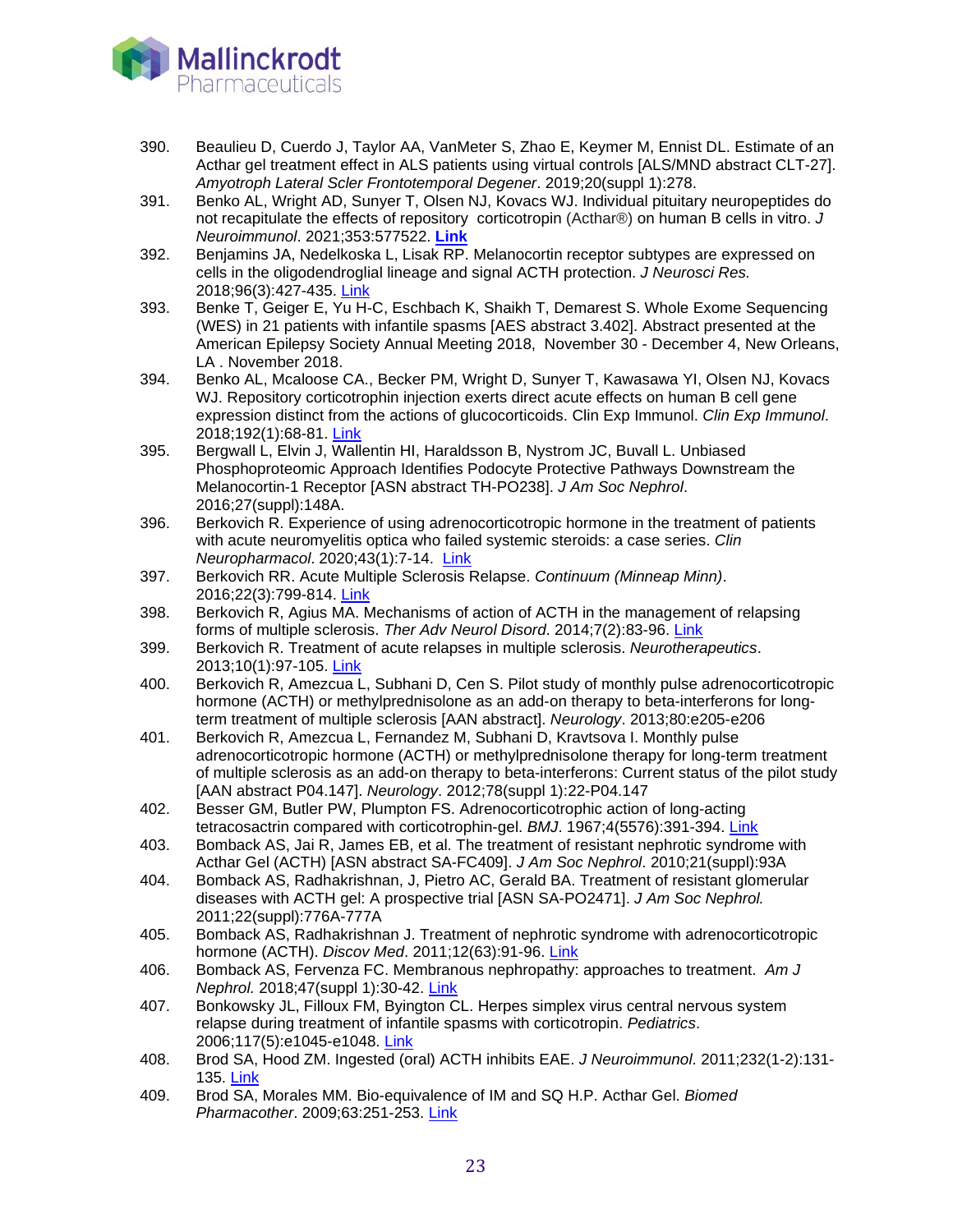390. Beaulieu D, Cuerdo J, Taylor AA, VanMeter S, Zhao E, Keymer M, Ennist DL. Estimate of an Acthar gel treatment effect in ALS patients using virtual controls [ALS/MND abstract CLT-27]. *Amyotroph Lateral Scler Frontotemporal Degener*. 2019;20(suppl 1):278.
391. Benko AL, Wright AD, Sunyer T, Olsen NJ, Kovacs WJ. Individual pituitary neuropeptides do not recapitulate the effects of repository corticotropin (Acthar®) on human B cells in vitro. *J Neuroimmunol*. 2021;353:577522. **Link**
392. Benjamins JA, Nedelkoska L, Lisak RP. Melanocortin receptor subtypes are expressed on cells in the oligodendroglial lineage and signal ACTH protection. *J Neurosci Res.* 2018;96(3):427-435. Link
393. Benke T, Geiger E, Yu H-C, Eschbach K, Shaikh T, Demarest S. Whole Exome Sequencing (WES) in 21 patients with infantile spasms [AES abstract 3.402]. Abstract presented at the American Epilepsy Society Annual Meeting 2018, November 30 - December 4, New Orleans, LA . November 2018.
394. Benko AL, Mcaloose CA., Becker PM, Wright D, Sunyer T, Kawasawa YI, Olsen NJ, Kovacs WJ. Repository corticotrophin injection exerts direct acute effects on human B cell gene expression distinct from the actions of glucocorticoids. Clin Exp Immunol. *Clin Exp Immunol*. 2018;192(1):68-81. Link
395. Bergwall L, Elvin J, Wallentin HI, Haraldsson B, Nystrom JC, Buvall L. Unbiased Phosphoproteomic Approach Identifies Podocyte Protective Pathways Downstream the Melanocortin-1 Receptor [ASN abstract TH-PO238]. *J Am Soc Nephrol*. 2016;27(suppl):148A.
396. Berkovich R. Experience of using adrenocorticotropic hormone in the treatment of patients with acute neuromyelitis optica who failed systemic steroids: a case series. *Clin Neuropharmacol*. 2020;43(1):7-14. Link
397. Berkovich RR. Acute Multiple Sclerosis Relapse. *Continuum (Minneap Minn)*. 2016;22(3):799-814. Link
398. Berkovich R, Agius MA. Mechanisms of action of ACTH in the management of relapsing forms of multiple sclerosis. *Ther Adv Neurol Disord*. 2014;7(2):83-96. Link
399. Berkovich R. Treatment of acute relapses in multiple sclerosis. *Neurotherapeutics*. 2013;10(1):97-105. Link
400. Berkovich R, Amezcua L, Subhani D, Cen S. Pilot study of monthly pulse adrenocorticotropic hormone (ACTH) or methylprednisolone as an add-on therapy to beta-interferons for long-term treatment of multiple sclerosis [AAN abstract]. *Neurology*. 2013;80:e205-e206
401. Berkovich R, Amezcua L, Fernandez M, Subhani D, Kravtsova I. Monthly pulse adrenocorticotropic hormone (ACTH) or methylprednisolone therapy for long-term treatment of multiple sclerosis as an add-on therapy to beta-interferons: Current status of the pilot study [AAN abstract P04.147]. *Neurology*. 2012;78(suppl 1):22-P04.147
402. Besser GM, Butler PW, Plumpton FS. Adrenocorticotrophic action of long-acting tetracosactrin compared with corticotrophin-gel. *BMJ*. 1967;4(5576):391-394. Link
403. Bomback AS, Jai R, James EB, et al. The treatment of resistant nephrotic syndrome with Acthar Gel (ACTH) [ASN abstract SA-FC409]. *J Am Soc Nephrol*. 2010;21(suppl):93A
404. Bomback AS, Radhakrishnan, J, Pietro AC, Gerald BA. Treatment of resistant glomerular diseases with ACTH gel: A prospective trial [ASN SA-PO2471]. *J Am Soc Nephrol.* 2011;22(suppl):776A-777A
405. Bomback AS, Radhakrishnan J. Treatment of nephrotic syndrome with adrenocorticotropic hormone (ACTH). *Discov Med*. 2011;12(63):91-96. Link
406. Bomback AS, Fervenza FC. Membranous nephropathy: approaches to treatment. *Am J Nephrol.* 2018;47(suppl 1):30-42. Link
407. Bonkowsky JL, Filloux FM, Byington CL. Herpes simplex virus central nervous system relapse during treatment of infantile spasms with corticotropin. *Pediatrics*. 2006;117(5):e1045-e1048. Link
408. Brod SA, Hood ZM. Ingested (oral) ACTH inhibits EAE. *J Neuroimmunol*. 2011;232(1-2):131-135. Link
409. Brod SA, Morales MM. Bio-equivalence of IM and SQ H.P. Acthar Gel. *Biomed Pharmacother*. 2009;63:251-253. Link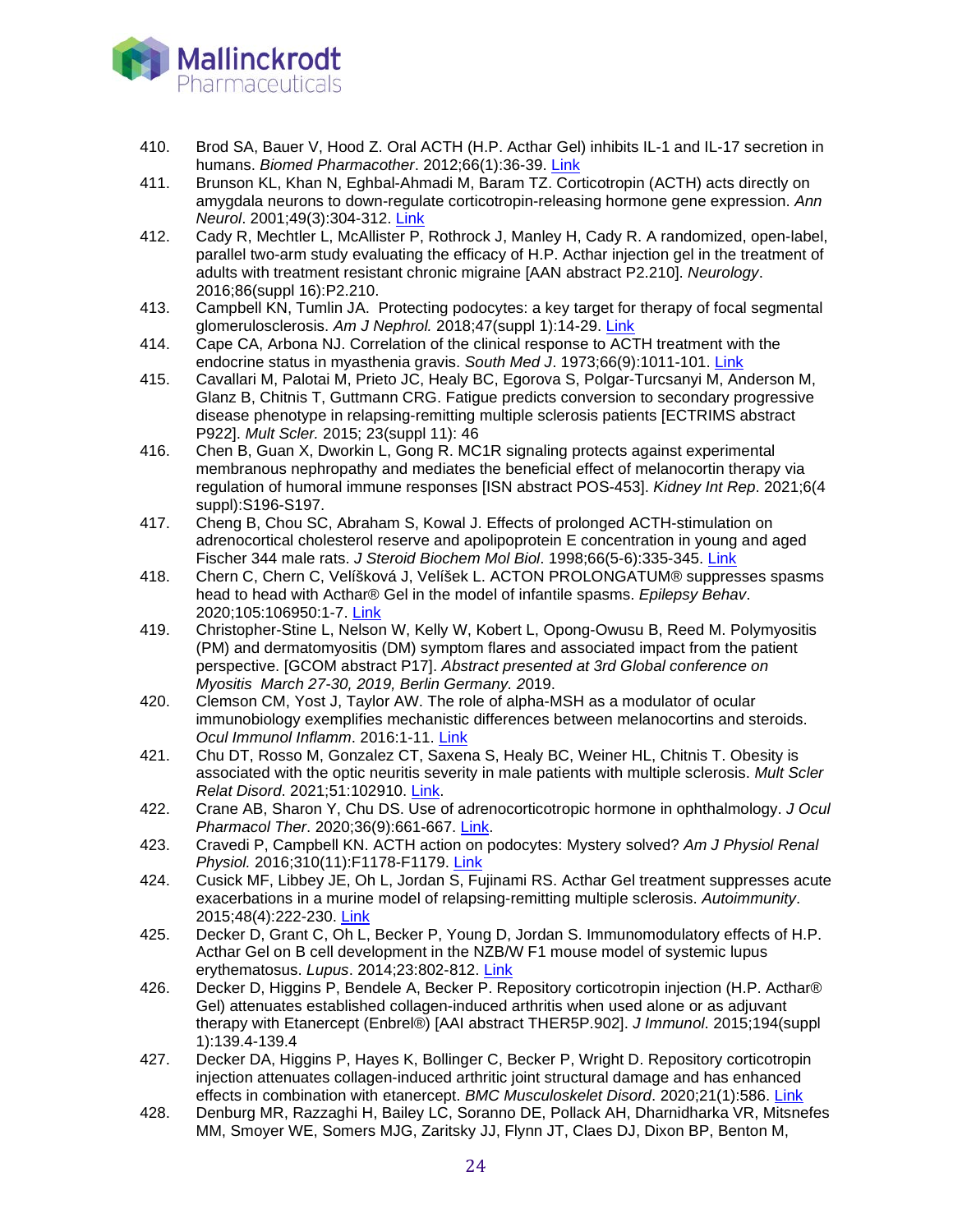410. Brod SA, Bauer V, Hood Z. Oral ACTH (H.P. Acthar Gel) inhibits IL-1 and IL-17 secretion in humans. *Biomed Pharmacother*. 2012;66(1):36-39. Link

411. Brunson KL, Khan N, Eghbal-Ahmadi M, Baram TZ. Corticotropin (ACTH) acts directly on amygdala neurons to down-regulate corticotropin-releasing hormone gene expression. *Ann Neurol*. 2001;49(3):304-312. Link

412. Cady R, Mechtler L, McAllister P, Rothrock J, Manley H, Cady R. A randomized, open-label, parallel two-arm study evaluating the efficacy of H.P. Acthar injection gel in the treatment of adults with treatment resistant chronic migraine [AAN abstract P2.210]. *Neurology*. 2016;86(suppl 16):P2.210.

413. Campbell KN, Tumlin JA. Protecting podocytes: a key target for therapy of focal segmental glomerulosclerosis. *Am J Nephrol.* 2018;47(suppl 1):14-29. Link

414. Cape CA, Arbona NJ. Correlation of the clinical response to ACTH treatment with the endocrine status in myasthenia gravis. *South Med J*. 1973;66(9):1011-101. Link

415. Cavallari M, Palotai M, Prieto JC, Healy BC, Egorova S, Polgar-Turcsanyi M, Anderson M, Glanz B, Chitnis T, Guttmann CRG. Fatigue predicts conversion to secondary progressive disease phenotype in relapsing-remitting multiple sclerosis patients [ECTRIMS abstract P922]. *Mult Scler.* 2015; 23(suppl 11): 46

416. Chen B, Guan X, Dworkin L, Gong R. MC1R signaling protects against experimental membranous nephropathy and mediates the beneficial effect of melanocortin therapy via regulation of humoral immune responses [ISN abstract POS-453]. *Kidney Int Rep*. 2021;6(4 suppl):S196-S197.

417. Cheng B, Chou SC, Abraham S, Kowal J. Effects of prolonged ACTH-stimulation on adrenocortical cholesterol reserve and apolipoprotein E concentration in young and aged Fischer 344 male rats. *J Steroid Biochem Mol Biol*. 1998;66(5-6):335-345. Link

418. Chern C, Chern C, Velíšková J, Velíšek L. ACTON PROLONGATUM® suppresses spasms head to head with Acthar® Gel in the model of infantile spasms. *Epilepsy Behav*. 2020;105:106950:1-7. Link

419. Christopher-Stine L, Nelson W, Kelly W, Kobert L, Opong-Owusu B, Reed M. Polymyositis (PM) and dermatomyositis (DM) symptom flares and associated impact from the patient perspective. [GCOM abstract P17]. *Abstract presented at 3rd Global conference on Myositis March 27-30, 2019, Berlin Germany. 2*019.

420. Clemson CM, Yost J, Taylor AW. The role of alpha-MSH as a modulator of ocular immunobiology exemplifies mechanistic differences between melanocortins and steroids. *Ocul Immunol Inflamm*. 2016:1-11. Link

421. Chu DT, Rosso M, Gonzalez CT, Saxena S, Healy BC, Weiner HL, Chitnis T. Obesity is associated with the optic neuritis severity in male patients with multiple sclerosis. *Mult Scler Relat Disord*. 2021;51:102910. Link.

422. Crane AB, Sharon Y, Chu DS. Use of adrenocorticotropic hormone in ophthalmology. *J Ocul Pharmacol Ther*. 2020;36(9):661-667. Link.

423. Cravedi P, Campbell KN. ACTH action on podocytes: Mystery solved? *Am J Physiol Renal Physiol.* 2016;310(11):F1178-F1179. Link

424. Cusick MF, Libbey JE, Oh L, Jordan S, Fujinami RS. Acthar Gel treatment suppresses acute exacerbations in a murine model of relapsing-remitting multiple sclerosis. *Autoimmunity*. 2015;48(4):222-230. Link

425. Decker D, Grant C, Oh L, Becker P, Young D, Jordan S. Immunomodulatory effects of H.P. Acthar Gel on B cell development in the NZB/W F1 mouse model of systemic lupus erythematosus. *Lupus*. 2014;23:802-812. Link

426. Decker D, Higgins P, Bendele A, Becker P. Repository corticotropin injection (H.P. Acthar® Gel) attenuates established collagen-induced arthritis when used alone or as adjuvant therapy with Etanercept (Enbrel®) [AAI abstract THER5P.902]. *J Immunol*. 2015;194(suppl 1):139.4-139.4

427. Decker DA, Higgins P, Hayes K, Bollinger C, Becker P, Wright D. Repository corticotropin injection attenuates collagen-induced arthritic joint structural damage and has enhanced effects in combination with etanercept. *BMC Musculoskelet Disord*. 2020;21(1):586. Link

428. Denburg MR, Razzaghi H, Bailey LC, Soranno DE, Pollack AH, Dharnidharka VR, Mitsnefes MM, Smoyer WE, Somers MJG, Zaritsky JJ, Flynn JT, Claes DJ, Dixon BP, Benton M,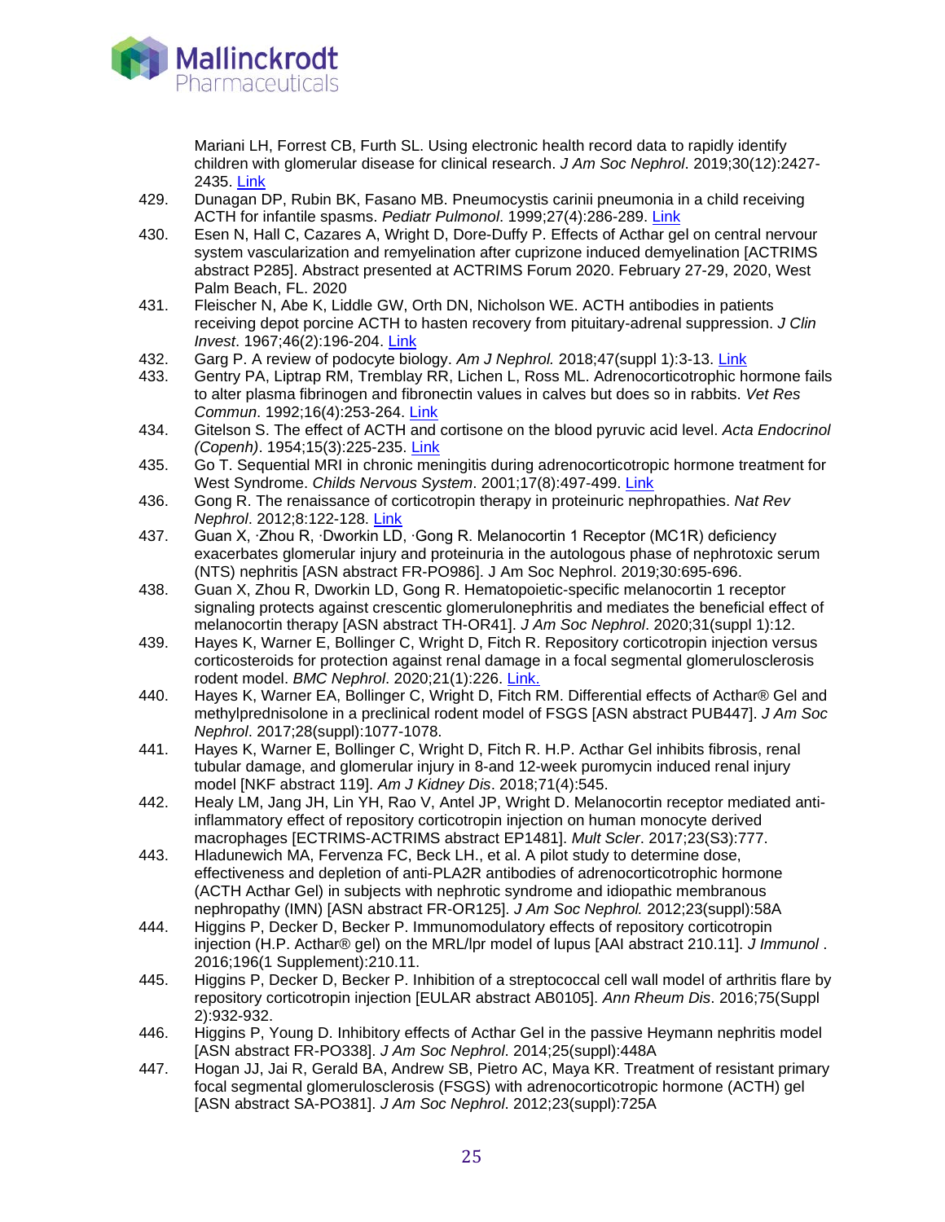Mariani LH, Forrest CB, Furth SL. Using electronic health record data to rapidly identify children with glomerular disease for clinical research. *J Am Soc Nephrol*. 2019;30(12):2427-2435. Link

429. Dunagan DP, Rubin BK, Fasano MB. Pneumocystis carinii pneumonia in a child receiving ACTH for infantile spasms. *Pediatr Pulmonol*. 1999;27(4):286-289. Link
430. Esen N, Hall C, Cazares A, Wright D, Dore-Duffy P. Effects of Acthar gel on central nervour system vascularization and remyelination after cuprizone induced demyelination [ACTRIMS abstract P285]. Abstract presented at ACTRIMS Forum 2020. February 27-29, 2020, West Palm Beach, FL. 2020
431. Fleischer N, Abe K, Liddle GW, Orth DN, Nicholson WE. ACTH antibodies in patients receiving depot porcine ACTH to hasten recovery from pituitary-adrenal suppression. *J Clin Invest*. 1967;46(2):196-204. Link
432. Garg P. A review of podocyte biology. *Am J Nephrol.* 2018;47(suppl 1):3-13. Link
433. Gentry PA, Liptrap RM, Tremblay RR, Lichen L, Ross ML. Adrenocorticotrophic hormone fails to alter plasma fibrinogen and fibronectin values in calves but does so in rabbits. *Vet Res Commun*. 1992;16(4):253-264. Link
434. Gitelson S. The effect of ACTH and cortisone on the blood pyruvic acid level. *Acta Endocrinol (Copenh)*. 1954;15(3):225-235. Link
435. Go T. Sequential MRI in chronic meningitis during adrenocorticotropic hormone treatment for West Syndrome. *Childs Nervous System*. 2001;17(8):497-499. Link
436. Gong R. The renaissance of corticotropin therapy in proteinuric nephropathies. *Nat Rev Nephrol*. 2012;8:122-128. Link
437. Guan X, ·Zhou R, ·Dworkin LD, ·Gong R. Melanocortin 1 Receptor (MC1R) deficiency exacerbates glomerular injury and proteinuria in the autologous phase of nephrotoxic serum (NTS) nephritis [ASN abstract FR-PO986]. J Am Soc Nephrol. 2019;30:695-696.
438. Guan X, Zhou R, Dworkin LD, Gong R. Hematopoietic-specific melanocortin 1 receptor signaling protects against crescentic glomerulonephritis and mediates the beneficial effect of melanocortin therapy [ASN abstract TH-OR41]. *J Am Soc Nephrol*. 2020;31(suppl 1):12.
439. Hayes K, Warner E, Bollinger C, Wright D, Fitch R. Repository corticotropin injection versus corticosteroids for protection against renal damage in a focal segmental glomerulosclerosis rodent model. *BMC Nephrol*. 2020;21(1):226. Link.
440. Hayes K, Warner EA, Bollinger C, Wright D, Fitch RM. Differential effects of Acthar® Gel and methylprednisolone in a preclinical rodent model of FSGS [ASN abstract PUB447]. *J Am Soc Nephrol*. 2017;28(suppl):1077-1078.
441. Hayes K, Warner E, Bollinger C, Wright D, Fitch R. H.P. Acthar Gel inhibits fibrosis, renal tubular damage, and glomerular injury in 8-and 12-week puromycin induced renal injury model [NKF abstract 119]. *Am J Kidney Dis*. 2018;71(4):545.
442. Healy LM, Jang JH, Lin YH, Rao V, Antel JP, Wright D. Melanocortin receptor mediated anti-inflammatory effect of repository corticotropin injection on human monocyte derived macrophages [ECTRIMS-ACTRIMS abstract EP1481]. *Mult Scler*. 2017;23(S3):777.
443. Hladunewich MA, Fervenza FC, Beck LH., et al. A pilot study to determine dose, effectiveness and depletion of anti-PLA2R antibodies of adrenocorticotrophic hormone (ACTH Acthar Gel) in subjects with nephrotic syndrome and idiopathic membranous nephropathy (IMN) [ASN abstract FR-OR125]. *J Am Soc Nephrol.* 2012;23(suppl):58A
444. Higgins P, Decker D, Becker P. Immunomodulatory effects of repository corticotropin injection (H.P. Acthar® gel) on the MRL/lpr model of lupus [AAI abstract 210.11]. *J Immunol* . 2016;196(1 Supplement):210.11.
445. Higgins P, Decker D, Becker P. Inhibition of a streptococcal cell wall model of arthritis flare by repository corticotropin injection [EULAR abstract AB0105]. *Ann Rheum Dis*. 2016;75(Suppl 2):932-932.
446. Higgins P, Young D. Inhibitory effects of Acthar Gel in the passive Heymann nephritis model [ASN abstract FR-PO338]. *J Am Soc Nephrol*. 2014;25(suppl):448A
447. Hogan JJ, Jai R, Gerald BA, Andrew SB, Pietro AC, Maya KR. Treatment of resistant primary focal segmental glomerulosclerosis (FSGS) with adrenocorticotropic hormone (ACTH) gel [ASN abstract SA-PO381]. *J Am Soc Nephrol*. 2012;23(suppl):725A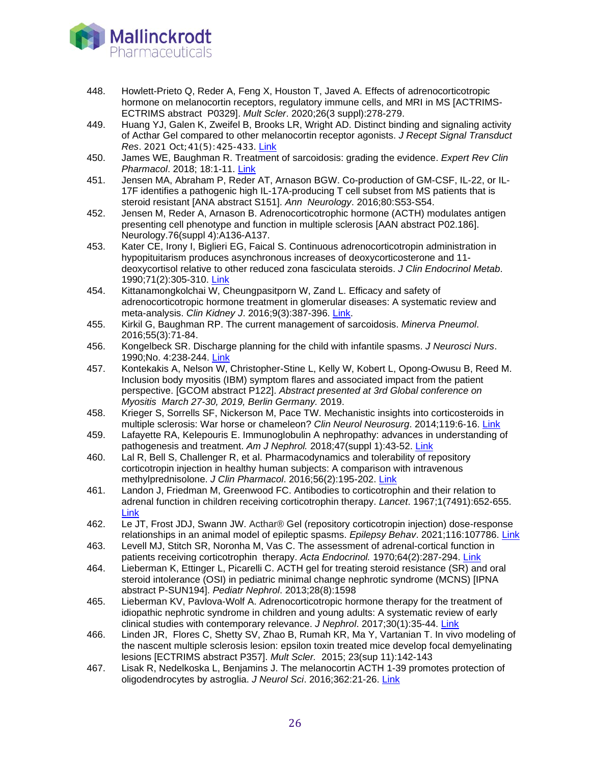448. Howlett-Prieto Q, Reder A, Feng X, Houston T, Javed A. Effects of adrenocorticotropic hormone on melanocortin receptors, regulatory immune cells, and MRI in MS [ACTRIMS-ECTRIMS abstract P0329]. *Mult Scler*. 2020;26(3 suppl):278-279.
449. Huang YJ, Galen K, Zweifel B, Brooks LR, Wright AD. Distinct binding and signaling activity of Acthar Gel compared to other melanocortin receptor agonists. *J Recept Signal Transduct Res*. 2021 Oct;41(5):425-433. Link
450. James WE, Baughman R. Treatment of sarcoidosis: grading the evidence. *Expert Rev Clin Pharmacol*. 2018; 18:1-11. Link
451. Jensen MA, Abraham P, Reder AT, Arnason BGW. Co-production of GM-CSF, IL-22, or IL-17F identifies a pathogenic high IL-17A-producing T cell subset from MS patients that is steroid resistant [ANA abstract S151]. *Ann Neurology*. 2016;80:S53-S54.
452. Jensen M, Reder A, Arnason B. Adrenocorticotrophic hormone (ACTH) modulates antigen presenting cell phenotype and function in multiple sclerosis [AAN abstract P02.186]. Neurology.76(suppl 4):A136-A137.
453. Kater CE, Irony I, Biglieri EG, Faical S. Continuous adrenocorticotropin administration in hypopituitarism produces asynchronous increases of deoxycorticosterone and 11-deoxycortisol relative to other reduced zona fasciculata steroids. *J Clin Endocrinol Metab*. 1990;71(2):305-310. Link
454. Kittanamongkolchai W, Cheungpasitporn W, Zand L. Efficacy and safety of adrenocorticotropic hormone treatment in glomerular diseases: A systematic review and meta-analysis. *Clin Kidney J*. 2016;9(3):387-396. Link.
455. Kirkil G, Baughman RP. The current management of sarcoidosis. *Minerva Pneumol*. 2016;55(3):71-84.
456. Kongelbeck SR. Discharge planning for the child with infantile spasms. *J Neurosci Nurs*. 1990;No. 4:238-244. Link
457. Kontekakis A, Nelson W, Christopher-Stine L, Kelly W, Kobert L, Opong-Owusu B, Reed M. Inclusion body myositis (IBM) symptom flares and associated impact from the patient perspective. [GCOM abstract P122]. *Abstract presented at 3rd Global conference on Myositis March 27-30, 2019, Berlin Germany.* 2019.
458. Krieger S, Sorrells SF, Nickerson M, Pace TW. Mechanistic insights into corticosteroids in multiple sclerosis: War horse or chameleon? *Clin Neurol Neurosurg*. 2014;119:6-16. Link
459. Lafayette RA, Kelepouris E. Immunoglobulin A nephropathy: advances in understanding of pathogenesis and treatment. *Am J Nephrol.* 2018;47(suppl 1):43-52. Link
460. Lal R, Bell S, Challenger R, et al. Pharmacodynamics and tolerability of repository corticotropin injection in healthy human subjects: A comparison with intravenous methylprednisolone. *J Clin Pharmacol*. 2016;56(2):195-202. Link
461. Landon J, Friedman M, Greenwood FC. Antibodies to corticotrophin and their relation to adrenal function in children receiving corticotrophin therapy. *Lancet*. 1967;1(7491):652-655. Link
462. Le JT, Frost JDJ, Swann JW. Acthar® Gel (repository corticotropin injection) dose-response relationships in an animal model of epileptic spasms. *Epilepsy Behav*. 2021;116:107786. Link
463. Levell MJ, Stitch SR, Noronha M, Vas C. The assessment of adrenal-cortical function in patients receiving corticotrophin therapy. *Acta Endocrinol.* 1970;64(2):287-294. Link
464. Lieberman K, Ettinger L, Picarelli C. ACTH gel for treating steroid resistance (SR) and oral steroid intolerance (OSI) in pediatric minimal change nephrotic syndrome (MCNS) [IPNA abstract P-SUN194]. *Pediatr Nephrol*. 2013;28(8):1598
465. Lieberman KV, Pavlova-Wolf A. Adrenocorticotropic hormone therapy for the treatment of idiopathic nephrotic syndrome in children and young adults: A systematic review of early clinical studies with contemporary relevance. *J Nephrol*. 2017;30(1):35-44. Link
466. Linden JR, Flores C, Shetty SV, Zhao B, Rumah KR, Ma Y, Vartanian T. In vivo modeling of the nascent multiple sclerosis lesion: epsilon toxin treated mice develop focal demyelinating lesions [ECTRIMS abstract P357]. *Mult Scler.* 2015; 23(sup 11):142-143
467. Lisak R, Nedelkoska L, Benjamins J. The melanocortin ACTH 1-39 promotes protection of oligodendrocytes by astroglia. *J Neurol Sci*. 2016;362:21-26. Link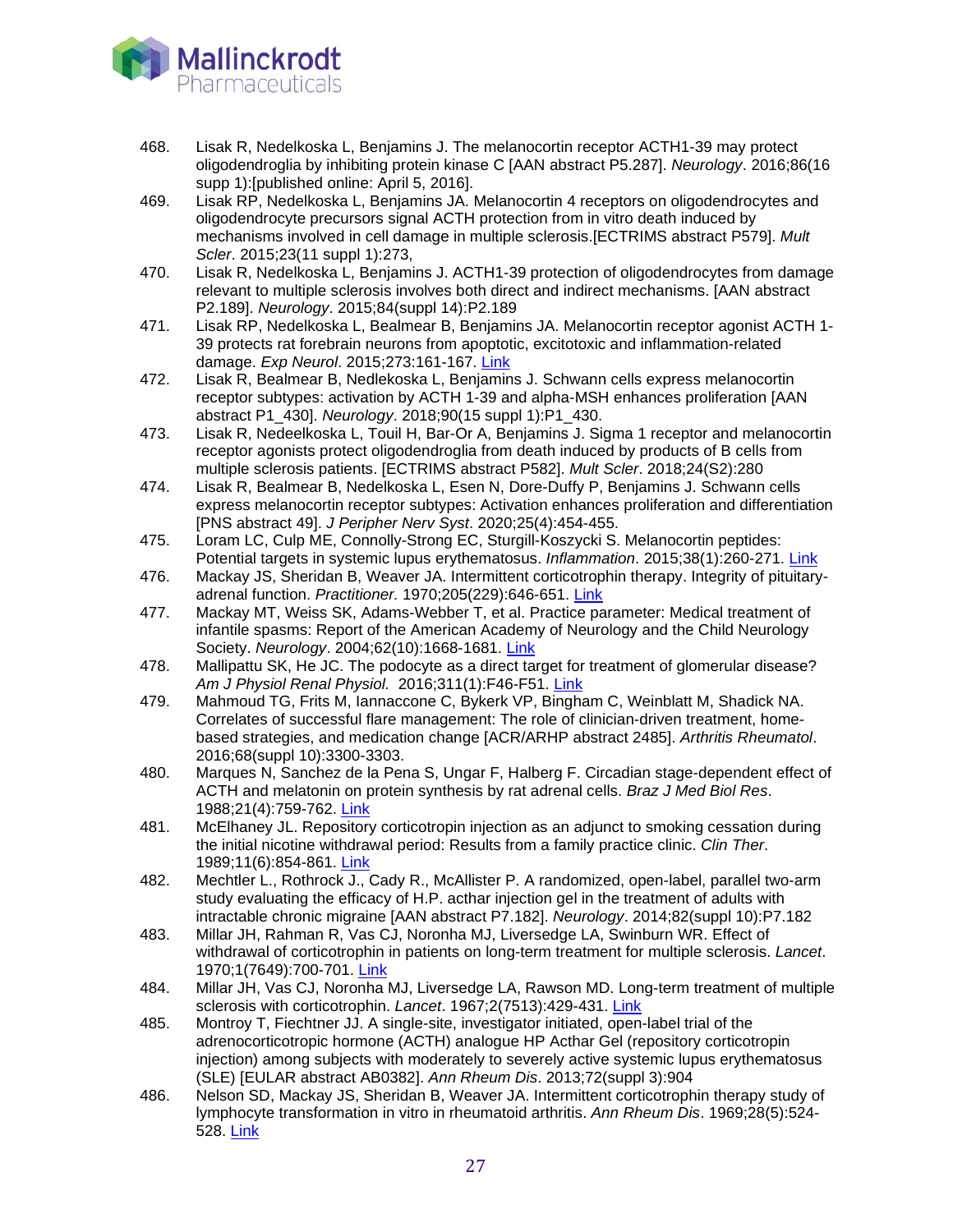468. Lisak R, Nedelkoska L, Benjamins J. The melanocortin receptor ACTH1-39 may protect oligodendroglia by inhibiting protein kinase C [AAN abstract P5.287]. *Neurology*. 2016;86(16 supp 1):[published online: April 5, 2016].
469. Lisak RP, Nedelkoska L, Benjamins JA. Melanocortin 4 receptors on oligodendrocytes and oligodendrocyte precursors signal ACTH protection from in vitro death induced by mechanisms involved in cell damage in multiple sclerosis.[ECTRIMS abstract P579]. *Mult Scler*. 2015;23(11 suppl 1):273,
470. Lisak R, Nedelkoska L, Benjamins J. ACTH1-39 protection of oligodendrocytes from damage relevant to multiple sclerosis involves both direct and indirect mechanisms. [AAN abstract P2.189]. *Neurology*. 2015;84(suppl 14):P2.189
471. Lisak RP, Nedelkoska L, Bealmear B, Benjamins JA. Melanocortin receptor agonist ACTH 1-39 protects rat forebrain neurons from apoptotic, excitotoxic and inflammation-related damage. *Exp Neurol*. 2015;273:161-167. Link
472. Lisak R, Bealmear B, Nedlekoska L, Benjamins J. Schwann cells express melanocortin receptor subtypes: activation by ACTH 1-39 and alpha-MSH enhances proliferation [AAN abstract P1_430]. *Neurology*. 2018;90(15 suppl 1):P1_430.
473. Lisak R, Nedeelkoska L, Touil H, Bar-Or A, Benjamins J. Sigma 1 receptor and melanocortin receptor agonists protect oligodendroglia from death induced by products of B cells from multiple sclerosis patients. [ECTRIMS abstract P582]. *Mult Scler*. 2018;24(S2):280
474. Lisak R, Bealmear B, Nedelkoska L, Esen N, Dore-Duffy P, Benjamins J. Schwann cells express melanocortin receptor subtypes: Activation enhances proliferation and differentiation [PNS abstract 49]. *J Peripher Nerv Syst*. 2020;25(4):454-455.
475. Loram LC, Culp ME, Connolly-Strong EC, Sturgill-Koszycki S. Melanocortin peptides: Potential targets in systemic lupus erythematosus. *Inflammation*. 2015;38(1):260-271. Link
476. Mackay JS, Sheridan B, Weaver JA. Intermittent corticotrophin therapy. Integrity of pituitary-adrenal function. *Practitioner.* 1970;205(229):646-651. Link
477. Mackay MT, Weiss SK, Adams-Webber T, et al. Practice parameter: Medical treatment of infantile spasms: Report of the American Academy of Neurology and the Child Neurology Society. *Neurology*. 2004;62(10):1668-1681. Link
478. Mallipattu SK, He JC. The podocyte as a direct target for treatment of glomerular disease? *Am J Physiol Renal Physiol.* 2016;311(1):F46-F51. Link
479. Mahmoud TG, Frits M, Iannaccone C, Bykerk VP, Bingham C, Weinblatt M, Shadick NA. Correlates of successful flare management: The role of clinician-driven treatment, home-based strategies, and medication change [ACR/ARHP abstract 2485]. *Arthritis Rheumatol*. 2016;68(suppl 10):3300-3303.
480. Marques N, Sanchez de la Pena S, Ungar F, Halberg F. Circadian stage-dependent effect of ACTH and melatonin on protein synthesis by rat adrenal cells. *Braz J Med Biol Res*. 1988;21(4):759-762. Link
481. McElhaney JL. Repository corticotropin injection as an adjunct to smoking cessation during the initial nicotine withdrawal period: Results from a family practice clinic. *Clin Ther*. 1989;11(6):854-861. Link
482. Mechtler L., Rothrock J., Cady R., McAllister P. A randomized, open-label, parallel two-arm study evaluating the efficacy of H.P. acthar injection gel in the treatment of adults with intractable chronic migraine [AAN abstract P7.182]. *Neurology*. 2014;82(suppl 10):P7.182
483. Millar JH, Rahman R, Vas CJ, Noronha MJ, Liversedge LA, Swinburn WR. Effect of withdrawal of corticotrophin in patients on long-term treatment for multiple sclerosis. *Lancet*. 1970;1(7649):700-701. Link
484. Millar JH, Vas CJ, Noronha MJ, Liversedge LA, Rawson MD. Long-term treatment of multiple sclerosis with corticotrophin. *Lancet*. 1967;2(7513):429-431. Link
485. Montroy T, Fiechtner JJ. A single-site, investigator initiated, open-label trial of the adrenocorticotropic hormone (ACTH) analogue HP Acthar Gel (repository corticotropin injection) among subjects with moderately to severely active systemic lupus erythematosus (SLE) [EULAR abstract AB0382]. *Ann Rheum Dis*. 2013;72(suppl 3):904
486. Nelson SD, Mackay JS, Sheridan B, Weaver JA. Intermittent corticotrophin therapy study of lymphocyte transformation in vitro in rheumatoid arthritis. *Ann Rheum Dis*. 1969;28(5):524-528. Link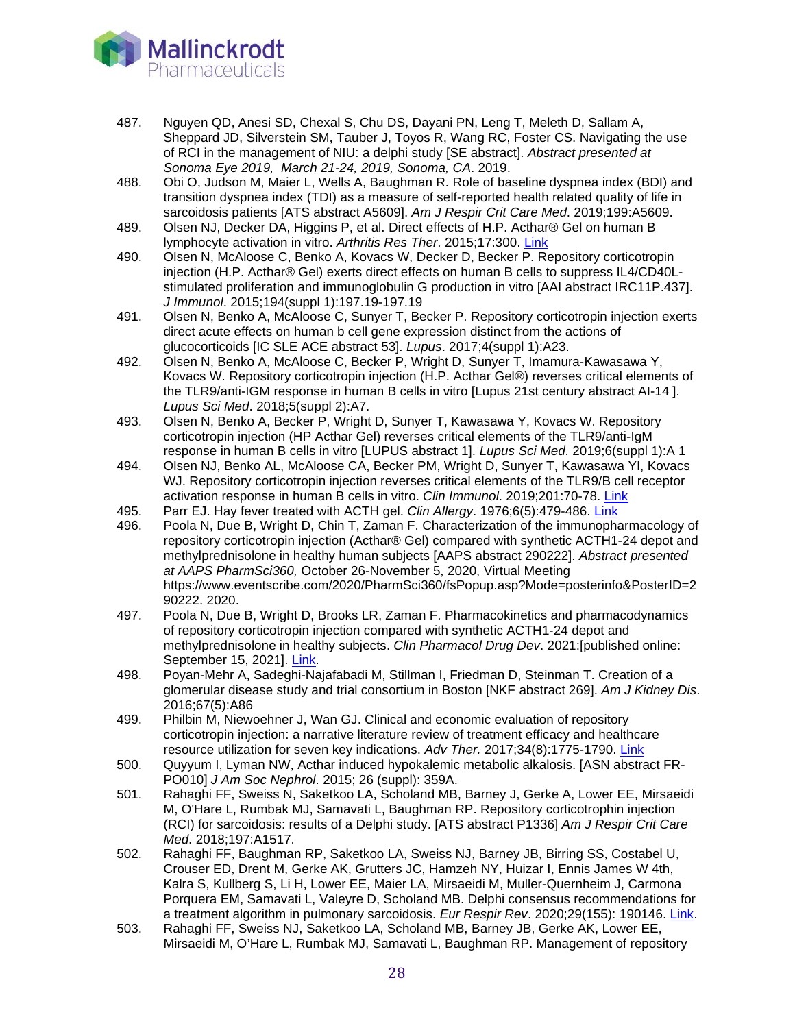487. Nguyen QD, Anesi SD, Chexal S, Chu DS, Dayani PN, Leng T, Meleth D, Sallam A, Sheppard JD, Silverstein SM, Tauber J, Toyos R, Wang RC, Foster CS. Navigating the use of RCI in the management of NIU: a delphi study [SE abstract]. *Abstract presented at Sonoma Eye 2019, March 21-24, 2019, Sonoma, CA*. 2019.
488. Obi O, Judson M, Maier L, Wells A, Baughman R. Role of baseline dyspnea index (BDI) and transition dyspnea index (TDI) as a measure of self-reported health related quality of life in sarcoidosis patients [ATS abstract A5609]. *Am J Respir Crit Care Med*. 2019;199:A5609.
489. Olsen NJ, Decker DA, Higgins P, et al. Direct effects of H.P. Acthar® Gel on human B lymphocyte activation in vitro. *Arthritis Res Ther*. 2015;17:300. Link
490. Olsen N, McAloose C, Benko A, Kovacs W, Decker D, Becker P. Repository corticotropin injection (H.P. Acthar® Gel) exerts direct effects on human B cells to suppress IL4/CD40L-stimulated proliferation and immunoglobulin G production in vitro [AAI abstract IRC11P.437]. *J Immunol*. 2015;194(suppl 1):197.19-197.19
491. Olsen N, Benko A, McAloose C, Sunyer T, Becker P. Repository corticotropin injection exerts direct acute effects on human b cell gene expression distinct from the actions of glucocorticoids [IC SLE ACE abstract 53]. *Lupus*. 2017;4(suppl 1):A23.
492. Olsen N, Benko A, McAloose C, Becker P, Wright D, Sunyer T, Imamura-Kawasawa Y, Kovacs W. Repository corticotropin injection (H.P. Acthar Gel®) reverses critical elements of the TLR9/anti-IGM response in human B cells in vitro [Lupus 21st century abstract AI-14 ]. *Lupus Sci Med*. 2018;5(suppl 2):A7.
493. Olsen N, Benko A, Becker P, Wright D, Sunyer T, Kawasawa Y, Kovacs W. Repository corticotropin injection (HP Acthar Gel) reverses critical elements of the TLR9/anti-IgM response in human B cells in vitro [LUPUS abstract 1]. *Lupus Sci Med*. 2019;6(suppl 1):A 1
494. Olsen NJ, Benko AL, McAloose CA, Becker PM, Wright D, Sunyer T, Kawasawa YI, Kovacs WJ. Repository corticotropin injection reverses critical elements of the TLR9/B cell receptor activation response in human B cells in vitro. *Clin Immunol*. 2019;201:70-78. Link
495. Parr EJ. Hay fever treated with ACTH gel. *Clin Allergy*. 1976;6(5):479-486. Link
496. Poola N, Due B, Wright D, Chin T, Zaman F. Characterization of the immunopharmacology of repository corticotropin injection (Acthar® Gel) compared with synthetic ACTH1-24 depot and methylprednisolone in healthy human subjects [AAPS abstract 290222]. *Abstract presented at AAPS PharmSci360,* October 26-November 5, 2020, Virtual Meeting https://www.eventscribe.com/2020/PharmSci360/fsPopup.asp?Mode=posterinfo&PosterID=290222. 2020.
497. Poola N, Due B, Wright D, Brooks LR, Zaman F. Pharmacokinetics and pharmacodynamics of repository corticotropin injection compared with synthetic ACTH1-24 depot and methylprednisolone in healthy subjects. *Clin Pharmacol Drug Dev*. 2021:[published online: September 15, 2021]. Link.
498. Poyan-Mehr A, Sadeghi-Najafabadi M, Stillman I, Friedman D, Steinman T. Creation of a glomerular disease study and trial consortium in Boston [NKF abstract 269]. *Am J Kidney Dis*. 2016;67(5):A86
499. Philbin M, Niewoehner J, Wan GJ. Clinical and economic evaluation of repository corticotropin injection: a narrative literature review of treatment efficacy and healthcare resource utilization for seven key indications. *Adv Ther.* 2017;34(8):1775-1790. Link
500. Quyyum I, Lyman NW, Acthar induced hypokalemic metabolic alkalosis. [ASN abstract FR-PO010] *J Am Soc Nephrol*. 2015; 26 (suppl): 359A.
501. Rahaghi FF, Sweiss N, Saketkoo LA, Scholand MB, Barney J, Gerke A, Lower EE, Mirsaeidi M, O'Hare L, Rumbak MJ, Samavati L, Baughman RP. Repository corticotrophin injection (RCI) for sarcoidosis: results of a Delphi study. [ATS abstract P1336] *Am J Respir Crit Care Med.* 2018;197:A1517.
502. Rahaghi FF, Baughman RP, Saketkoo LA, Sweiss NJ, Barney JB, Birring SS, Costabel U, Crouser ED, Drent M, Gerke AK, Grutters JC, Hamzeh NY, Huizar I, Ennis James W 4th, Kalra S, Kullberg S, Li H, Lower EE, Maier LA, Mirsaeidi M, Muller-Quernheim J, Carmona Porquera EM, Samavati L, Valeyre D, Scholand MB. Delphi consensus recommendations for a treatment algorithm in pulmonary sarcoidosis. *Eur Respir Rev*. 2020;29(155): 190146. Link.
503. Rahaghi FF, Sweiss NJ, Saketkoo LA, Scholand MB, Barney JB, Gerke AK, Lower EE, Mirsaeidi M, O'Hare L, Rumbak MJ, Samavati L, Baughman RP. Management of repository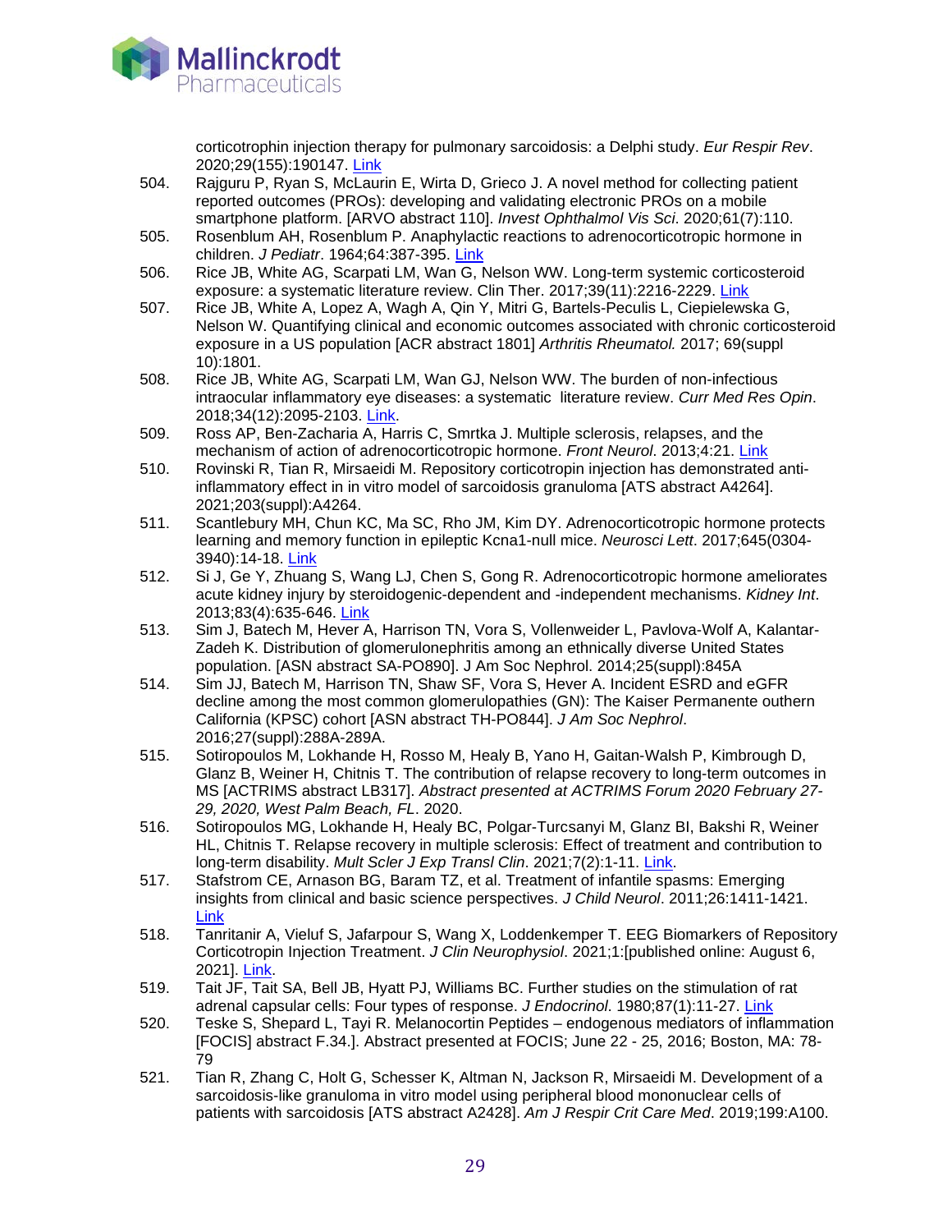corticotrophin injection therapy for pulmonary sarcoidosis: a Delphi study. *Eur Respir Rev*. 2020;29(155):190147. Link

504. Rajguru P, Ryan S, McLaurin E, Wirta D, Grieco J. A novel method for collecting patient reported outcomes (PROs): developing and validating electronic PROs on a mobile smartphone platform. [ARVO abstract 110]. *Invest Ophthalmol Vis Sci*. 2020;61(7):110.
505. Rosenblum AH, Rosenblum P. Anaphylactic reactions to adrenocorticotropic hormone in children. *J Pediatr*. 1964;64:387-395. Link
506. Rice JB, White AG, Scarpati LM, Wan G, Nelson WW. Long-term systemic corticosteroid exposure: a systematic literature review. Clin Ther. 2017;39(11):2216-2229. Link
507. Rice JB, White A, Lopez A, Wagh A, Qin Y, Mitri G, Bartels-Peculis L, Ciepielewska G, Nelson W. Quantifying clinical and economic outcomes associated with chronic corticosteroid exposure in a US population [ACR abstract 1801] *Arthritis Rheumatol.* 2017; 69(suppl 10):1801.
508. Rice JB, White AG, Scarpati LM, Wan GJ, Nelson WW. The burden of non-infectious intraocular inflammatory eye diseases: a systematic literature review. *Curr Med Res Opin*. 2018;34(12):2095-2103. Link.
509. Ross AP, Ben-Zacharia A, Harris C, Smrtka J. Multiple sclerosis, relapses, and the mechanism of action of adrenocorticotropic hormone. *Front Neurol*. 2013;4:21. Link
510. Rovinski R, Tian R, Mirsaeidi M. Repository corticotropin injection has demonstrated anti-inflammatory effect in in vitro model of sarcoidosis granuloma [ATS abstract A4264]. 2021;203(suppl):A4264.
511. Scantlebury MH, Chun KC, Ma SC, Rho JM, Kim DY. Adrenocorticotropic hormone protects learning and memory function in epileptic Kcna1-null mice. *Neurosci Lett*. 2017;645(0304-3940):14-18. Link
512. Si J, Ge Y, Zhuang S, Wang LJ, Chen S, Gong R. Adrenocorticotropic hormone ameliorates acute kidney injury by steroidogenic-dependent and -independent mechanisms. *Kidney Int*. 2013;83(4):635-646. Link
513. Sim J, Batech M, Hever A, Harrison TN, Vora S, Vollenweider L, Pavlova-Wolf A, Kalantar-Zadeh K. Distribution of glomerulonephritis among an ethnically diverse United States population. [ASN abstract SA-PO890]. J Am Soc Nephrol. 2014;25(suppl):845A
514. Sim JJ, Batech M, Harrison TN, Shaw SF, Vora S, Hever A. Incident ESRD and eGFR decline among the most common glomerulopathies (GN): The Kaiser Permanente outhern California (KPSC) cohort [ASN abstract TH-PO844]. *J Am Soc Nephrol*. 2016;27(suppl):288A-289A.
515. Sotiropoulos M, Lokhande H, Rosso M, Healy B, Yano H, Gaitan-Walsh P, Kimbrough D, Glanz B, Weiner H, Chitnis T. The contribution of relapse recovery to long-term outcomes in MS [ACTRIMS abstract LB317]. *Abstract presented at ACTRIMS Forum 2020 February 27-29, 2020, West Palm Beach, FL*. 2020.
516. Sotiropoulos MG, Lokhande H, Healy BC, Polgar-Turcsanyi M, Glanz BI, Bakshi R, Weiner HL, Chitnis T. Relapse recovery in multiple sclerosis: Effect of treatment and contribution to long-term disability. *Mult Scler J Exp Transl Clin*. 2021;7(2):1-11. Link.
517. Stafstrom CE, Arnason BG, Baram TZ, et al. Treatment of infantile spasms: Emerging insights from clinical and basic science perspectives. *J Child Neurol*. 2011;26:1411-1421. Link
518. Tanritanir A, Vieluf S, Jafarpour S, Wang X, Loddenkemper T. EEG Biomarkers of Repository Corticotropin Injection Treatment. *J Clin Neurophysiol*. 2021;1:[published online: August 6, 2021]. Link.
519. Tait JF, Tait SA, Bell JB, Hyatt PJ, Williams BC. Further studies on the stimulation of rat adrenal capsular cells: Four types of response. *J Endocrinol.* 1980;87(1):11-27. Link
520. Teske S, Shepard L, Tayi R. Melanocortin Peptides – endogenous mediators of inflammation [FOCIS] abstract F.34.]. Abstract presented at FOCIS; June 22 - 25, 2016; Boston, MA: 78-79
521. Tian R, Zhang C, Holt G, Schesser K, Altman N, Jackson R, Mirsaeidi M. Development of a sarcoidosis-like granuloma in vitro model using peripheral blood mononuclear cells of patients with sarcoidosis [ATS abstract A2428]. *Am J Respir Crit Care Med*. 2019;199:A100.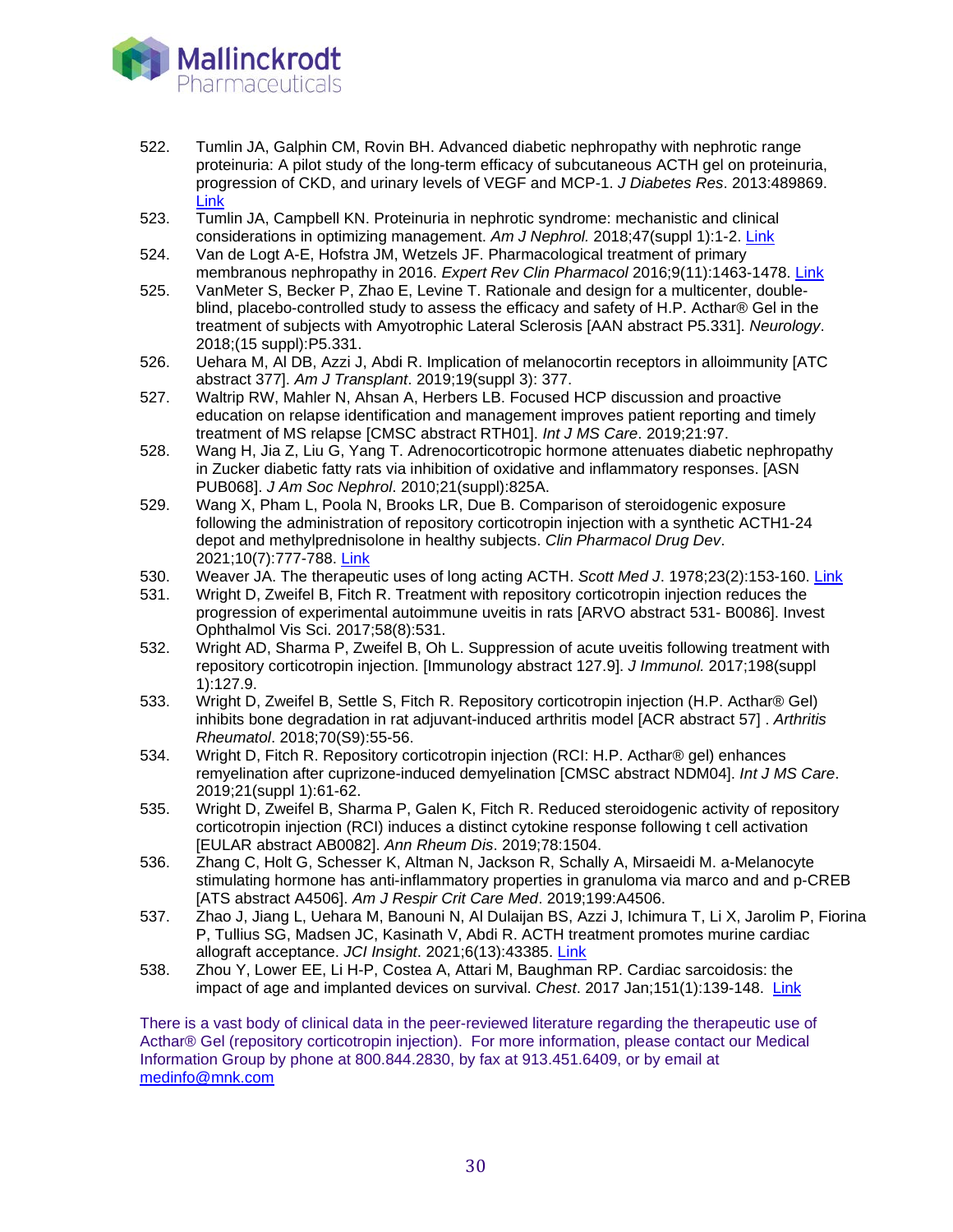522. Tumlin JA, Galphin CM, Rovin BH. Advanced diabetic nephropathy with nephrotic range proteinuria: A pilot study of the long-term efficacy of subcutaneous ACTH gel on proteinuria, progression of CKD, and urinary levels of VEGF and MCP-1. *J Diabetes Res*. 2013:489869. Link
523. Tumlin JA, Campbell KN. Proteinuria in nephrotic syndrome: mechanistic and clinical considerations in optimizing management. *Am J Nephrol.* 2018;47(suppl 1):1-2. Link
524. Van de Logt A-E, Hofstra JM, Wetzels JF. Pharmacological treatment of primary membranous nephropathy in 2016. *Expert Rev Clin Pharmacol* 2016;9(11):1463-1478. Link
525. VanMeter S, Becker P, Zhao E, Levine T. Rationale and design for a multicenter, double-blind, placebo-controlled study to assess the efficacy and safety of H.P. Acthar® Gel in the treatment of subjects with Amyotrophic Lateral Sclerosis [AAN abstract P5.331]. *Neurology*. 2018;(15 suppl):P5.331.
526. Uehara M, Al DB, Azzi J, Abdi R. Implication of melanocortin receptors in alloimmunity [ATC abstract 377]. *Am J Transplant*. 2019;19(suppl 3): 377.
527. Waltrip RW, Mahler N, Ahsan A, Herbers LB. Focused HCP discussion and proactive education on relapse identification and management improves patient reporting and timely treatment of MS relapse [CMSC abstract RTH01]. *Int J MS Care*. 2019;21:97.
528. Wang H, Jia Z, Liu G, Yang T. Adrenocorticotropic hormone attenuates diabetic nephropathy in Zucker diabetic fatty rats via inhibition of oxidative and inflammatory responses. [ASN PUB068]. *J Am Soc Nephrol*. 2010;21(suppl):825A.
529. Wang X, Pham L, Poola N, Brooks LR, Due B. Comparison of steroidogenic exposure following the administration of repository corticotropin injection with a synthetic ACTH1-24 depot and methylprednisolone in healthy subjects. *Clin Pharmacol Drug Dev*. 2021;10(7):777-788. Link
530. Weaver JA. The therapeutic uses of long acting ACTH. *Scott Med J*. 1978;23(2):153-160. Link
531. Wright D, Zweifel B, Fitch R. Treatment with repository corticotropin injection reduces the progression of experimental autoimmune uveitis in rats [ARVO abstract 531- B0086]. Invest Ophthalmol Vis Sci. 2017;58(8):531.
532. Wright AD, Sharma P, Zweifel B, Oh L. Suppression of acute uveitis following treatment with repository corticotropin injection. [Immunology abstract 127.9]. *J Immunol.* 2017;198(suppl 1):127.9.
533. Wright D, Zweifel B, Settle S, Fitch R. Repository corticotropin injection (H.P. Acthar® Gel) inhibits bone degradation in rat adjuvant-induced arthritis model [ACR abstract 57] . *Arthritis Rheumatol*. 2018;70(S9):55-56.
534. Wright D, Fitch R. Repository corticotropin injection (RCI: H.P. Acthar® gel) enhances remyelination after cuprizone-induced demyelination [CMSC abstract NDM04]. *Int J MS Care*. 2019;21(suppl 1):61-62.
535. Wright D, Zweifel B, Sharma P, Galen K, Fitch R. Reduced steroidogenic activity of repository corticotropin injection (RCI) induces a distinct cytokine response following t cell activation [EULAR abstract AB0082]. *Ann Rheum Dis*. 2019;78:1504.
536. Zhang C, Holt G, Schesser K, Altman N, Jackson R, Schally A, Mirsaeidi M. a-Melanocyte stimulating hormone has anti-inflammatory properties in granuloma via marco and and p-CREB [ATS abstract A4506]. *Am J Respir Crit Care Med*. 2019;199:A4506.
537. Zhao J, Jiang L, Uehara M, Banouni N, Al Dulaijan BS, Azzi J, Ichimura T, Li X, Jarolim P, Fiorina P, Tullius SG, Madsen JC, Kasinath V, Abdi R. ACTH treatment promotes murine cardiac allograft acceptance. *JCI Insight*. 2021;6(13):43385. Link
538. Zhou Y, Lower EE, Li H-P, Costea A, Attari M, Baughman RP. Cardiac sarcoidosis: the impact of age and implanted devices on survival. *Chest*. 2017 Jan;151(1):139-148. Link

There is a vast body of clinical data in the peer-reviewed literature regarding the therapeutic use of Acthar® Gel (repository corticotropin injection). For more information, please contact our Medical Information Group by phone at 800.844.2830, by fax at 913.451.6409, or by email at medinfo@mnk.com